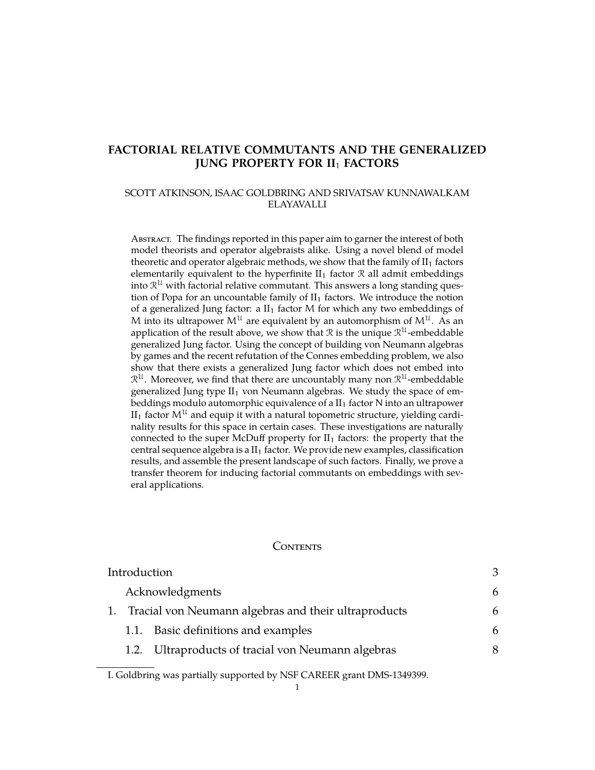# FACTORIAL RELATIVE COMMUTANTS AND THE GENERALIZED JUNG PROPERTY FOR $\mathrm{II}_1$ FACTORS

SCOTT ATKINSON, ISAAC GOLDBRING AND SRIVATSAV KUNNAWALKAM ELAYAVALLI

Abstract. The findings reported in this paper aim to garner the interest of both model theorists and operator algebraists alike. Using a novel blend of model theoretic and operator algebraic methods, we show that the family of $\mathrm{II}_1$ factors elementarily equivalent to the hyperfinite $\mathrm{II}_1$ factor $\mathcal{R}$ all admit embeddings into $\mathcal{R}^{\mathcal{U}}$ with factorial relative commutant. This answers a long standing question of Popa for an uncountable family of $\mathrm{II}_1$ factors. We introduce the notion of a generalized Jung factor: a $\mathrm{II}_1$ factor $M$ for which any two embeddings of $M$ into its ultrapower $M^{\mathcal{U}}$ are equivalent by an automorphism of $M^{\mathcal{U}}$. As an application of the result above, we show that $\mathcal{R}$ is the unique $\mathcal{R}^{\mathcal{U}}$-embeddable generalized Jung factor. Using the concept of building von Neumann algebras by games and the recent refutation of the Connes embedding problem, we also show that there exists a generalized Jung factor which does not embed into $\mathcal{R}^{\mathcal{U}}$. Moreover, we find that there are uncountably many non $\mathcal{R}^{\mathcal{U}}$-embeddable generalized Jung type $\mathrm{II}_1$ von Neumann algebras. We study the space of embeddings modulo automorphic equivalence of a $\mathrm{II}_1$ factor $N$ into an ultrapower $\mathrm{II}_1$ factor $M^{\mathcal{U}}$ and equip it with a natural topometric structure, yielding cardinality results for this space in certain cases. These investigations are naturally connected to the super McDuff property for $\mathrm{II}_1$ factors: the property that the central sequence algebra is a $\mathrm{II}_1$ factor. We provide new examples, classification results, and assemble the present landscape of such factors. Finally, we prove a transfer theorem for inducing factorial commutants on embeddings with several applications.

## Contents

| | |
|---|---|
| Introduction | 3 |
| Acknowledgments | 6 |
| 1. Tracial von Neumann algebras and their ultraproducts | 6 |
| 1.1. Basic definitions and examples | 6 |
| 1.2. Ultraproducts of tracial von Neumann algebras | 8 |

I. Goldbring was partially supported by NSF CAREER grant DMS-1349399.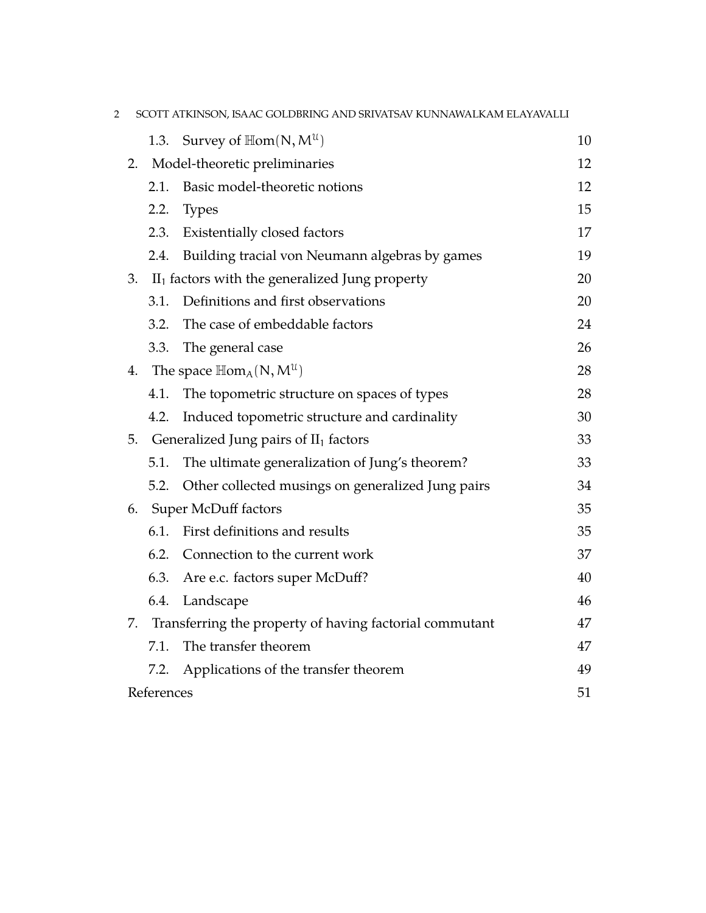1.3. Survey of $\mathbb{H}\mathrm{om}(N, M^{\mathcal{U}})$ 10

2. Model-theoretic preliminaries 12

2.1. Basic model-theoretic notions 12

2.2. Types 15

2.3. Existentially closed factors 17

2.4. Building tracial von Neumann algebras by games 19

3. $\mathrm{II}_1$ factors with the generalized Jung property 20

3.1. Definitions and first observations 20

3.2. The case of embeddable factors 24

3.3. The general case 26

4. The space $\mathbb{H}\mathrm{om}_A(N, M^{\mathcal{U}})$ 28

4.1. The topometric structure on spaces of types 28

4.2. Induced topometric structure and cardinality 30

5. Generalized Jung pairs of $\mathrm{II}_1$ factors 33

5.1. The ultimate generalization of Jung's theorem? 33

5.2. Other collected musings on generalized Jung pairs 34

6. Super McDuff factors 35

6.1. First definitions and results 35

6.2. Connection to the current work 37

6.3. Are e.c. factors super McDuff? 40

6.4. Landscape 46

7. Transferring the property of having factorial commutant 47

7.1. The transfer theorem 47

7.2. Applications of the transfer theorem 49

References 51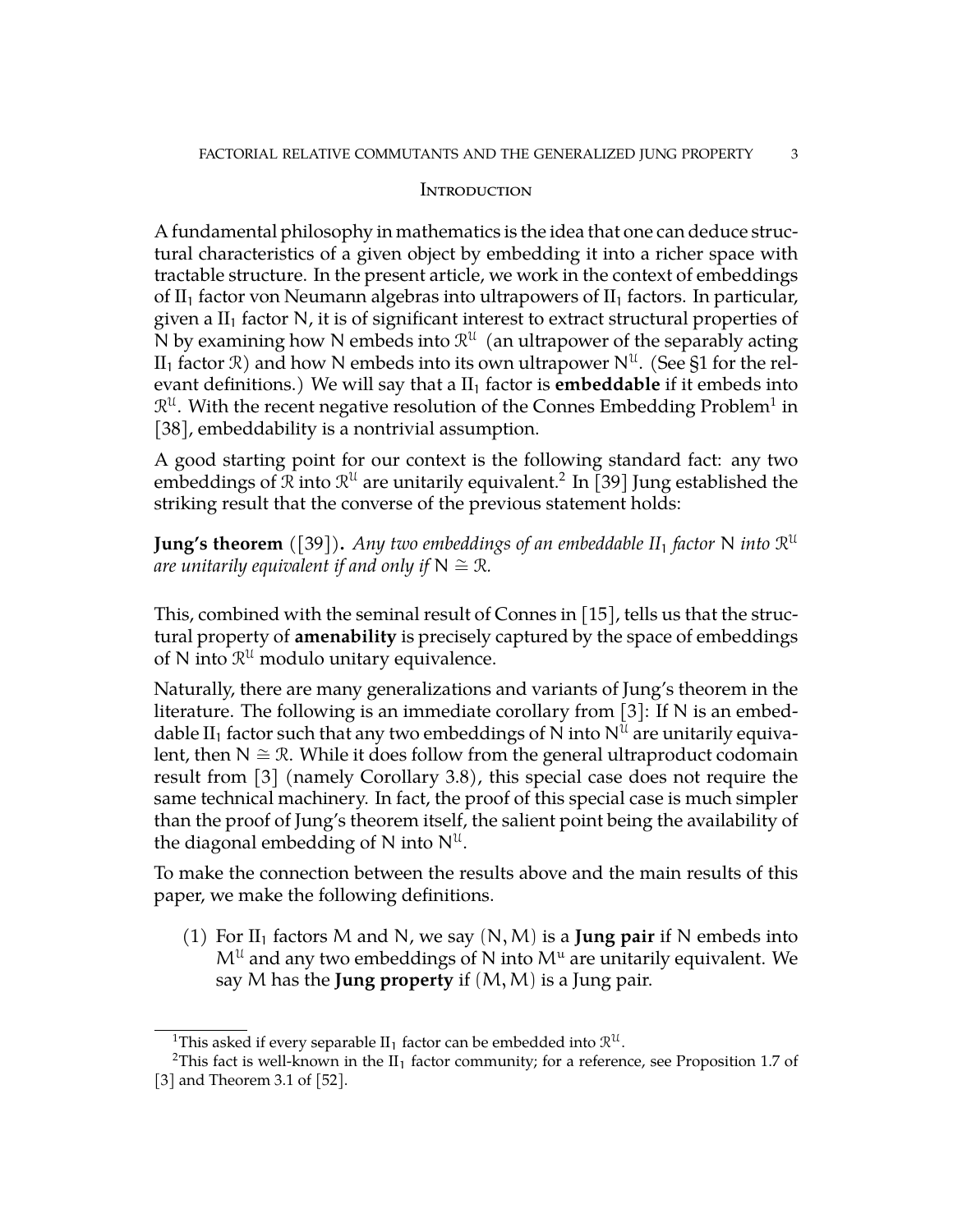## Introduction

A fundamental philosophy in mathematics is the idea that one can deduce structural characteristics of a given object by embedding it into a richer space with tractable structure. In the present article, we work in the context of embeddings of $\mathrm{II}_1$ factor von Neumann algebras into ultrapowers of $\mathrm{II}_1$ factors. In particular, given a $\mathrm{II}_1$ factor $\mathsf{N}$, it is of significant interest to extract structural properties of $\mathsf{N}$ by examining how $\mathsf{N}$ embeds into $\mathcal{R}^{\mathcal{U}}$ (an ultrapower of the separably acting $\mathrm{II}_1$ factor $\mathcal{R}$) and how $\mathsf{N}$ embeds into its own ultrapower $\mathsf{N}^{\mathcal{U}}$. (See §1 for the relevant definitions.) We will say that a $\mathrm{II}_1$ factor is **embeddable** if it embeds into $\mathcal{R}^{\mathcal{U}}$. With the recent negative resolution of the Connes Embedding Problem[1] in [38], embeddability is a nontrivial assumption.

A good starting point for our context is the following standard fact: any two embeddings of $\mathcal{R}$ into $\mathcal{R}^{\mathcal{U}}$ are unitarily equivalent.[2] In [39] Jung established the striking result that the converse of the previous statement holds:

**Jung's theorem** ([39])**.** *Any two embeddings of an embeddable $\mathrm{II}_1$ factor $\mathsf{N}$ into $\mathcal{R}^{\mathcal{U}}$ are unitarily equivalent if and only if $\mathsf{N} \cong \mathcal{R}$.*

This, combined with the seminal result of Connes in [15], tells us that the structural property of **amenability** is precisely captured by the space of embeddings of $\mathsf{N}$ into $\mathcal{R}^{\mathcal{U}}$ modulo unitary equivalence.

Naturally, there are many generalizations and variants of Jung's theorem in the literature. The following is an immediate corollary from [3]: If $\mathsf{N}$ is an embeddable $\mathrm{II}_1$ factor such that any two embeddings of $\mathsf{N}$ into $\mathsf{N}^{\mathcal{U}}$ are unitarily equivalent, then $\mathsf{N} \cong \mathcal{R}$. While it does follow from the general ultraproduct codomain result from [3] (namely Corollary 3.8), this special case does not require the same technical machinery. In fact, the proof of this special case is much simpler than the proof of Jung's theorem itself, the salient point being the availability of the diagonal embedding of $\mathsf{N}$ into $\mathsf{N}^{\mathcal{U}}$.

To make the connection between the results above and the main results of this paper, we make the following definitions.

(1) For $\mathrm{II}_1$ factors $\mathsf{M}$ and $\mathsf{N}$, we say $(\mathsf{N}, \mathsf{M})$ is a **Jung pair** if $\mathsf{N}$ embeds into $\mathsf{M}^{\mathcal{U}}$ and any two embeddings of $\mathsf{N}$ into $\mathsf{M}^{u}$ are unitarily equivalent. We say $\mathsf{M}$ has the **Jung property** if $(\mathsf{M}, \mathsf{M})$ is a Jung pair.

[1] This asked if every separable $\mathrm{II}_1$ factor can be embedded into $\mathcal{R}^{\mathcal{U}}$.

[2] This fact is well-known in the $\mathrm{II}_1$ factor community; for a reference, see Proposition 1.7 of [3] and Theorem 3.1 of [52].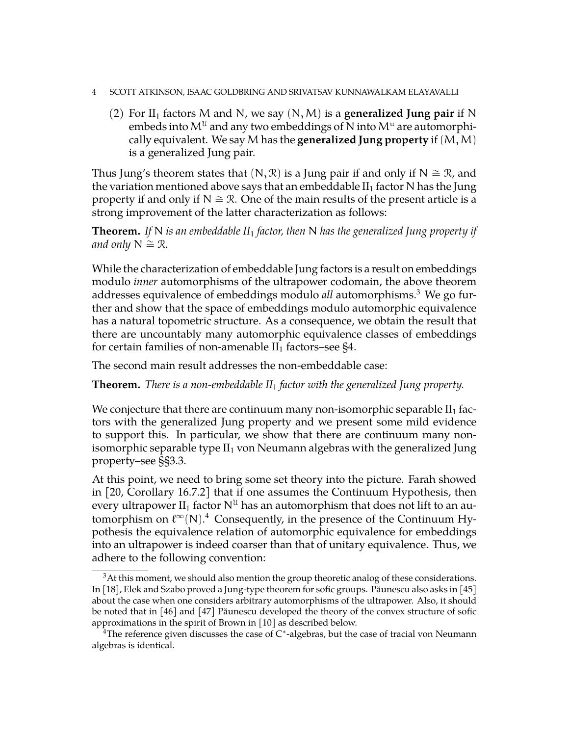(2) For $\mathrm{II}_1$ factors M and N, we say $(\mathrm{N}, \mathrm{M})$ is a **generalized Jung pair** if N embeds into $\mathrm{M}^{\mathcal{U}}$ and any two embeddings of N into $\mathrm{M}^{\mathcal{U}}$ are automorphically equivalent. We say M has the **generalized Jung property** if $(\mathrm{M}, \mathrm{M})$ is a generalized Jung pair.

Thus Jung's theorem states that $(\mathrm{N}, \mathcal{R})$ is a Jung pair if and only if $\mathrm{N} \cong \mathcal{R}$, and the variation mentioned above says that an embeddable $\mathrm{II}_1$ factor N has the Jung property if and only if $\mathrm{N} \cong \mathcal{R}$. One of the main results of the present article is a strong improvement of the latter characterization as follows:

**Theorem.** *If* N *is an embeddable* $\mathrm{II}_1$ *factor, then* N *has the generalized Jung property if and only* $\mathrm{N} \cong \mathcal{R}$.

While the characterization of embeddable Jung factors is a result on embeddings modulo *inner* automorphisms of the ultrapower codomain, the above theorem addresses equivalence of embeddings modulo *all* automorphisms.[3] We go further and show that the space of embeddings modulo automorphic equivalence has a natural topometric structure. As a consequence, we obtain the result that there are uncountably many automorphic equivalence classes of embeddings for certain families of non-amenable $\mathrm{II}_1$ factors–see §4.

The second main result addresses the non-embeddable case:

**Theorem.** *There is a non-embeddable* $\mathrm{II}_1$ *factor with the generalized Jung property.*

We conjecture that there are continuum many non-isomorphic separable $\mathrm{II}_1$ factors with the generalized Jung property and we present some mild evidence to support this. In particular, we show that there are continuum many non-isomorphic separable type $\mathrm{II}_1$ von Neumann algebras with the generalized Jung property–see §§3.3.

At this point, we need to bring some set theory into the picture. Farah showed in [20, Corollary 16.7.2] that if one assumes the Continuum Hypothesis, then every ultrapower $\mathrm{II}_1$ factor $\mathrm{N}^{\mathcal{U}}$ has an automorphism that does not lift to an automorphism on $\ell^\infty(\mathrm{N})$.[4] Consequently, in the presence of the Continuum Hypothesis the equivalence relation of automorphic equivalence for embeddings into an ultrapower is indeed coarser than that of unitary equivalence. Thus, we adhere to the following convention:

[3] At this moment, we should also mention the group theoretic analog of these considerations. In [18], Elek and Szabo proved a Jung-type theorem for sofic groups. Păunescu also asks in [45] about the case when one considers arbitrary automorphisms of the ultrapower. Also, it should be noted that in [46] and [47] Păunescu developed the theory of the convex structure of sofic approximations in the spirit of Brown in [10] as described below.

[4] The reference given discusses the case of $\mathrm{C}^*$-algebras, but the case of tracial von Neumann algebras is identical.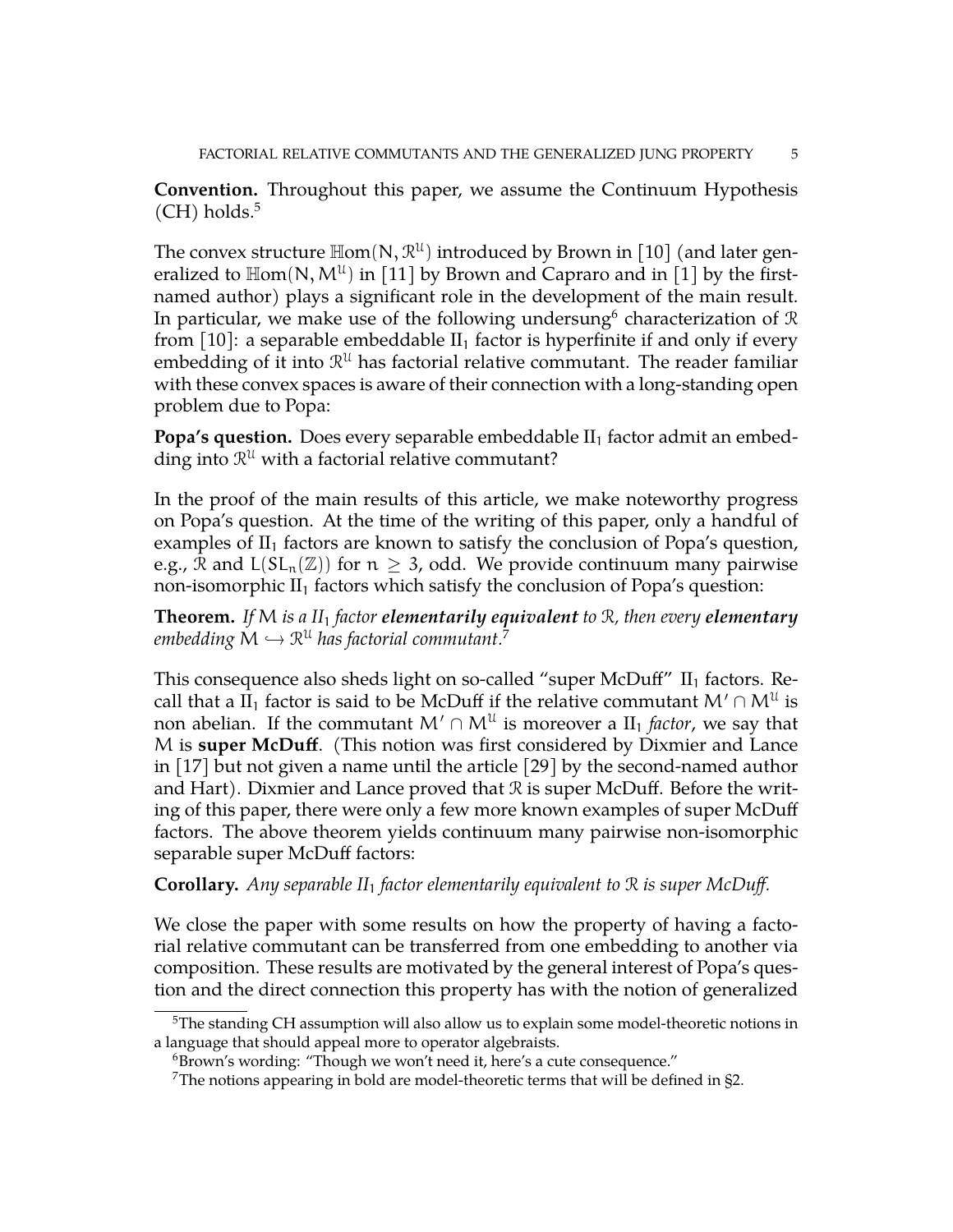**Convention.** Throughout this paper, we assume the Continuum Hypothesis (CH) holds.[5]

The convex structure $\mathbb{H}\mathrm{om}(N, \mathcal{R}^{\mathcal{U}})$ introduced by Brown in [10] (and later generalized to $\mathbb{H}\mathrm{om}(N, M^{\mathcal{U}})$ in [11] by Brown and Capraro and in [1] by the first-named author) plays a significant role in the development of the main result. In particular, we make use of the following undersung[6] characterization of $\mathcal{R}$ from [10]: a separable embeddable $\mathrm{II}_1$ factor is hyperfinite if and only if every embedding of it into $\mathcal{R}^{\mathcal{U}}$ has factorial relative commutant. The reader familiar with these convex spaces is aware of their connection with a long-standing open problem due to Popa:

**Popa's question.** Does every separable embeddable $\mathrm{II}_1$ factor admit an embedding into $\mathcal{R}^{\mathcal{U}}$ with a factorial relative commutant?

In the proof of the main results of this article, we make noteworthy progress on Popa's question. At the time of the writing of this paper, only a handful of examples of $\mathrm{II}_1$ factors are known to satisfy the conclusion of Popa's question, e.g., $\mathcal{R}$ and $L(SL_n(\mathbb{Z}))$ for $n \geq 3$, odd. We provide continuum many pairwise non-isomorphic $\mathrm{II}_1$ factors which satisfy the conclusion of Popa's question:

**Theorem.** *If $M$ is a $\mathrm{II}_1$ factor* ***elementarily equivalent*** *to $\mathcal{R}$, then every* ***elementary*** *embedding $M \hookrightarrow \mathcal{R}^{\mathcal{U}}$ has factorial commutant.*[7]

This consequence also sheds light on so-called "super McDuff" $\mathrm{II}_1$ factors. Recall that a $\mathrm{II}_1$ factor is said to be McDuff if the relative commutant $M' \cap M^{\mathcal{U}}$ is non abelian. If the commutant $M' \cap M^{\mathcal{U}}$ is moreover a $\mathrm{II}_1$ *factor*, we say that $M$ is **super McDuff**. (This notion was first considered by Dixmier and Lance in [17] but not given a name until the article [29] by the second-named author and Hart). Dixmier and Lance proved that $\mathcal{R}$ is super McDuff. Before the writing of this paper, there were only a few more known examples of super McDuff factors. The above theorem yields continuum many pairwise non-isomorphic separable super McDuff factors:

**Corollary.** *Any separable $\mathrm{II}_1$ factor elementarily equivalent to $\mathcal{R}$ is super McDuff.*

We close the paper with some results on how the property of having a factorial relative commutant can be transferred from one embedding to another via composition. These results are motivated by the general interest of Popa's question and the direct connection this property has with the notion of generalized

---

[5] The standing CH assumption will also allow us to explain some model-theoretic notions in a language that should appeal more to operator algebraists.

[6] Brown's wording: "Though we won't need it, here's a cute consequence."

[7] The notions appearing in bold are model-theoretic terms that will be defined in §2.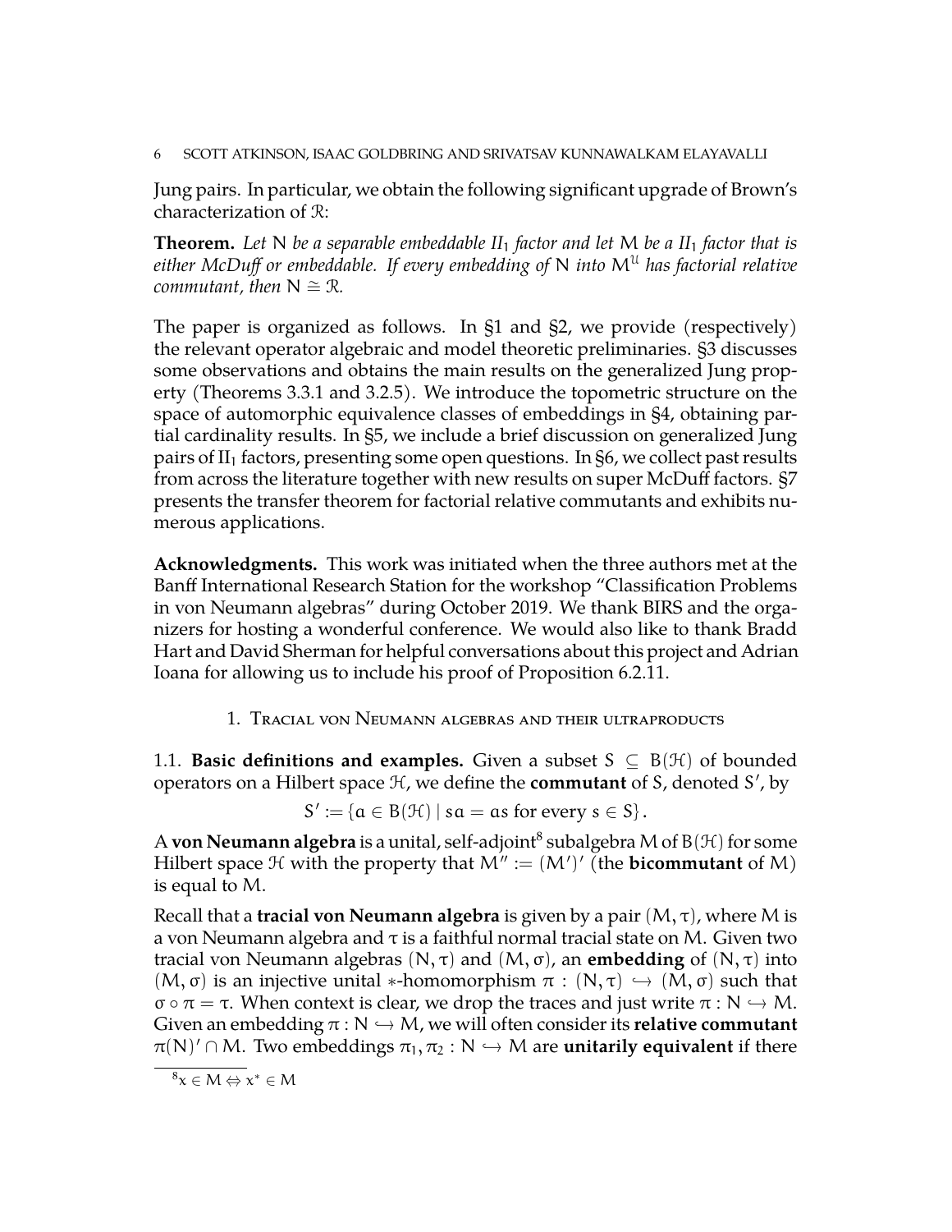Jung pairs. In particular, we obtain the following significant upgrade of Brown's characterization of $\mathcal{R}$:

**Theorem.** *Let $N$ be a separable embeddable $II_1$ factor and let $M$ be a $II_1$ factor that is either McDuff or embeddable. If every embedding of $N$ into $M^{\mathcal{U}}$ has factorial relative commutant, then $N \cong \mathcal{R}$.*

The paper is organized as follows. In §1 and §2, we provide (respectively) the relevant operator algebraic and model theoretic preliminaries. §3 discusses some observations and obtains the main results on the generalized Jung property (Theorems 3.3.1 and 3.2.5). We introduce the topometric structure on the space of automorphic equivalence classes of embeddings in §4, obtaining partial cardinality results. In §5, we include a brief discussion on generalized Jung pairs of $II_1$ factors, presenting some open questions. In §6, we collect past results from across the literature together with new results on super McDuff factors. §7 presents the transfer theorem for factorial relative commutants and exhibits numerous applications.

**Acknowledgments.** This work was initiated when the three authors met at the Banff International Research Station for the workshop "Classification Problems in von Neumann algebras" during October 2019. We thank BIRS and the organizers for hosting a wonderful conference. We would also like to thank Bradd Hart and David Sherman for helpful conversations about this project and Adrian Ioana for allowing us to include his proof of Proposition 6.2.11.

# 1. Tracial von Neumann algebras and their ultraproducts

1.1. **Basic definitions and examples.** Given a subset $S \subseteq B(\mathcal{H})$ of bounded operators on a Hilbert space $\mathcal{H}$, we define the **commutant** of $S$, denoted $S'$, by

$$S' := \{a \in B(\mathcal{H}) \mid sa = as \text{ for every } s \in S\}.$$

A **von Neumann algebra** is a unital, self-adjoint[8] subalgebra $M$ of $B(\mathcal{H})$ for some Hilbert space $\mathcal{H}$ with the property that $M'' := (M')'$ (the **bicommutant** of $M$) is equal to $M$.

Recall that a **tracial von Neumann algebra** is given by a pair $(M, \tau)$, where $M$ is a von Neumann algebra and $\tau$ is a faithful normal tracial state on $M$. Given two tracial von Neumann algebras $(N, \tau)$ and $(M, \sigma)$, an **embedding** of $(N, \tau)$ into $(M, \sigma)$ is an injective unital $*$-homomorphism $\pi : (N, \tau) \hookrightarrow (M, \sigma)$ such that $\sigma \circ \pi = \tau$. When context is clear, we drop the traces and just write $\pi : N \hookrightarrow M$. Given an embedding $\pi : N \hookrightarrow M$, we will often consider its **relative commutant** $\pi(N)' \cap M$. Two embeddings $\pi_1, \pi_2 : N \hookrightarrow M$ are **unitarily equivalent** if there

[8] $x \in M \Leftrightarrow x^* \in M$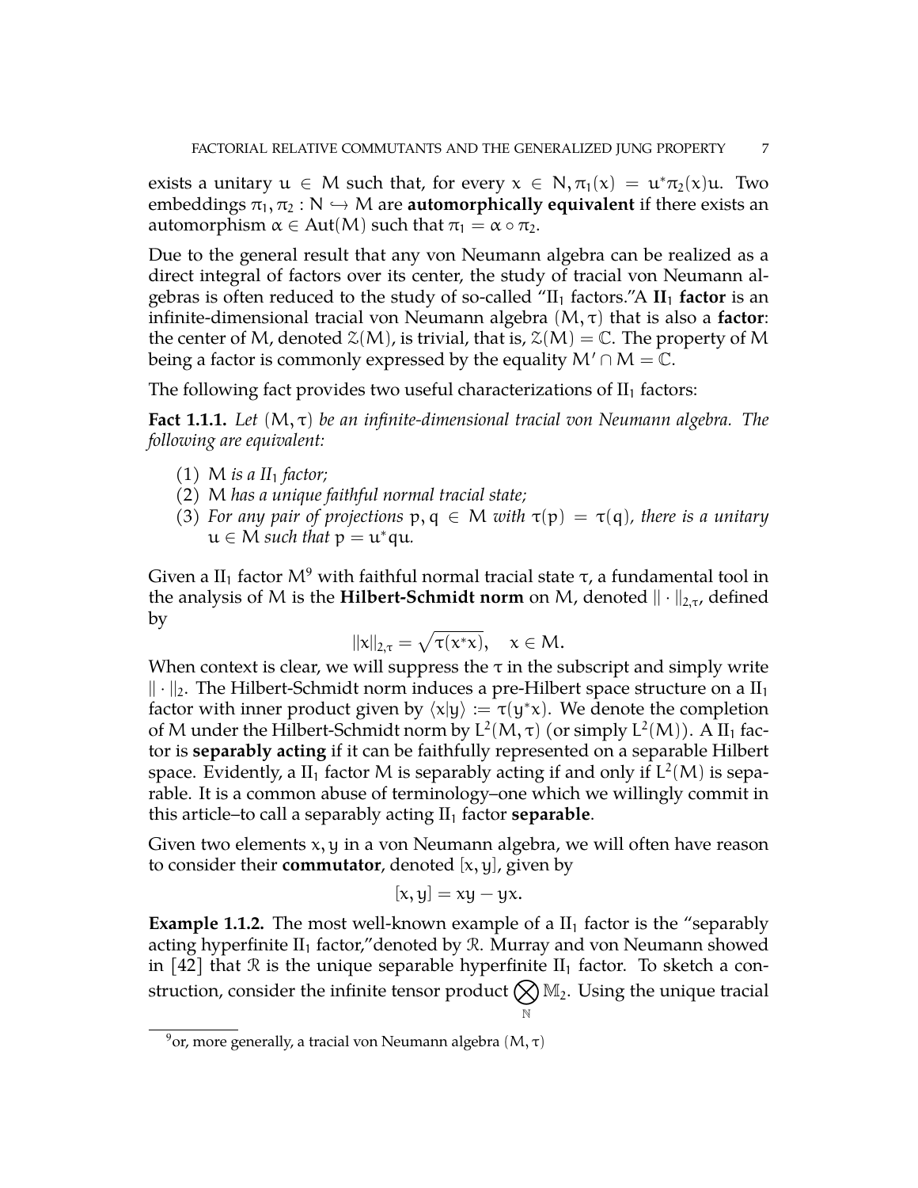exists a unitary $u \in M$ such that, for every $x \in N, \pi_1(x) = u^*\pi_2(x)u$. Two embeddings $\pi_1, \pi_2 : N \hookrightarrow M$ are **automorphically equivalent** if there exists an automorphism $\alpha \in \mathrm{Aut}(M)$ such that $\pi_1 = \alpha \circ \pi_2$.

Due to the general result that any von Neumann algebra can be realized as a direct integral of factors over its center, the study of tracial von Neumann algebras is often reduced to the study of so-called "$\mathrm{II}_1$ factors."A **$\mathrm{II}_1$ factor** is an infinite-dimensional tracial von Neumann algebra $(M, \tau)$ that is also a **factor**: the center of $M$, denoted $\mathcal{Z}(M)$, is trivial, that is, $\mathcal{Z}(M) = \mathbb{C}$. The property of $M$ being a factor is commonly expressed by the equality $M' \cap M = \mathbb{C}$.

The following fact provides two useful characterizations of $\mathrm{II}_1$ factors:

**Fact 1.1.1.** *Let $(M, \tau)$ be an infinite-dimensional tracial von Neumann algebra. The following are equivalent:*

1. *$M$ is a $\mathrm{II}_1$ factor;*
2. *$M$ has a unique faithful normal tracial state;*
3. *For any pair of projections $p, q \in M$ with $\tau(p) = \tau(q)$, there is a unitary $u \in M$ such that $p = u^*qu$.*

Given a $\mathrm{II}_1$ factor $M$[9] with faithful normal tracial state $\tau$, a fundamental tool in the analysis of $M$ is the **Hilbert-Schmidt norm** on $M$, denoted $\|\cdot\|_{2,\tau}$, defined by

$$\|x\|_{2,\tau} = \sqrt{\tau(x^*x)}, \quad x \in M.$$

When context is clear, we will suppress the $\tau$ in the subscript and simply write $\|\cdot\|_2$. The Hilbert-Schmidt norm induces a pre-Hilbert space structure on a $\mathrm{II}_1$ factor with inner product given by $\langle x|y\rangle := \tau(y^*x)$. We denote the completion of $M$ under the Hilbert-Schmidt norm by $L^2(M, \tau)$ (or simply $L^2(M)$). A $\mathrm{II}_1$ factor is **separably acting** if it can be faithfully represented on a separable Hilbert space. Evidently, a $\mathrm{II}_1$ factor $M$ is separably acting if and only if $L^2(M)$ is separable. It is a common abuse of terminology–one which we willingly commit in this article–to call a separably acting $\mathrm{II}_1$ factor **separable**.

Given two elements $x, y$ in a von Neumann algebra, we will often have reason to consider their **commutator**, denoted $[x, y]$, given by

$$[x, y] = xy - yx.$$

**Example 1.1.2.** The most well-known example of a $\mathrm{II}_1$ factor is the "separably acting hyperfinite $\mathrm{II}_1$ factor,"denoted by $\mathcal{R}$. Murray and von Neumann showed in [42] that $\mathcal{R}$ is the unique separable hyperfinite $\mathrm{II}_1$ factor. To sketch a construction, consider the infinite tensor product $\bigotimes_{\mathbb{N}} \mathbb{M}_2$. Using the unique tracial

[9] or, more generally, a tracial von Neumann algebra $(M, \tau)$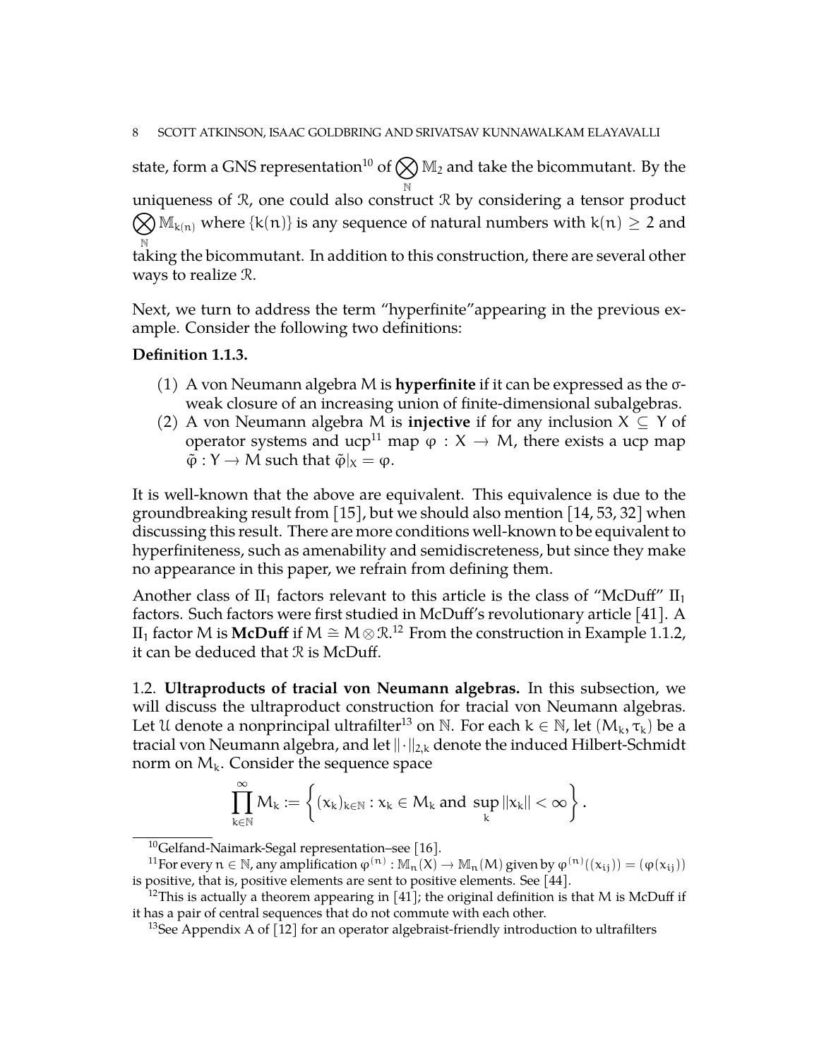state, form a GNS representation[10] of $\bigotimes_{\mathbb{N}} \mathbb{M}_2$ and take the bicommutant. By the uniqueness of $\mathcal{R}$, one could also construct $\mathcal{R}$ by considering a tensor product $\bigotimes_{\mathbb{N}} \mathbb{M}_{k(n)}$ where $\{k(n)\}$ is any sequence of natural numbers with $k(n) \geq 2$ and taking the bicommutant. In addition to this construction, there are several other ways to realize $\mathcal{R}$.

Next, we turn to address the term "hyperfinite"appearing in the previous example. Consider the following two definitions:

**Definition 1.1.3.**

(1) A von Neumann algebra $M$ is **hyperfinite** if it can be expressed as the $\sigma$-weak closure of an increasing union of finite-dimensional subalgebras.
(2) A von Neumann algebra $M$ is **injective** if for any inclusion $X \subseteq Y$ of operator systems and ucp[11] map $\varphi : X \to M$, there exists a ucp map $\tilde{\varphi} : Y \to M$ such that $\tilde{\varphi}|_X = \varphi$.

It is well-known that the above are equivalent. This equivalence is due to the groundbreaking result from [15], but we should also mention [14, 53, 32] when discussing this result. There are more conditions well-known to be equivalent to hyperfiniteness, such as amenability and semidiscreteness, but since they make no appearance in this paper, we refrain from defining them.

Another class of $\mathrm{II}_1$ factors relevant to this article is the class of "McDuff" $\mathrm{II}_1$ factors. Such factors were first studied in McDuff's revolutionary article [41]. A $\mathrm{II}_1$ factor $M$ is **McDuff** if $M \cong M \otimes \mathcal{R}$.[12] From the construction in Example 1.1.2, it can be deduced that $\mathcal{R}$ is McDuff.

1.2. **Ultraproducts of tracial von Neumann algebras.** In this subsection, we will discuss the ultraproduct construction for tracial von Neumann algebras. Let $\mathcal{U}$ denote a nonprincipal ultrafilter[13] on $\mathbb{N}$. For each $k \in \mathbb{N}$, let $(M_k, \tau_k)$ be a tracial von Neumann algebra, and let $\|\cdot\|_{2,k}$ denote the induced Hilbert-Schmidt norm on $M_k$. Consider the sequence space

$$\prod_{k \in \mathbb{N}}^{\infty} M_k := \left\{ (x_k)_{k \in \mathbb{N}} : x_k \in M_k \text{ and } \sup_k \|x_k\| < \infty \right\}.$$

[10] Gelfand-Naimark-Segal representation–see [16].

[11] For every $n \in \mathbb{N}$, any amplification $\varphi^{(n)} : \mathbb{M}_n(X) \to \mathbb{M}_n(M)$ given by $\varphi^{(n)}((x_{ij})) = (\varphi(x_{ij}))$ is positive, that is, positive elements are sent to positive elements. See [44].

[12] This is actually a theorem appearing in [41]; the original definition is that $M$ is McDuff if it has a pair of central sequences that do not commute with each other.

[13] See Appendix A of [12] for an operator algebraist-friendly introduction to ultrafilters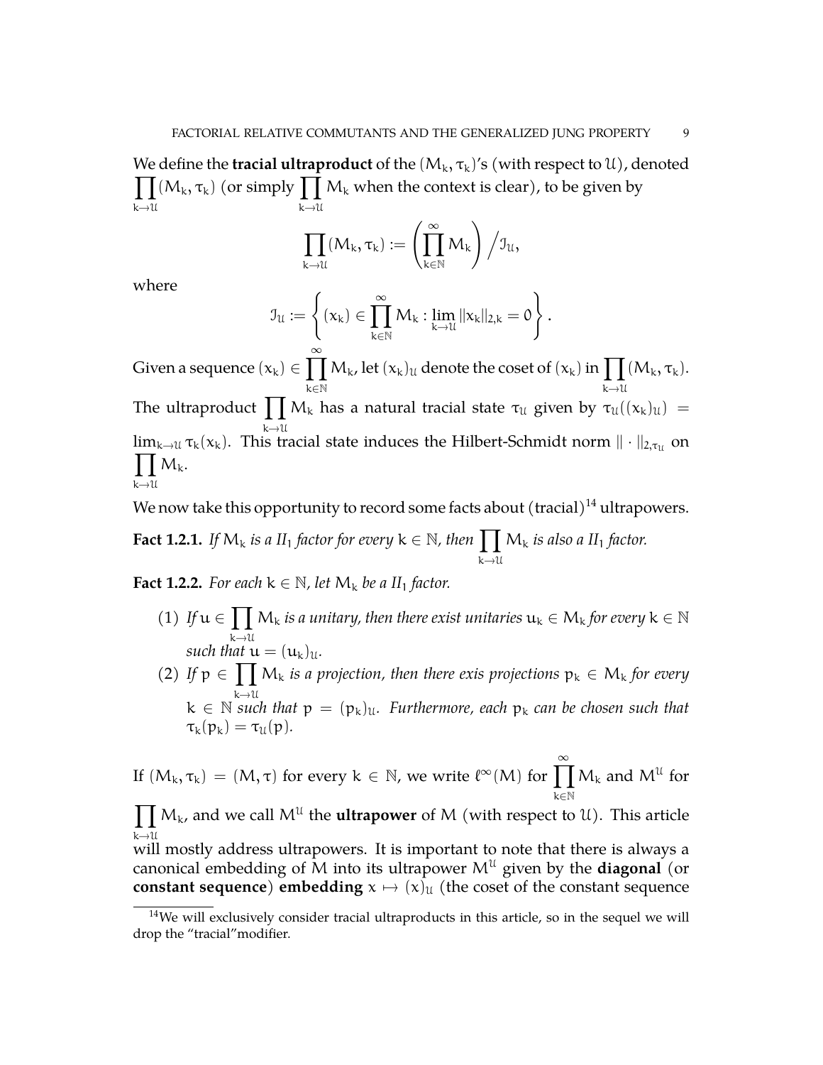We define the **tracial ultraproduct** of the $(M_k, \tau_k)$'s (with respect to $\mathcal{U}$), denoted $\prod_{k\to\mathcal{U}} (M_k, \tau_k)$ (or simply $\prod_{k\to\mathcal{U}} M_k$ when the context is clear), to be given by

$$\prod_{k\to\mathcal{U}} (M_k, \tau_k) := \left( \prod_{k\in\mathbb{N}}^{\infty} M_k \right) \Big/ \mathcal{I}_{\mathcal{U}},$$

where

$$\mathcal{I}_{\mathcal{U}} := \left\{ (x_k) \in \prod_{k\in\mathbb{N}}^{\infty} M_k : \lim_{k\to\mathcal{U}} \|x_k\|_{2,k} = 0 \right\}.$$

Given a sequence $(x_k) \in \prod_{k\in\mathbb{N}}^{\infty} M_k$, let $(x_k)_{\mathcal{U}}$ denote the coset of $(x_k)$ in $\prod_{k\to\mathcal{U}} (M_k, \tau_k)$. The ultraproduct $\prod_{k\to\mathcal{U}} M_k$ has a natural tracial state $\tau_{\mathcal{U}}$ given by $\tau_{\mathcal{U}}((x_k)_{\mathcal{U}}) = \lim_{k\to\mathcal{U}} \tau_k(x_k)$. This tracial state induces the Hilbert-Schmidt norm $\|\cdot\|_{2,\tau_{\mathcal{U}}}$ on $\prod_{k\to\mathcal{U}} M_k$.

We now take this opportunity to record some facts about (tracial)[14] ultrapowers.

**Fact 1.2.1.** *If $M_k$ is a $II_1$ factor for every $k \in \mathbb{N}$, then $\prod_{k\to\mathcal{U}} M_k$ is also a $II_1$ factor.*

**Fact 1.2.2.** *For each $k \in \mathbb{N}$, let $M_k$ be a $II_1$ factor.*

1. *If $u \in \prod_{k\to\mathcal{U}} M_k$ is a unitary, then there exist unitaries $u_k \in M_k$ for every $k \in \mathbb{N}$ such that $u = (u_k)_{\mathcal{U}}$.*
2. *If $p \in \prod_{k\to\mathcal{U}} M_k$ is a projection, then there exis projections $p_k \in M_k$ for every $k \in \mathbb{N}$ such that $p = (p_k)_{\mathcal{U}}$. Furthermore, each $p_k$ can be chosen such that $\tau_k(p_k) = \tau_{\mathcal{U}}(p)$.*

If $(M_k, \tau_k) = (M, \tau)$ for every $k \in \mathbb{N}$, we write $\ell^\infty(M)$ for $\prod_{k\in\mathbb{N}}^{\infty} M_k$ and $M^{\mathcal{U}}$ for $\prod_{k\to\mathcal{U}} M_k$, and we call $M^{\mathcal{U}}$ the **ultrapower** of $M$ (with respect to $\mathcal{U}$). This article will mostly address ultrapowers. It is important to note that there is always a canonical embedding of $M$ into its ultrapower $M^{\mathcal{U}}$ given by the **diagonal** (or **constant sequence**) **embedding** $x \mapsto (x)_{\mathcal{U}}$ (the coset of the constant sequence

[14] We will exclusively consider tracial ultraproducts in this article, so in the sequel we will drop the "tracial" modifier.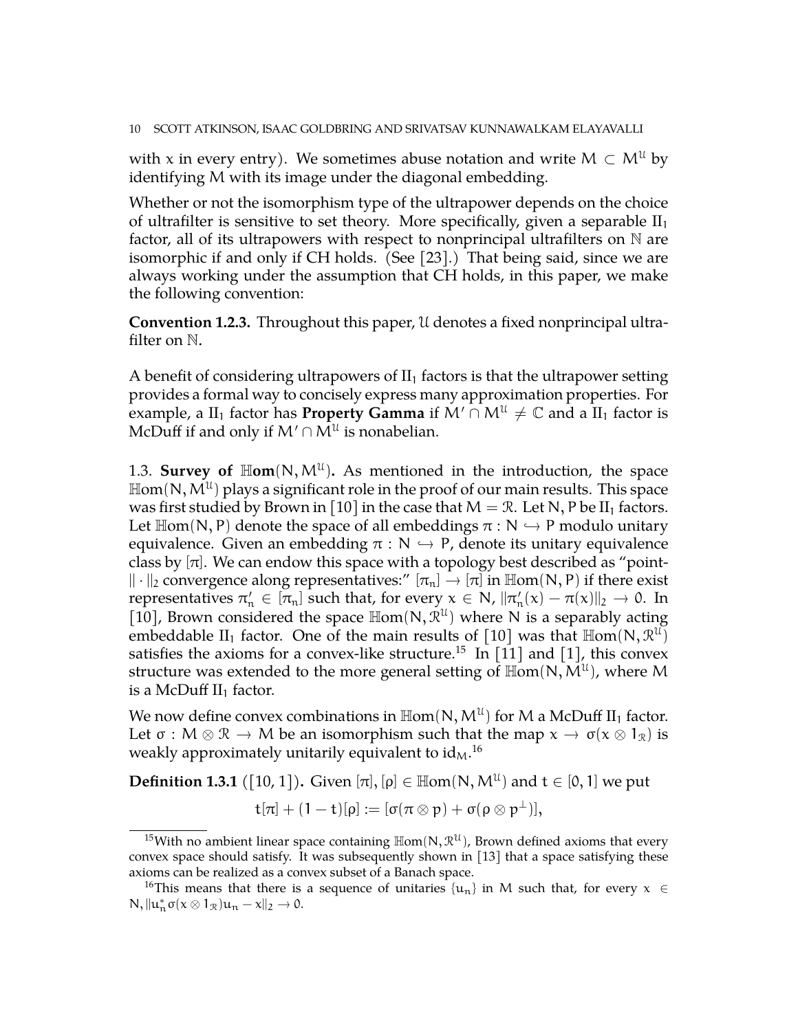with $x$ in every entry). We sometimes abuse notation and write $M \subset M^{\mathcal{U}}$ by identifying $M$ with its image under the diagonal embedding.

Whether or not the isomorphism type of the ultrapower depends on the choice of ultrafilter is sensitive to set theory. More specifically, given a separable $\mathrm{II}_1$ factor, all of its ultrapowers with respect to nonprincipal ultrafilters on $\mathbb{N}$ are isomorphic if and only if CH holds. (See [23].) That being said, since we are always working under the assumption that CH holds, in this paper, we make the following convention:

**Convention 1.2.3.** Throughout this paper, $\mathcal{U}$ denotes a fixed nonprincipal ultrafilter on $\mathbb{N}$.

A benefit of considering ultrapowers of $\mathrm{II}_1$ factors is that the ultrapower setting provides a formal way to concisely express many approximation properties. For example, a $\mathrm{II}_1$ factor has **Property Gamma** if $M' \cap M^{\mathcal{U}} \neq \mathbb{C}$ and a $\mathrm{II}_1$ factor is McDuff if and only if $M' \cap M^{\mathcal{U}}$ is nonabelian.

## 1.3. Survey of $\mathbb{H}\mathbf{om}(N, M^{\mathcal{U}})$.

As mentioned in the introduction, the space $\mathbb{H}\mathrm{om}(N, M^{\mathcal{U}})$ plays a significant role in the proof of our main results. This space was first studied by Brown in [10] in the case that $M = \mathcal{R}$. Let $N, P$ be $\mathrm{II}_1$ factors. Let $\mathbb{H}\mathrm{om}(N, P)$ denote the space of all embeddings $\pi : N \hookrightarrow P$ modulo unitary equivalence. Given an embedding $\pi : N \hookrightarrow P$, denote its unitary equivalence class by $[\pi]$. We can endow this space with a topology best described as "point-$\|\cdot\|_2$ convergence along representatives:" $[\pi_n] \to [\pi]$ in $\mathbb{H}\mathrm{om}(N, P)$ if there exist representatives $\pi_n' \in [\pi_n]$ such that, for every $x \in N$, $\|\pi_n'(x) - \pi(x)\|_2 \to 0$. In [10], Brown considered the space $\mathbb{H}\mathrm{om}(N, \mathcal{R}^{\mathcal{U}})$ where $N$ is a separably acting embeddable $\mathrm{II}_1$ factor. One of the main results of [10] was that $\mathbb{H}\mathrm{om}(N, \mathcal{R}^{\mathcal{U}})$ satisfies the axioms for a convex-like structure.[15] In [11] and [1], this convex structure was extended to the more general setting of $\mathbb{H}\mathrm{om}(N, M^{\mathcal{U}})$, where $M$ is a McDuff $\mathrm{II}_1$ factor.

We now define convex combinations in $\mathbb{H}\mathrm{om}(N, M^{\mathcal{U}})$ for $M$ a McDuff $\mathrm{II}_1$ factor. Let $\sigma : M \otimes \mathcal{R} \to M$ be an isomorphism such that the map $x \to \sigma(x \otimes 1_{\mathcal{R}})$ is weakly approximately unitarily equivalent to $\mathrm{id}_M$.[16]

**Definition 1.3.1** ([10, 1])**.** Given $[\pi], [\rho] \in \mathbb{H}\mathrm{om}(N, M^{\mathcal{U}})$ and $t \in [0, 1]$ we put

$$t[\pi] + (1 - t)[\rho] := [\sigma(\pi \otimes p) + \sigma(\rho \otimes p^{\perp})],$$

---

[15] With no ambient linear space containing $\mathbb{H}\mathrm{om}(N, \mathcal{R}^{\mathcal{U}})$, Brown defined axioms that every convex space should satisfy. It was subsequently shown in [13] that a space satisfying these axioms can be realized as a convex subset of a Banach space.

[16] This means that there is a sequence of unitaries $\{u_n\}$ in $M$ such that, for every $x \in N$, $\|u_n^* \sigma(x \otimes 1_{\mathcal{R}}) u_n - x\|_2 \to 0$.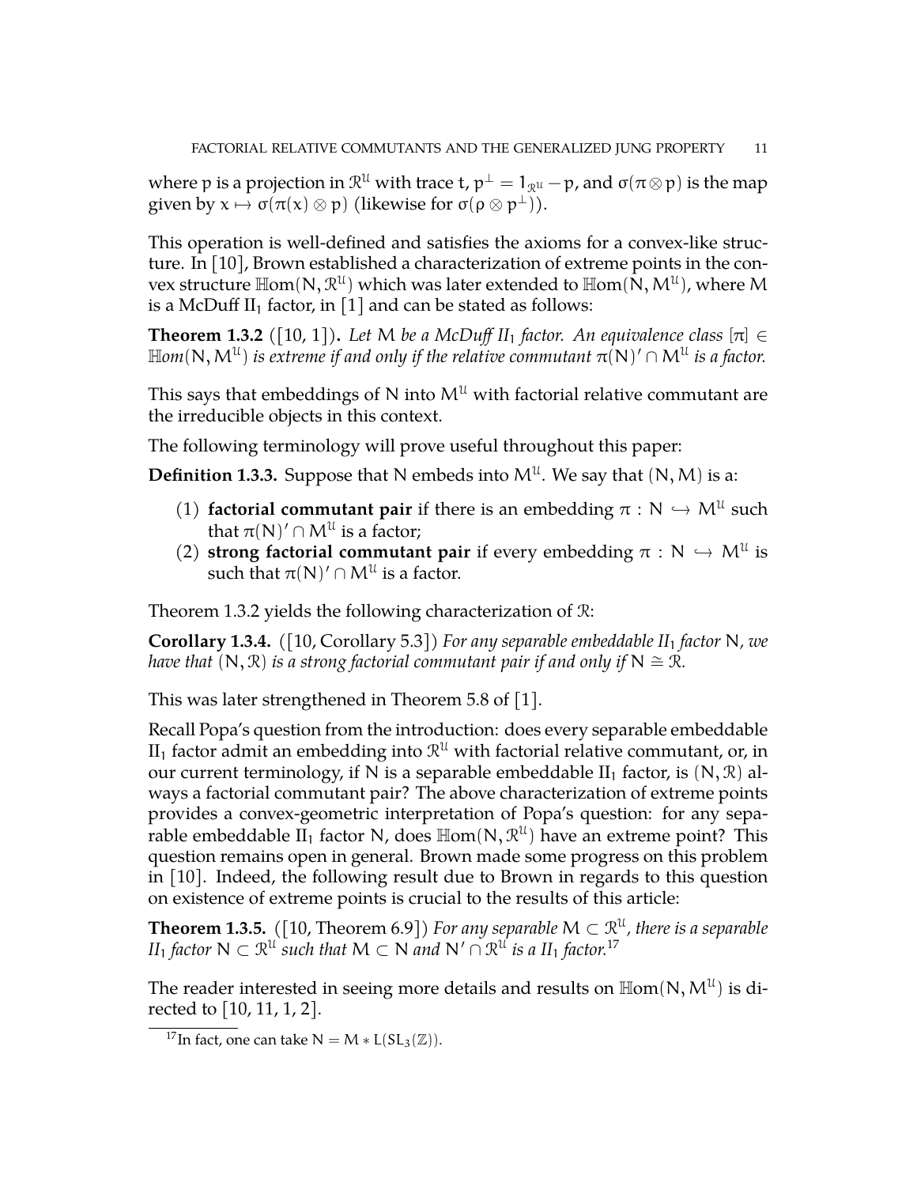where $p$ is a projection in $\mathcal{R}^{\mathcal{U}}$ with trace $t$, $p^{\perp} = 1_{\mathcal{R}^{\mathcal{U}}} - p$, and $\sigma(\pi \otimes p)$ is the map given by $x \mapsto \sigma(\pi(x) \otimes p)$ (likewise for $\sigma(\rho \otimes p^{\perp})$).

This operation is well-defined and satisfies the axioms for a convex-like structure. In [10], Brown established a characterization of extreme points in the convex structure $\mathbb{H}\mathrm{om}(N, \mathcal{R}^{\mathcal{U}})$ which was later extended to $\mathbb{H}\mathrm{om}(N, M^{\mathcal{U}})$, where $M$ is a McDuff $\mathrm{II}_1$ factor, in [1] and can be stated as follows:

**Theorem 1.3.2** ([10, 1])**.** *Let $M$ be a McDuff $II_1$ factor. An equivalence class $[\pi] \in \mathbb{H}om(N, M^{\mathcal{U}})$ is extreme if and only if the relative commutant $\pi(N)' \cap M^{\mathcal{U}}$ is a factor.*

This says that embeddings of $N$ into $M^{\mathcal{U}}$ with factorial relative commutant are the irreducible objects in this context.

The following terminology will prove useful throughout this paper:

**Definition 1.3.3.** Suppose that $N$ embeds into $M^{\mathcal{U}}$. We say that $(N, M)$ is a:

1. **factorial commutant pair** if there is an embedding $\pi : N \hookrightarrow M^{\mathcal{U}}$ such that $\pi(N)' \cap M^{\mathcal{U}}$ is a factor;
2. **strong factorial commutant pair** if every embedding $\pi : N \hookrightarrow M^{\mathcal{U}}$ is such that $\pi(N)' \cap M^{\mathcal{U}}$ is a factor.

Theorem 1.3.2 yields the following characterization of $\mathcal{R}$:

**Corollary 1.3.4.** ([10, Corollary 5.3]) *For any separable embeddable $II_1$ factor $N$, we have that $(N, \mathcal{R})$ is a strong factorial commutant pair if and only if $N \cong \mathcal{R}$.*

This was later strengthened in Theorem 5.8 of [1].

Recall Popa's question from the introduction: does every separable embeddable $\mathrm{II}_1$ factor admit an embedding into $\mathcal{R}^{\mathcal{U}}$ with factorial relative commutant, or, in our current terminology, if $N$ is a separable embeddable $\mathrm{II}_1$ factor, is $(N, \mathcal{R})$ always a factorial commutant pair? The above characterization of extreme points provides a convex-geometric interpretation of Popa's question: for any separable embeddable $\mathrm{II}_1$ factor $N$, does $\mathbb{H}\mathrm{om}(N, \mathcal{R}^{\mathcal{U}})$ have an extreme point? This question remains open in general. Brown made some progress on this problem in [10]. Indeed, the following result due to Brown in regards to this question on existence of extreme points is crucial to the results of this article:

**Theorem 1.3.5.** ([10, Theorem 6.9]) *For any separable $M \subset \mathcal{R}^{\mathcal{U}}$, there is a separable $II_1$ factor $N \subset \mathcal{R}^{\mathcal{U}}$ such that $M \subset N$ and $N' \cap \mathcal{R}^{\mathcal{U}}$ is a $II_1$ factor.*[17]

The reader interested in seeing more details and results on $\mathbb{H}\mathrm{om}(N, M^{\mathcal{U}})$ is directed to [10, 11, 1, 2].

[17] In fact, one can take $N = M * L(SL_3(\mathbb{Z}))$.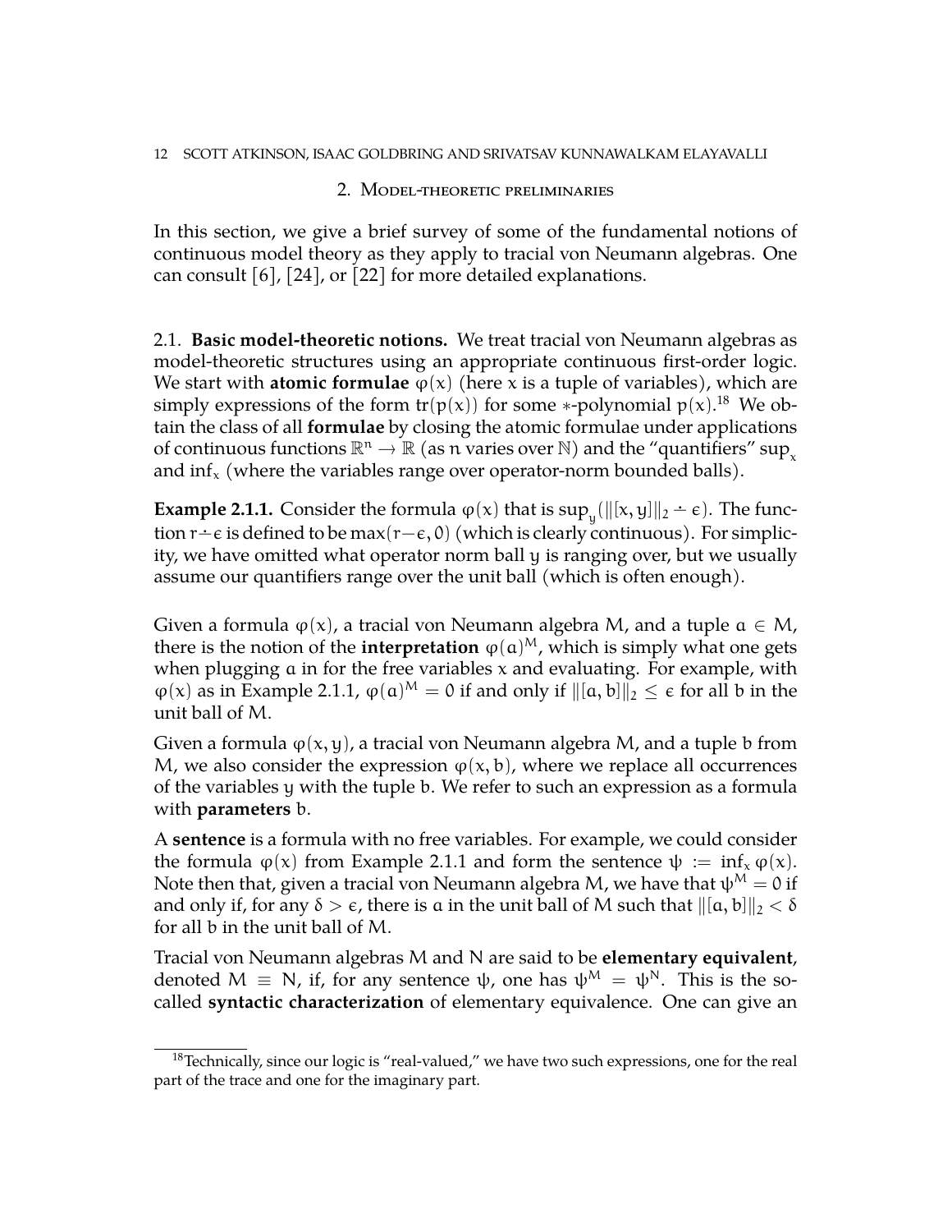## 2. Model-theoretic preliminaries

In this section, we give a brief survey of some of the fundamental notions of continuous model theory as they apply to tracial von Neumann algebras. One can consult [6], [24], or [22] for more detailed explanations.

### 2.1. Basic model-theoretic notions.

We treat tracial von Neumann algebras as model-theoretic structures using an appropriate continuous first-order logic. We start with **atomic formulae** $\varphi(x)$ (here $x$ is a tuple of variables), which are simply expressions of the form $\mathrm{tr}(p(x))$ for some $*$-polynomial $p(x)$.[18] We obtain the class of all **formulae** by closing the atomic formulae under applications of continuous functions $\mathbb{R}^n \to \mathbb{R}$ (as $n$ varies over $\mathbb{N}$) and the "quantifiers" $\sup_x$ and $\inf_x$ (where the variables range over operator-norm bounded balls).

**Example 2.1.1.** Consider the formula $\varphi(x)$ that is $\sup_y(\|[x,y]\|_2 \dot{-} \epsilon)$. The function $r \dot{-} \epsilon$ is defined to be $\max(r-\epsilon, 0)$ (which is clearly continuous). For simplicity, we have omitted what operator norm ball $y$ is ranging over, but we usually assume our quantifiers range over the unit ball (which is often enough).

Given a formula $\varphi(x)$, a tracial von Neumann algebra $M$, and a tuple $a \in M$, there is the notion of the **interpretation** $\varphi(a)^M$, which is simply what one gets when plugging $a$ in for the free variables $x$ and evaluating. For example, with $\varphi(x)$ as in Example 2.1.1, $\varphi(a)^M = 0$ if and only if $\|[a,b]\|_2 \leq \epsilon$ for all $b$ in the unit ball of $M$.

Given a formula $\varphi(x,y)$, a tracial von Neumann algebra $M$, and a tuple $b$ from $M$, we also consider the expression $\varphi(x,b)$, where we replace all occurrences of the variables $y$ with the tuple $b$. We refer to such an expression as a formula with **parameters** $b$.

A **sentence** is a formula with no free variables. For example, we could consider the formula $\varphi(x)$ from Example 2.1.1 and form the sentence $\psi := \inf_x \varphi(x)$. Note then that, given a tracial von Neumann algebra $M$, we have that $\psi^M = 0$ if and only if, for any $\delta > \epsilon$, there is $a$ in the unit ball of $M$ such that $\|[a,b]\|_2 < \delta$ for all $b$ in the unit ball of $M$.

Tracial von Neumann algebras $M$ and $N$ are said to be **elementary equivalent**, denoted $M \equiv N$, if, for any sentence $\psi$, one has $\psi^M = \psi^N$. This is the so-called **syntactic characterization** of elementary equivalence. One can give an

[18] Technically, since our logic is "real-valued," we have two such expressions, one for the real part of the trace and one for the imaginary part.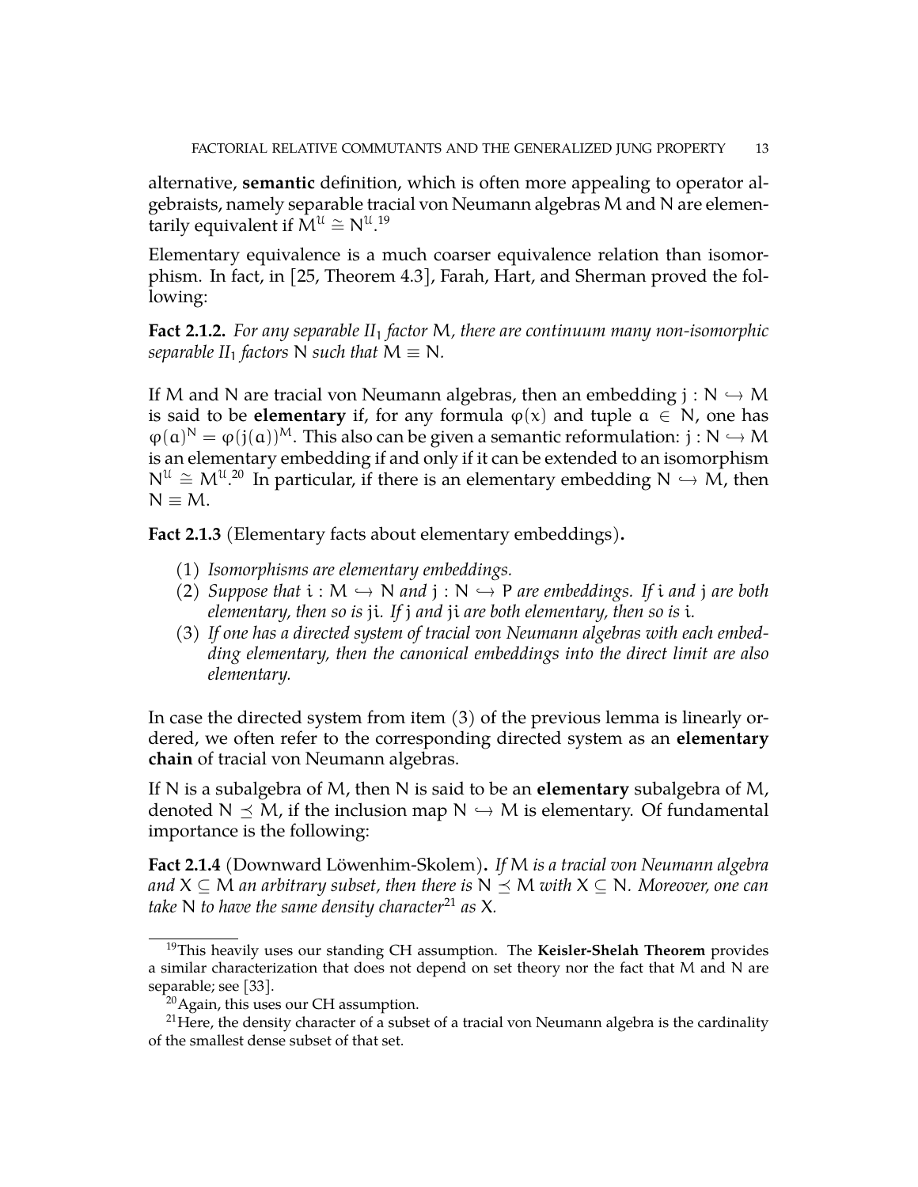alternative, **semantic** definition, which is often more appealing to operator algebraists, namely separable tracial von Neumann algebras $M$ and $N$ are elementarily equivalent if $M^{\mathcal{U}} \cong N^{\mathcal{U}}$.[19]

Elementary equivalence is a much coarser equivalence relation than isomorphism. In fact, in [25, Theorem 4.3], Farah, Hart, and Sherman proved the following:

**Fact 2.1.2.** *For any separable $II_1$ factor $M$, there are continuum many non-isomorphic separable $II_1$ factors $N$ such that $M \equiv N$.*

If $M$ and $N$ are tracial von Neumann algebras, then an embedding $j : N \hookrightarrow M$ is said to be **elementary** if, for any formula $\varphi(x)$ and tuple $a \in N$, one has $\varphi(a)^N = \varphi(j(a))^M$. This also can be given a semantic reformulation: $j : N \hookrightarrow M$ is an elementary embedding if and only if it can be extended to an isomorphism $N^{\mathcal{U}} \cong M^{\mathcal{U}}$.[20] In particular, if there is an elementary embedding $N \hookrightarrow M$, then $N \equiv M$.

**Fact 2.1.3** (Elementary facts about elementary embeddings)**.**

(1) *Isomorphisms are elementary embeddings.*
(2) *Suppose that $i : M \hookrightarrow N$ and $j : N \hookrightarrow P$ are embeddings. If $i$ and $j$ are both elementary, then so is $ji$. If $j$ and $ji$ are both elementary, then so is $i$.*
(3) *If one has a directed system of tracial von Neumann algebras with each embedding elementary, then the canonical embeddings into the direct limit are also elementary.*

In case the directed system from item (3) of the previous lemma is linearly ordered, we often refer to the corresponding directed system as an **elementary chain** of tracial von Neumann algebras.

If $N$ is a subalgebra of $M$, then $N$ is said to be an **elementary** subalgebra of $M$, denoted $N \preceq M$, if the inclusion map $N \hookrightarrow M$ is elementary. Of fundamental importance is the following:

**Fact 2.1.4** (Downward Löwenhim-Skolem)**.** *If $M$ is a tracial von Neumann algebra and $X \subseteq M$ an arbitrary subset, then there is $N \preceq M$ with $X \subseteq N$. Moreover, one can take $N$ to have the same density character[21] as $X$.*

---

[19] This heavily uses our standing CH assumption. The **Keisler-Shelah Theorem** provides a similar characterization that does not depend on set theory nor the fact that $M$ and $N$ are separable; see [33].

[20] Again, this uses our CH assumption.

[21] Here, the density character of a subset of a tracial von Neumann algebra is the cardinality of the smallest dense subset of that set.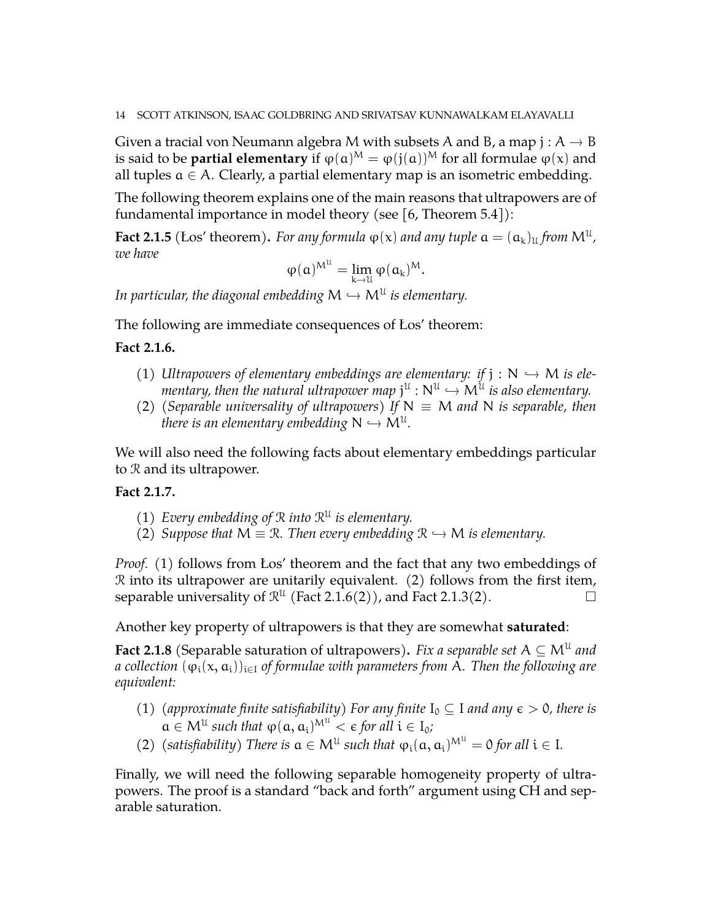Given a tracial von Neumann algebra $M$ with subsets $A$ and $B$, a map $j : A \to B$ is said to be **partial elementary** if $\varphi(a)^M = \varphi(j(a))^M$ for all formulae $\varphi(x)$ and all tuples $a \in A$. Clearly, a partial elementary map is an isometric embedding.

The following theorem explains one of the main reasons that ultrapowers are of fundamental importance in model theory (see [6, Theorem 5.4]):

**Fact 2.1.5** (Łos' theorem)**.** *For any formula $\varphi(x)$ and any tuple $a = (a_k)_{\mathcal{U}}$ from $M^{\mathcal{U}}$, we have*

$$\varphi(a)^{M^{\mathcal{U}}} = \lim_{k \to \mathcal{U}} \varphi(a_k)^M.$$

*In particular, the diagonal embedding $M \hookrightarrow M^{\mathcal{U}}$ is elementary.*

The following are immediate consequences of Łos' theorem:

**Fact 2.1.6.**

1. *Ultrapowers of elementary embeddings are elementary: if $j : N \hookrightarrow M$ is elementary, then the natural ultrapower map $j^{\mathcal{U}} : N^{\mathcal{U}} \hookrightarrow M^{\mathcal{U}}$ is also elementary.*
2. *(Separable universality of ultrapowers) If $N \equiv M$ and $N$ is separable, then there is an elementary embedding $N \hookrightarrow M^{\mathcal{U}}$.*

We will also need the following facts about elementary embeddings particular to $\mathcal{R}$ and its ultrapower.

**Fact 2.1.7.**

1. *Every embedding of $\mathcal{R}$ into $\mathcal{R}^{\mathcal{U}}$ is elementary.*
2. *Suppose that $M \equiv \mathcal{R}$. Then every embedding $\mathcal{R} \hookrightarrow M$ is elementary.*

*Proof.* (1) follows from Łos' theorem and the fact that any two embeddings of $\mathcal{R}$ into its ultrapower are unitarily equivalent. (2) follows from the first item, separable universality of $\mathcal{R}^{\mathcal{U}}$ (Fact 2.1.6(2)), and Fact 2.1.3(2). □

Another key property of ultrapowers is that they are somewhat **saturated**:

**Fact 2.1.8** (Separable saturation of ultrapowers)**.** *Fix a separable set $A \subseteq M^{\mathcal{U}}$ and a collection $(\varphi_i(x, a_i))_{i \in I}$ of formulae with parameters from $A$. Then the following are equivalent:*

1. *(approximate finite satisfiability) For any finite $I_0 \subseteq I$ and any $\epsilon > 0$, there is $a \in M^{\mathcal{U}}$ such that $\varphi(a, a_i)^{M^{\mathcal{U}}} < \epsilon$ for all $i \in I_0$;*
2. *(satisfiability) There is $a \in M^{\mathcal{U}}$ such that $\varphi_i(a, a_i)^{M^{\mathcal{U}}} = 0$ for all $i \in I$.*

Finally, we will need the following separable homogeneity property of ultrapowers. The proof is a standard "back and forth" argument using CH and separable saturation.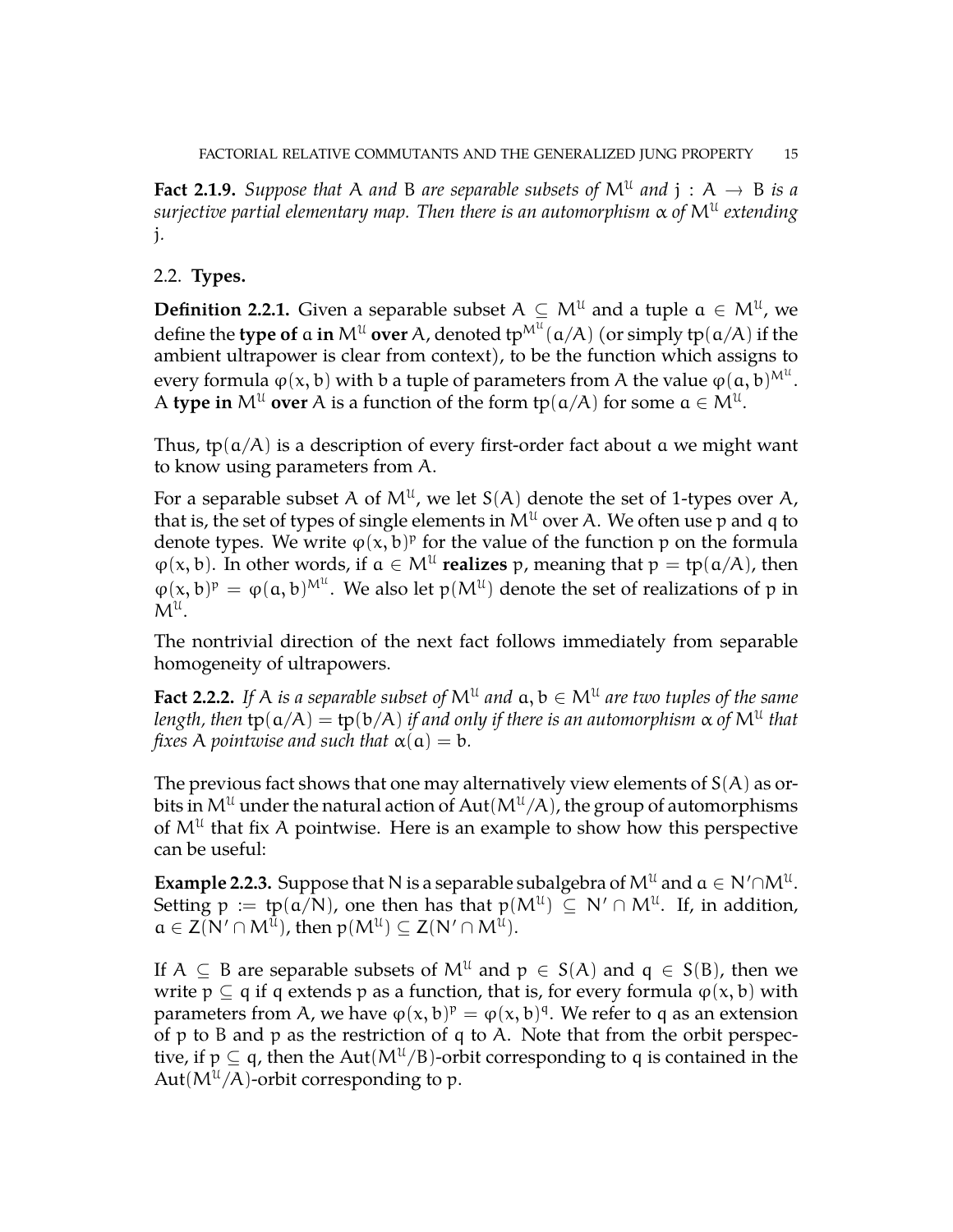**Fact 2.1.9.** *Suppose that $A$ and $B$ are separable subsets of $M^{\mathcal{U}}$ and $j : A \to B$ is a surjective partial elementary map. Then there is an automorphism $\alpha$ of $M^{\mathcal{U}}$ extending $j$.*

## 2.2. Types.

**Definition 2.2.1.** Given a separable subset $A \subseteq M^{\mathcal{U}}$ and a tuple $a \in M^{\mathcal{U}}$, we define the **type of** $a$ **in** $M^{\mathcal{U}}$ **over** $A$, denoted $\mathrm{tp}^{M^{\mathcal{U}}}(a/A)$ (or simply $\mathrm{tp}(a/A)$ if the ambient ultrapower is clear from context), to be the function which assigns to every formula $\varphi(x, b)$ with $b$ a tuple of parameters from $A$ the value $\varphi(a, b)^{M^{\mathcal{U}}}$. A **type in** $M^{\mathcal{U}}$ **over** $A$ is a function of the form $\mathrm{tp}(a/A)$ for some $a \in M^{\mathcal{U}}$.

Thus, $\mathrm{tp}(a/A)$ is a description of every first-order fact about $a$ we might want to know using parameters from $A$.

For a separable subset $A$ of $M^{\mathcal{U}}$, we let $S(A)$ denote the set of 1-types over $A$, that is, the set of types of single elements in $M^{\mathcal{U}}$ over $A$. We often use $p$ and $q$ to denote types. We write $\varphi(x, b)^p$ for the value of the function $p$ on the formula $\varphi(x, b)$. In other words, if $a \in M^{\mathcal{U}}$ **realizes** $p$, meaning that $p = \mathrm{tp}(a/A)$, then $\varphi(x, b)^p = \varphi(a, b)^{M^{\mathcal{U}}}$. We also let $p(M^{\mathcal{U}})$ denote the set of realizations of $p$ in $M^{\mathcal{U}}$.

The nontrivial direction of the next fact follows immediately from separable homogeneity of ultrapowers.

**Fact 2.2.2.** *If $A$ is a separable subset of $M^{\mathcal{U}}$ and $a, b \in M^{\mathcal{U}}$ are two tuples of the same length, then $\mathrm{tp}(a/A) = \mathrm{tp}(b/A)$ if and only if there is an automorphism $\alpha$ of $M^{\mathcal{U}}$ that fixes $A$ pointwise and such that $\alpha(a) = b$.*

The previous fact shows that one may alternatively view elements of $S(A)$ as orbits in $M^{\mathcal{U}}$ under the natural action of $\mathrm{Aut}(M^{\mathcal{U}}/A)$, the group of automorphisms of $M^{\mathcal{U}}$ that fix $A$ pointwise. Here is an example to show how this perspective can be useful:

**Example 2.2.3.** Suppose that $N$ is a separable subalgebra of $M^{\mathcal{U}}$ and $a \in N' \cap M^{\mathcal{U}}$. Setting $p := \mathrm{tp}(a/N)$, one then has that $p(M^{\mathcal{U}}) \subseteq N' \cap M^{\mathcal{U}}$. If, in addition, $a \in Z(N' \cap M^{\mathcal{U}})$, then $p(M^{\mathcal{U}}) \subseteq Z(N' \cap M^{\mathcal{U}})$.

If $A \subseteq B$ are separable subsets of $M^{\mathcal{U}}$ and $p \in S(A)$ and $q \in S(B)$, then we write $p \subseteq q$ if $q$ extends $p$ as a function, that is, for every formula $\varphi(x, b)$ with parameters from $A$, we have $\varphi(x, b)^p = \varphi(x, b)^q$. We refer to $q$ as an extension of $p$ to $B$ and $p$ as the restriction of $q$ to $A$. Note that from the orbit perspective, if $p \subseteq q$, then the $\mathrm{Aut}(M^{\mathcal{U}}/B)$-orbit corresponding to $q$ is contained in the $\mathrm{Aut}(M^{\mathcal{U}}/A)$-orbit corresponding to $p$.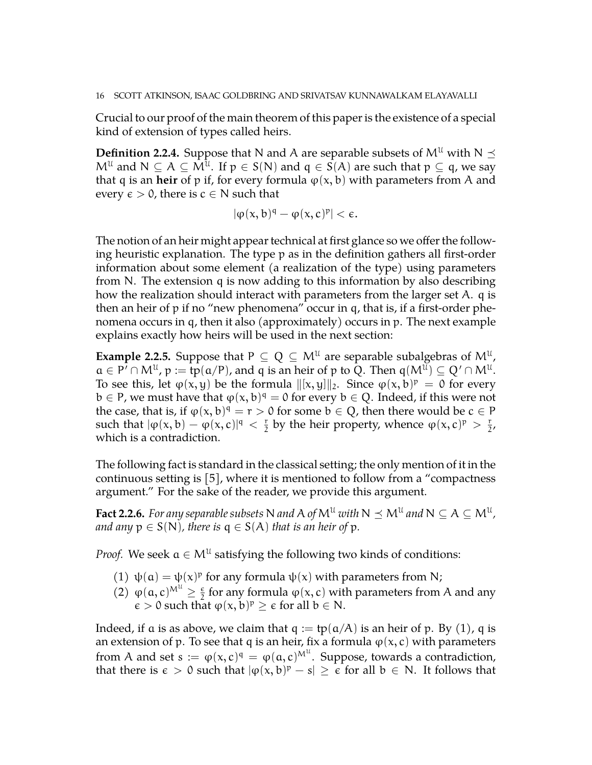Crucial to our proof of the main theorem of this paper is the existence of a special kind of extension of types called heirs.

**Definition 2.2.4.** Suppose that $N$ and $A$ are separable subsets of $M^{\mathcal{U}}$ with $N \preceq M^{\mathcal{U}}$ and $N \subseteq A \subseteq M^{\mathcal{U}}$. If $p \in S(N)$ and $q \in S(A)$ are such that $p \subseteq q$, we say that $q$ is an **heir** of $p$ if, for every formula $\varphi(x, b)$ with parameters from $A$ and every $\epsilon > 0$, there is $c \in N$ such that

$$|\varphi(x, b)^q - \varphi(x, c)^p| < \epsilon.$$

The notion of an heir might appear technical at first glance so we offer the following heuristic explanation. The type $p$ as in the definition gathers all first-order information about some element (a realization of the type) using parameters from $N$. The extension $q$ is now adding to this information by also describing how the realization should interact with parameters from the larger set $A$. $q$ is then an heir of $p$ if no "new phenomena" occur in $q$, that is, if a first-order phenomena occurs in $q$, then it also (approximately) occurs in $p$. The next example explains exactly how heirs will be used in the next section:

**Example 2.2.5.** Suppose that $P \subseteq Q \subseteq M^{\mathcal{U}}$ are separable subalgebras of $M^{\mathcal{U}}$, $a \in P' \cap M^{\mathcal{U}}$, $p := \mathrm{tp}(a/P)$, and $q$ is an heir of $p$ to $Q$. Then $q(M^{\mathcal{U}}) \subseteq Q' \cap M^{\mathcal{U}}$. To see this, let $\varphi(x, y)$ be the formula $\|[x, y]\|_2$. Since $\varphi(x, b)^p = 0$ for every $b \in P$, we must have that $\varphi(x, b)^q = 0$ for every $b \in Q$. Indeed, if this were not the case, that is, if $\varphi(x, b)^q = r > 0$ for some $b \in Q$, then there would be $c \in P$ such that $|\varphi(x, b) - \varphi(x, c)|^q < \frac{r}{2}$ by the heir property, whence $\varphi(x, c)^p > \frac{r}{2}$, which is a contradiction.

The following fact is standard in the classical setting; the only mention of it in the continuous setting is [5], where it is mentioned to follow from a "compactness argument." For the sake of the reader, we provide this argument.

**Fact 2.2.6.** *For any separable subsets $N$ and $A$ of $M^{\mathcal{U}}$ with $N \preceq M^{\mathcal{U}}$ and $N \subseteq A \subseteq M^{\mathcal{U}}$, and any $p \in S(N)$, there is $q \in S(A)$ that is an heir of $p$.*

*Proof.* We seek $a \in M^{\mathcal{U}}$ satisfying the following two kinds of conditions:

1. $\psi(a) = \psi(x)^p$ for any formula $\psi(x)$ with parameters from $N$;
2. $\varphi(a, c)^{M^{\mathcal{U}}} \geq \frac{\epsilon}{2}$ for any formula $\varphi(x, c)$ with parameters from $A$ and any $\epsilon > 0$ such that $\varphi(x, b)^p \geq \epsilon$ for all $b \in N$.

Indeed, if $a$ is as above, we claim that $q := \mathrm{tp}(a/A)$ is an heir of $p$. By (1), $q$ is an extension of $p$. To see that $q$ is an heir, fix a formula $\varphi(x, c)$ with parameters from $A$ and set $s := \varphi(x, c)^q = \varphi(a, c)^{M^{\mathcal{U}}}$. Suppose, towards a contradiction, that there is $\epsilon > 0$ such that $|\varphi(x, b)^p - s| \geq \epsilon$ for all $b \in N$. It follows that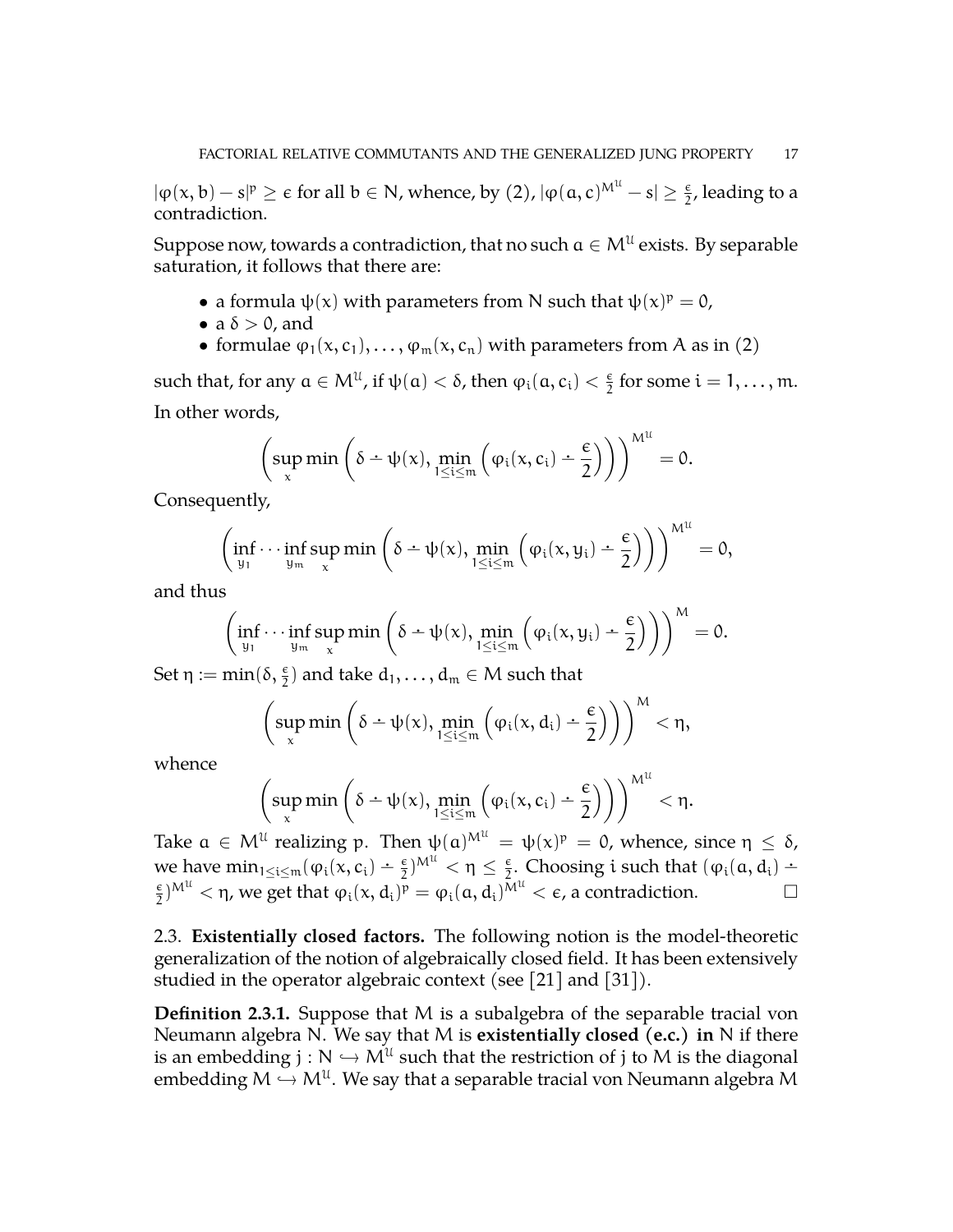$|\varphi(x, b) - s|^p \geq \epsilon$ for all $b \in N$, whence, by (2), $|\varphi(a, c)^{M^{\mathcal{U}}} - s| \geq \frac{\epsilon}{2}$, leading to a contradiction.

Suppose now, towards a contradiction, that no such $a \in M^{\mathcal{U}}$ exists. By separable saturation, it follows that there are:

- a formula $\psi(x)$ with parameters from $N$ such that $\psi(x)^p = 0$,
- a $\delta > 0$, and
- formulae $\varphi_1(x, c_1), \ldots, \varphi_m(x, c_n)$ with parameters from $A$ as in (2)

such that, for any $a \in M^{\mathcal{U}}$, if $\psi(a) < \delta$, then $\varphi_i(a, c_i) < \frac{\epsilon}{2}$ for some $i = 1, \ldots, m$. In other words,

$$\left(\sup_x \min\left(\delta \dot{-} \psi(x), \min_{1 \leq i \leq m}\left(\varphi_i(x, c_i) \dot{-} \frac{\epsilon}{2}\right)\right)\right)^{M^{\mathcal{U}}} = 0.$$

Consequently,

$$\left(\inf_{y_1} \cdots \inf_{y_m} \sup_x \min\left(\delta \dot{-} \psi(x), \min_{1 \leq i \leq m}\left(\varphi_i(x, y_i) \dot{-} \frac{\epsilon}{2}\right)\right)\right)^{M^{\mathcal{U}}} = 0,$$

and thus

$$\left(\inf_{y_1} \cdots \inf_{y_m} \sup_x \min\left(\delta \dot{-} \psi(x), \min_{1 \leq i \leq m}\left(\varphi_i(x, y_i) \dot{-} \frac{\epsilon}{2}\right)\right)\right)^{M} = 0.$$

Set $\eta := \min(\delta, \frac{\epsilon}{2})$ and take $d_1, \ldots, d_m \in M$ such that

$$\left(\sup_x \min\left(\delta \dot{-} \psi(x), \min_{1 \leq i \leq m}\left(\varphi_i(x, d_i) \dot{-} \frac{\epsilon}{2}\right)\right)\right)^{M} < \eta,$$

whence

$$\left(\sup_x \min\left(\delta \dot{-} \psi(x), \min_{1 \leq i \leq m}\left(\varphi_i(x, c_i) \dot{-} \frac{\epsilon}{2}\right)\right)\right)^{M^{\mathcal{U}}} < \eta.$$

Take $a \in M^{\mathcal{U}}$ realizing $p$. Then $\psi(a)^{M^{\mathcal{U}}} = \psi(x)^p = 0$, whence, since $\eta \leq \delta$, we have $\min_{1 \leq i \leq m}(\varphi_i(x, c_i) \dot{-} \frac{\epsilon}{2})^{M^{\mathcal{U}}} < \eta \leq \frac{\epsilon}{2}$. Choosing $i$ such that $(\varphi_i(a, d_i) \dot{-} \frac{\epsilon}{2})^{M^{\mathcal{U}}} < \eta$, we get that $\varphi_i(x, d_i)^p = \varphi_i(a, d_i)^{M^{\mathcal{U}}} < \epsilon$, a contradiction. □

2.3. **Existentially closed factors.** The following notion is the model-theoretic generalization of the notion of algebraically closed field. It has been extensively studied in the operator algebraic context (see [21] and [31]).

**Definition 2.3.1.** Suppose that $M$ is a subalgebra of the separable tracial von Neumann algebra $N$. We say that $M$ is **existentially closed (e.c.) in** $N$ if there is an embedding $j : N \hookrightarrow M^{\mathcal{U}}$ such that the restriction of $j$ to $M$ is the diagonal embedding $M \hookrightarrow M^{\mathcal{U}}$. We say that a separable tracial von Neumann algebra $M$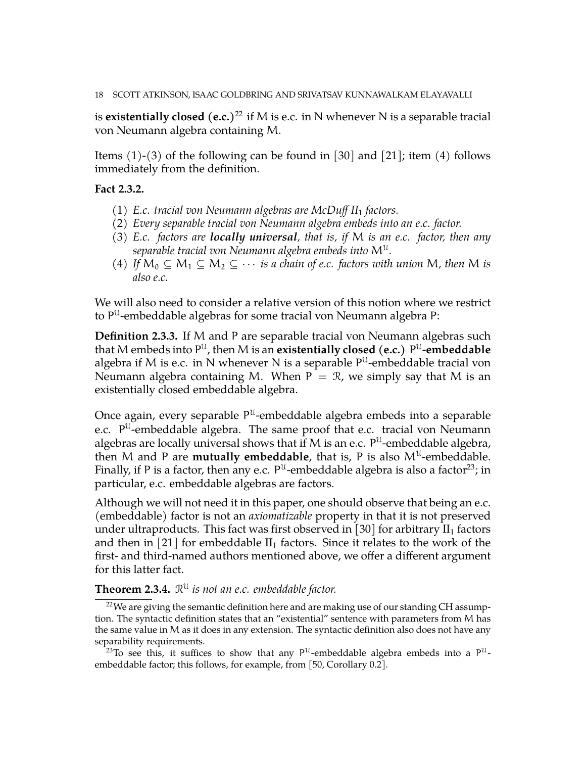is **existentially closed (e.c.)**[22] if M is e.c. in N whenever N is a separable tracial von Neumann algebra containing M.

Items (1)-(3) of the following can be found in [30] and [21]; item (4) follows immediately from the definition.

**Fact 2.3.2.**

1. *E.c. tracial von Neumann algebras are McDuff $II_1$ factors.*
2. *Every separable tracial von Neumann algebra embeds into an e.c. factor.*
3. *E.c. factors are **locally universal**, that is, if M is an e.c. factor, then any separable tracial von Neumann algebra embeds into $M^{\mathcal{U}}$.*
4. *If $M_0 \subseteq M_1 \subseteq M_2 \subseteq \cdots$ is a chain of e.c. factors with union M, then M is also e.c.*

We will also need to consider a relative version of this notion where we restrict to $P^{\mathcal{U}}$-embeddable algebras for some tracial von Neumann algebra P:

**Definition 2.3.3.** If M and P are separable tracial von Neumann algebras such that M embeds into $P^{\mathcal{U}}$, then M is an **existentially closed (e.c.) $P^{\mathcal{U}}$-embeddable** algebra if M is e.c. in N whenever N is a separable $P^{\mathcal{U}}$-embeddable tracial von Neumann algebra containing M. When $P = \mathcal{R}$, we simply say that M is an existentially closed embeddable algebra.

Once again, every separable $P^{\mathcal{U}}$-embeddable algebra embeds into a separable e.c. $P^{\mathcal{U}}$-embeddable algebra. The same proof that e.c. tracial von Neumann algebras are locally universal shows that if M is an e.c. $P^{\mathcal{U}}$-embeddable algebra, then M and P are **mutually embeddable**, that is, P is also $M^{\mathcal{U}}$-embeddable. Finally, if P is a factor, then any e.c. $P^{\mathcal{U}}$-embeddable algebra is also a factor[23]; in particular, e.c. embeddable algebras are factors.

Although we will not need it in this paper, one should observe that being an e.c. (embeddable) factor is not an *axiomatizable* property in that it is not preserved under ultraproducts. This fact was first observed in [30] for arbitrary $II_1$ factors and then in [21] for embeddable $II_1$ factors. Since it relates to the work of the first- and third-named authors mentioned above, we offer a different argument for this latter fact.

**Theorem 2.3.4.** *$\mathcal{R}^{\mathcal{U}}$ is not an e.c. embeddable factor.*

[22] We are giving the semantic definition here and are making use of our standing CH assumption. The syntactic definition states that an "existential" sentence with parameters from M has the same value in M as it does in any extension. The syntactic definition also does not have any separability requirements.

[23] To see this, it suffices to show that any $P^{\mathcal{U}}$-embeddable algebra embeds into a $P^{\mathcal{U}}$-embeddable factor; this follows, for example, from [50, Corollary 0.2].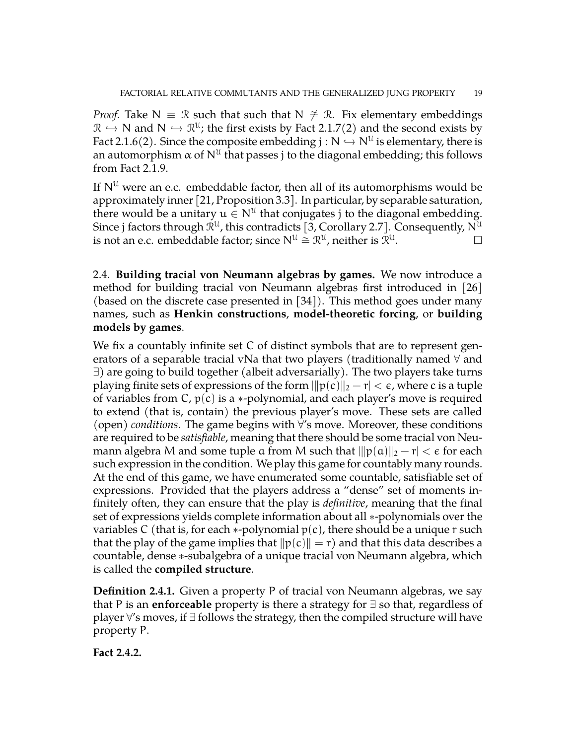*Proof.* Take $N \equiv \mathcal{R}$ such that such that $N \not\cong \mathcal{R}$. Fix elementary embeddings $\mathcal{R} \hookrightarrow N$ and $N \hookrightarrow \mathcal{R}^{\mathcal{U}}$; the first exists by Fact 2.1.7(2) and the second exists by Fact 2.1.6(2). Since the composite embedding $j : N \hookrightarrow N^{\mathcal{U}}$ is elementary, there is an automorphism $\alpha$ of $N^{\mathcal{U}}$ that passes j to the diagonal embedding; this follows from Fact 2.1.9.

If $N^{\mathcal{U}}$ were an e.c. embeddable factor, then all of its automorphisms would be approximately inner [21, Proposition 3.3]. In particular, by separable saturation, there would be a unitary $u \in N^{\mathcal{U}}$ that conjugates j to the diagonal embedding. Since j factors through $\mathcal{R}^{\mathcal{U}}$, this contradicts [3, Corollary 2.7]. Consequently, $N^{\mathcal{U}}$ is not an e.c. embeddable factor; since $N^{\mathcal{U}} \cong \mathcal{R}^{\mathcal{U}}$, neither is $\mathcal{R}^{\mathcal{U}}$. □

2.4. **Building tracial von Neumann algebras by games.** We now introduce a method for building tracial von Neumann algebras first introduced in [26] (based on the discrete case presented in [34]). This method goes under many names, such as **Henkin constructions**, **model-theoretic forcing**, or **building models by games**.

We fix a countably infinite set C of distinct symbols that are to represent generators of a separable tracial vNa that two players (traditionally named $\forall$ and $\exists$) are going to build together (albeit adversarially). The two players take turns playing finite sets of expressions of the form $|\|p(c)\|_2 - r| < \epsilon$, where c is a tuple of variables from C, $p(c)$ is a $*$-polynomial, and each player's move is required to extend (that is, contain) the previous player's move. These sets are called (open) *conditions*. The game begins with $\forall$'s move. Moreover, these conditions are required to be *satisfiable*, meaning that there should be some tracial von Neumann algebra M and some tuple a from M such that $|\|p(a)\|_2 - r| < \epsilon$ for each such expression in the condition. We play this game for countably many rounds. At the end of this game, we have enumerated some countable, satisfiable set of expressions. Provided that the players address a "dense" set of moments infinitely often, they can ensure that the play is *definitive*, meaning that the final set of expressions yields complete information about all $*$-polynomials over the variables C (that is, for each $*$-polynomial $p(c)$, there should be a unique r such that the play of the game implies that $\|p(c)\| = r$) and that this data describes a countable, dense $*$-subalgebra of a unique tracial von Neumann algebra, which is called the **compiled structure**.

**Definition 2.4.1.** Given a property P of tracial von Neumann algebras, we say that P is an **enforceable** property is there a strategy for $\exists$ so that, regardless of player $\forall$'s moves, if $\exists$ follows the strategy, then the compiled structure will have property P.

**Fact 2.4.2.**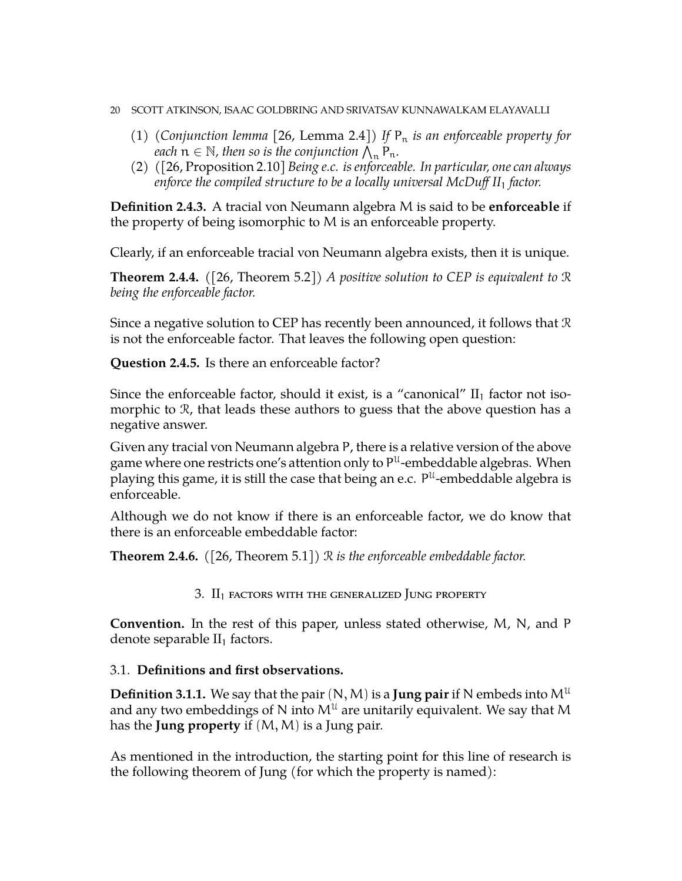(1) (*Conjunction lemma* [26, Lemma 2.4]) *If $P_n$ is an enforceable property for each $n \in \mathbb{N}$, then so is the conjunction $\bigwedge_n P_n$.*
(2) ([26, Proposition 2.10] *Being e.c. is enforceable. In particular, one can always enforce the compiled structure to be a locally universal McDuff $\mathrm{II}_1$ factor.*

**Definition 2.4.3.** A tracial von Neumann algebra $M$ is said to be **enforceable** if the property of being isomorphic to $M$ is an enforceable property.

Clearly, if an enforceable tracial von Neumann algebra exists, then it is unique.

**Theorem 2.4.4.** ([26, Theorem 5.2]) *A positive solution to CEP is equivalent to $\mathcal{R}$ being the enforceable factor.*

Since a negative solution to CEP has recently been announced, it follows that $\mathcal{R}$ is not the enforceable factor. That leaves the following open question:

**Question 2.4.5.** Is there an enforceable factor?

Since the enforceable factor, should it exist, is a "canonical" $\mathrm{II}_1$ factor not isomorphic to $\mathcal{R}$, that leads these authors to guess that the above question has a negative answer.

Given any tracial von Neumann algebra $P$, there is a relative version of the above game where one restricts one's attention only to $P^{\mathcal{U}}$-embeddable algebras. When playing this game, it is still the case that being an e.c. $P^{\mathcal{U}}$-embeddable algebra is enforceable.

Although we do not know if there is an enforceable factor, we do know that there is an enforceable embeddable factor:

**Theorem 2.4.6.** ([26, Theorem 5.1]) *$\mathcal{R}$ is the enforceable embeddable factor.*

## 3. $\mathrm{II}_1$ factors with the generalized Jung property

**Convention.** In the rest of this paper, unless stated otherwise, $M$, $N$, and $P$ denote separable $\mathrm{II}_1$ factors.

### 3.1. Definitions and first observations.

**Definition 3.1.1.** We say that the pair $(N, M)$ is a **Jung pair** if $N$ embeds into $M^{\mathcal{U}}$ and any two embeddings of $N$ into $M^{\mathcal{U}}$ are unitarily equivalent. We say that $M$ has the **Jung property** if $(M, M)$ is a Jung pair.

As mentioned in the introduction, the starting point for this line of research is the following theorem of Jung (for which the property is named):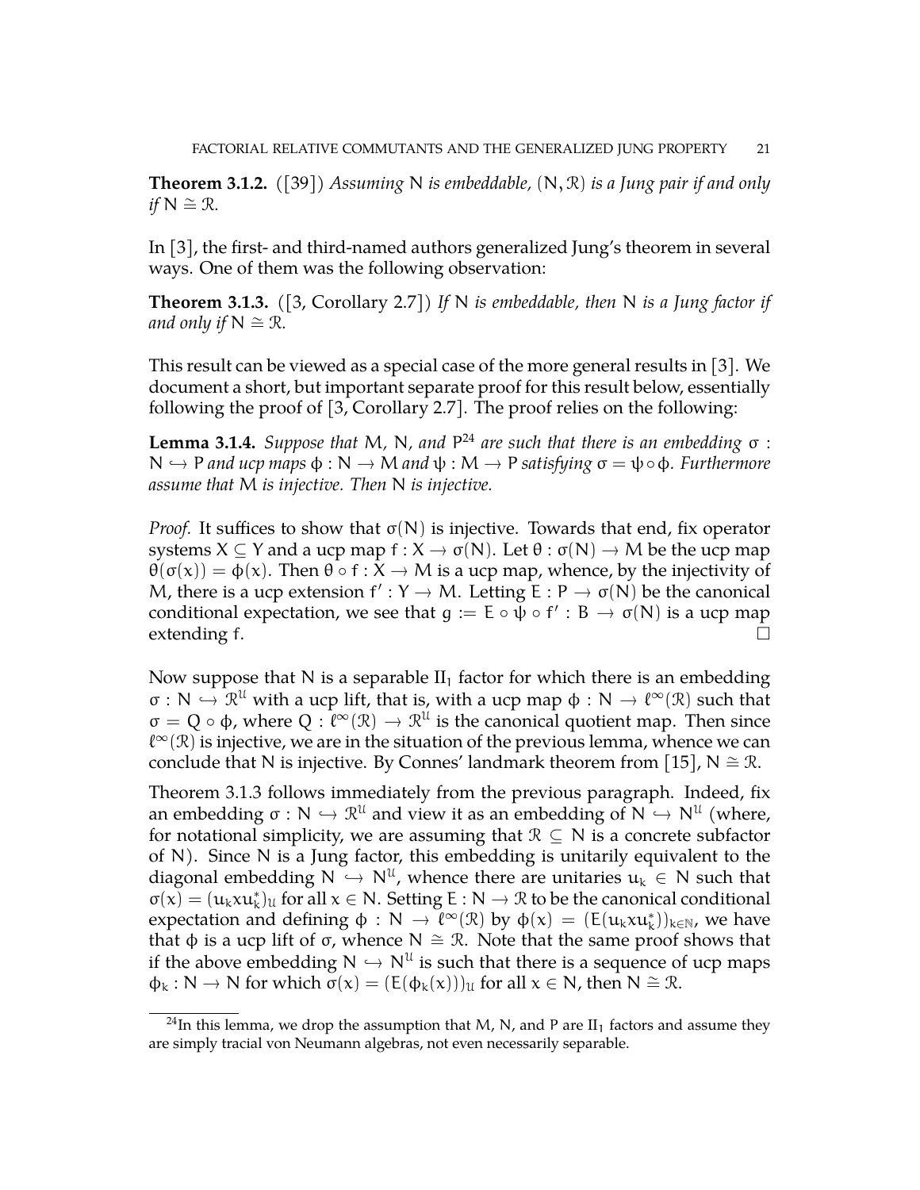**Theorem 3.1.2.** ([39]) *Assuming* $N$ *is embeddable,* $(N, \mathcal{R})$ *is a Jung pair if and only if* $N \cong \mathcal{R}$*.*

In [3], the first- and third-named authors generalized Jung's theorem in several ways. One of them was the following observation:

**Theorem 3.1.3.** ([3, Corollary 2.7]) *If* $N$ *is embeddable, then* $N$ *is a Jung factor if and only if* $N \cong \mathcal{R}$*.*

This result can be viewed as a special case of the more general results in [3]. We document a short, but important separate proof for this result below, essentially following the proof of [3, Corollary 2.7]. The proof relies on the following:

**Lemma 3.1.4.** *Suppose that* $M$*,* $N$*, and* $P$[24] *are such that there is an embedding* $\sigma : N \hookrightarrow P$ *and ucp maps* $\phi : N \to M$ *and* $\psi : M \to P$ *satisfying* $\sigma = \psi \circ \phi$*. Furthermore assume that* $M$ *is injective. Then* $N$ *is injective.*

*Proof.* It suffices to show that $\sigma(N)$ is injective. Towards that end, fix operator systems $X \subseteq Y$ and a ucp map $f : X \to \sigma(N)$. Let $\theta : \sigma(N) \to M$ be the ucp map $\theta(\sigma(x)) = \phi(x)$. Then $\theta \circ f : X \to M$ is a ucp map, whence, by the injectivity of $M$, there is a ucp extension $f' : Y \to M$. Letting $E : P \to \sigma(N)$ be the canonical conditional expectation, we see that $g := E \circ \psi \circ f' : B \to \sigma(N)$ is a ucp map extending $f$. □

Now suppose that $N$ is a separable $\mathrm{II}_1$ factor for which there is an embedding $\sigma : N \hookrightarrow \mathcal{R}^{\mathcal{U}}$ with a ucp lift, that is, with a ucp map $\phi : N \to \ell^\infty(\mathcal{R})$ such that $\sigma = Q \circ \phi$, where $Q : \ell^\infty(\mathcal{R}) \to \mathcal{R}^{\mathcal{U}}$ is the canonical quotient map. Then since $\ell^\infty(\mathcal{R})$ is injective, we are in the situation of the previous lemma, whence we can conclude that $N$ is injective. By Connes' landmark theorem from [15], $N \cong \mathcal{R}$.

Theorem 3.1.3 follows immediately from the previous paragraph. Indeed, fix an embedding $\sigma : N \hookrightarrow \mathcal{R}^{\mathcal{U}}$ and view it as an embedding of $N \hookrightarrow N^{\mathcal{U}}$ (where, for notational simplicity, we are assuming that $\mathcal{R} \subseteq N$ is a concrete subfactor of $N$). Since $N$ is a Jung factor, this embedding is unitarily equivalent to the diagonal embedding $N \hookrightarrow N^{\mathcal{U}}$, whence there are unitaries $u_k \in N$ such that $\sigma(x) = (u_k x u_k^*)_{\mathcal{U}}$ for all $x \in N$. Setting $E : N \to \mathcal{R}$ to be the canonical conditional expectation and defining $\phi : N \to \ell^\infty(\mathcal{R})$ by $\phi(x) = (E(u_k x u_k^*))_{k \in \mathbb{N}}$, we have that $\phi$ is a ucp lift of $\sigma$, whence $N \cong \mathcal{R}$. Note that the same proof shows that if the above embedding $N \hookrightarrow N^{\mathcal{U}}$ is such that there is a sequence of ucp maps $\phi_k : N \to N$ for which $\sigma(x) = (E(\phi_k(x)))_{\mathcal{U}}$ for all $x \in N$, then $N \cong \mathcal{R}$.

[24] In this lemma, we drop the assumption that $M$, $N$, and $P$ are $\mathrm{II}_1$ factors and assume they are simply tracial von Neumann algebras, not even necessarily separable.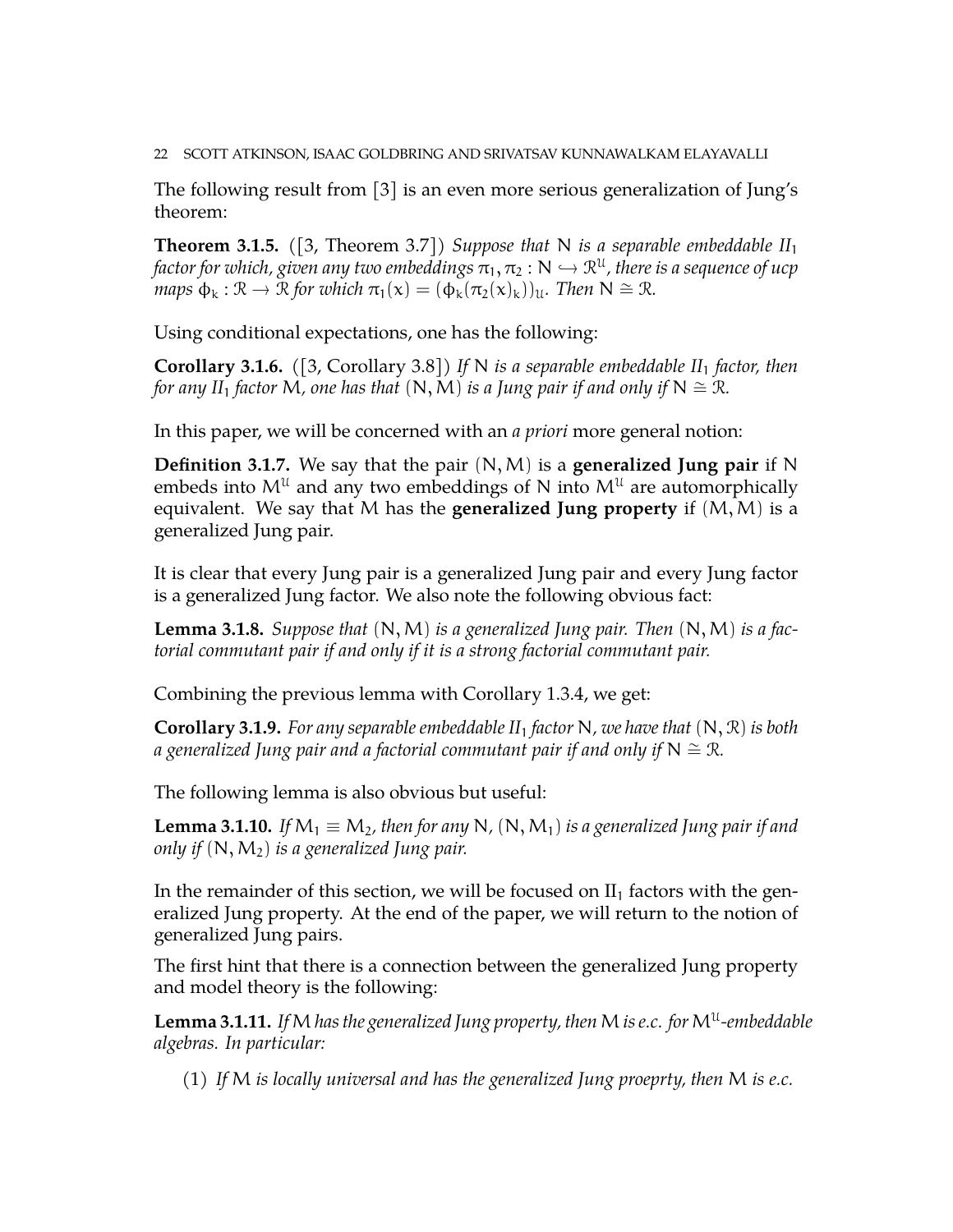The following result from [3] is an even more serious generalization of Jung's theorem:

**Theorem 3.1.5.** ([3, Theorem 3.7]) *Suppose that* $\mathsf{N}$ *is a separable embeddable II*$_1$ *factor for which, given any two embeddings* $\pi_1, \pi_2 : \mathsf{N} \hookrightarrow \mathcal{R}^{\mathcal{U}}$*, there is a sequence of ucp maps* $\phi_k : \mathcal{R} \to \mathcal{R}$ *for which* $\pi_1(x) = (\phi_k(\pi_2(x)_k))_{\mathcal{U}}$*. Then* $\mathsf{N} \cong \mathcal{R}$*.*

Using conditional expectations, one has the following:

**Corollary 3.1.6.** ([3, Corollary 3.8]) *If* $\mathsf{N}$ *is a separable embeddable II*$_1$ *factor, then for any II*$_1$ *factor* $\mathsf{M}$*, one has that* $(\mathsf{N}, \mathsf{M})$ *is a Jung pair if and only if* $\mathsf{N} \cong \mathcal{R}$*.*

In this paper, we will be concerned with an *a priori* more general notion:

**Definition 3.1.7.** We say that the pair $(\mathsf{N}, \mathsf{M})$ is a **generalized Jung pair** if $\mathsf{N}$ embeds into $\mathsf{M}^{\mathcal{U}}$ and any two embeddings of $\mathsf{N}$ into $\mathsf{M}^{\mathcal{U}}$ are automorphically equivalent. We say that $\mathsf{M}$ has the **generalized Jung property** if $(\mathsf{M}, \mathsf{M})$ is a generalized Jung pair.

It is clear that every Jung pair is a generalized Jung pair and every Jung factor is a generalized Jung factor. We also note the following obvious fact:

**Lemma 3.1.8.** *Suppose that* $(\mathsf{N}, \mathsf{M})$ *is a generalized Jung pair. Then* $(\mathsf{N}, \mathsf{M})$ *is a factorial commutant pair if and only if it is a strong factorial commutant pair.*

Combining the previous lemma with Corollary 1.3.4, we get:

**Corollary 3.1.9.** *For any separable embeddable II*$_1$ *factor* $\mathsf{N}$*, we have that* $(\mathsf{N}, \mathcal{R})$ *is both a generalized Jung pair and a factorial commutant pair if and only if* $\mathsf{N} \cong \mathcal{R}$*.*

The following lemma is also obvious but useful:

**Lemma 3.1.10.** *If* $\mathsf{M}_1 \equiv \mathsf{M}_2$*, then for any* $\mathsf{N}$*,* $(\mathsf{N}, \mathsf{M}_1)$ *is a generalized Jung pair if and only if* $(\mathsf{N}, \mathsf{M}_2)$ *is a generalized Jung pair.*

In the remainder of this section, we will be focused on II$_1$ factors with the generalized Jung property. At the end of the paper, we will return to the notion of generalized Jung pairs.

The first hint that there is a connection between the generalized Jung property and model theory is the following:

**Lemma 3.1.11.** *If* $\mathsf{M}$ *has the generalized Jung property, then* $\mathsf{M}$ *is e.c. for* $\mathsf{M}^{\mathcal{U}}$*-embeddable algebras. In particular:*

(1) *If* $\mathsf{M}$ *is locally universal and has the generalized Jung proeprty, then* $\mathsf{M}$ *is e.c.*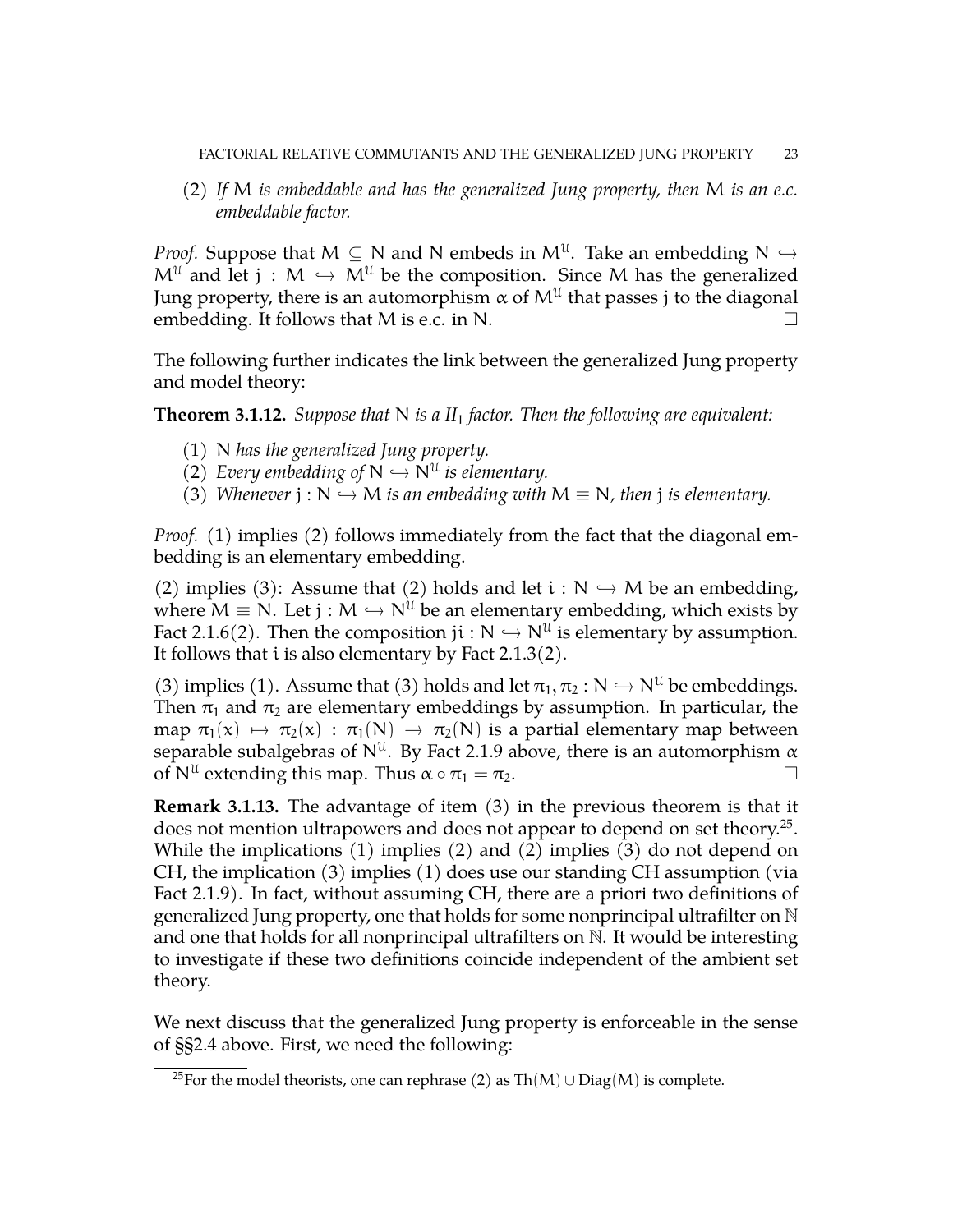(2) *If* $M$ *is embeddable and has the generalized Jung property, then* $M$ *is an e.c. embeddable factor.*

*Proof.* Suppose that $M \subseteq N$ and $N$ embeds in $M^{\mathcal{U}}$. Take an embedding $N \hookrightarrow M^{\mathcal{U}}$ and let $j : M \hookrightarrow M^{\mathcal{U}}$ be the composition. Since $M$ has the generalized Jung property, there is an automorphism $\alpha$ of $M^{\mathcal{U}}$ that passes $j$ to the diagonal embedding. It follows that $M$ is e.c. in $N$. □

The following further indicates the link between the generalized Jung property and model theory:

**Theorem 3.1.12.** *Suppose that* $N$ *is a II*$_1$ *factor. Then the following are equivalent:*

1. $N$ *has the generalized Jung property.*
2. *Every embedding of* $N \hookrightarrow N^{\mathcal{U}}$ *is elementary.*
3. *Whenever* $j : N \hookrightarrow M$ *is an embedding with* $M \equiv N$*, then* $j$ *is elementary.*

*Proof.* (1) implies (2) follows immediately from the fact that the diagonal embedding is an elementary embedding.

(2) implies (3): Assume that (2) holds and let $i : N \hookrightarrow M$ be an embedding, where $M \equiv N$. Let $j : M \hookrightarrow N^{\mathcal{U}}$ be an elementary embedding, which exists by Fact 2.1.6(2). Then the composition $ji : N \hookrightarrow N^{\mathcal{U}}$ is elementary by assumption. It follows that $i$ is also elementary by Fact 2.1.3(2).

(3) implies (1). Assume that (3) holds and let $\pi_1, \pi_2 : N \hookrightarrow N^{\mathcal{U}}$ be embeddings. Then $\pi_1$ and $\pi_2$ are elementary embeddings by assumption. In particular, the map $\pi_1(x) \mapsto \pi_2(x) : \pi_1(N) \to \pi_2(N)$ is a partial elementary map between separable subalgebras of $N^{\mathcal{U}}$. By Fact 2.1.9 above, there is an automorphism $\alpha$ of $N^{\mathcal{U}}$ extending this map. Thus $\alpha \circ \pi_1 = \pi_2$. □

**Remark 3.1.13.** The advantage of item (3) in the previous theorem is that it does not mention ultrapowers and does not appear to depend on set theory.[25]. While the implications (1) implies (2) and (2) implies (3) do not depend on CH, the implication (3) implies (1) does use our standing CH assumption (via Fact 2.1.9). In fact, without assuming CH, there are a priori two definitions of generalized Jung property, one that holds for some nonprincipal ultrafilter on $\mathbb{N}$ and one that holds for all nonprincipal ultrafilters on $\mathbb{N}$. It would be interesting to investigate if these two definitions coincide independent of the ambient set theory.

We next discuss that the generalized Jung property is enforceable in the sense of §§2.4 above. First, we need the following:

[25] For the model theorists, one can rephrase (2) as $\mathrm{Th}(M) \cup \mathrm{Diag}(M)$ is complete.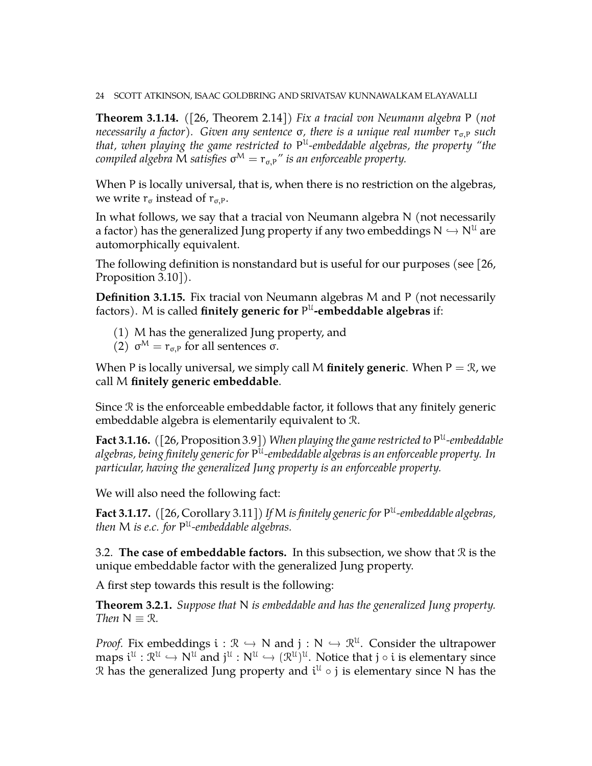**Theorem 3.1.14.** ([26, Theorem 2.14]) *Fix a tracial von Neumann algebra* $P$ *(not necessarily a factor). Given any sentence* $\sigma$*, there is a unique real number* $r_{\sigma,P}$ *such that, when playing the game restricted to* $P^{\mathcal{U}}$*-embeddable algebras, the property "the compiled algebra* $M$ *satisfies* $\sigma^M = r_{\sigma,P}$*" is an enforceable property.*

When $P$ is locally universal, that is, when there is no restriction on the algebras, we write $r_\sigma$ instead of $r_{\sigma,P}$.

In what follows, we say that a tracial von Neumann algebra $N$ (not necessarily a factor) has the generalized Jung property if any two embeddings $N \hookrightarrow N^{\mathcal{U}}$ are automorphically equivalent.

The following definition is nonstandard but is useful for our purposes (see [26, Proposition 3.10]).

**Definition 3.1.15.** Fix tracial von Neumann algebras $M$ and $P$ (not necessarily factors). $M$ is called **finitely generic for** $P^{\mathcal{U}}$**-embeddable algebras** if:

(1) $M$ has the generalized Jung property, and
(2) $\sigma^M = r_{\sigma,P}$ for all sentences $\sigma$.

When $P$ is locally universal, we simply call $M$ **finitely generic**. When $P = \mathcal{R}$, we call $M$ **finitely generic embeddable**.

Since $\mathcal{R}$ is the enforceable embeddable factor, it follows that any finitely generic embeddable algebra is elementarily equivalent to $\mathcal{R}$.

**Fact 3.1.16.** ([26, Proposition 3.9]) *When playing the game restricted to* $P^{\mathcal{U}}$*-embeddable algebras, being finitely generic for* $P^{\mathcal{U}}$*-embeddable algebras is an enforceable property. In particular, having the generalized Jung property is an enforceable property.*

We will also need the following fact:

**Fact 3.1.17.** ([26, Corollary 3.11]) *If* $M$ *is finitely generic for* $P^{\mathcal{U}}$*-embeddable algebras, then* $M$ *is e.c. for* $P^{\mathcal{U}}$*-embeddable algebras.*

## 3.2. The case of embeddable factors.

In this subsection, we show that $\mathcal{R}$ is the unique embeddable factor with the generalized Jung property.

A first step towards this result is the following:

**Theorem 3.2.1.** *Suppose that* $N$ *is embeddable and has the generalized Jung property. Then* $N \equiv \mathcal{R}$*.*

*Proof.* Fix embeddings $i : \mathcal{R} \hookrightarrow N$ and $j : N \hookrightarrow \mathcal{R}^{\mathcal{U}}$. Consider the ultrapower maps $i^{\mathcal{U}} : \mathcal{R}^{\mathcal{U}} \hookrightarrow N^{\mathcal{U}}$ and $j^{\mathcal{U}} : N^{\mathcal{U}} \hookrightarrow (\mathcal{R}^{\mathcal{U}})^{\mathcal{U}}$. Notice that $j \circ i$ is elementary since $\mathcal{R}$ has the generalized Jung property and $i^{\mathcal{U}} \circ j$ is elementary since $N$ has the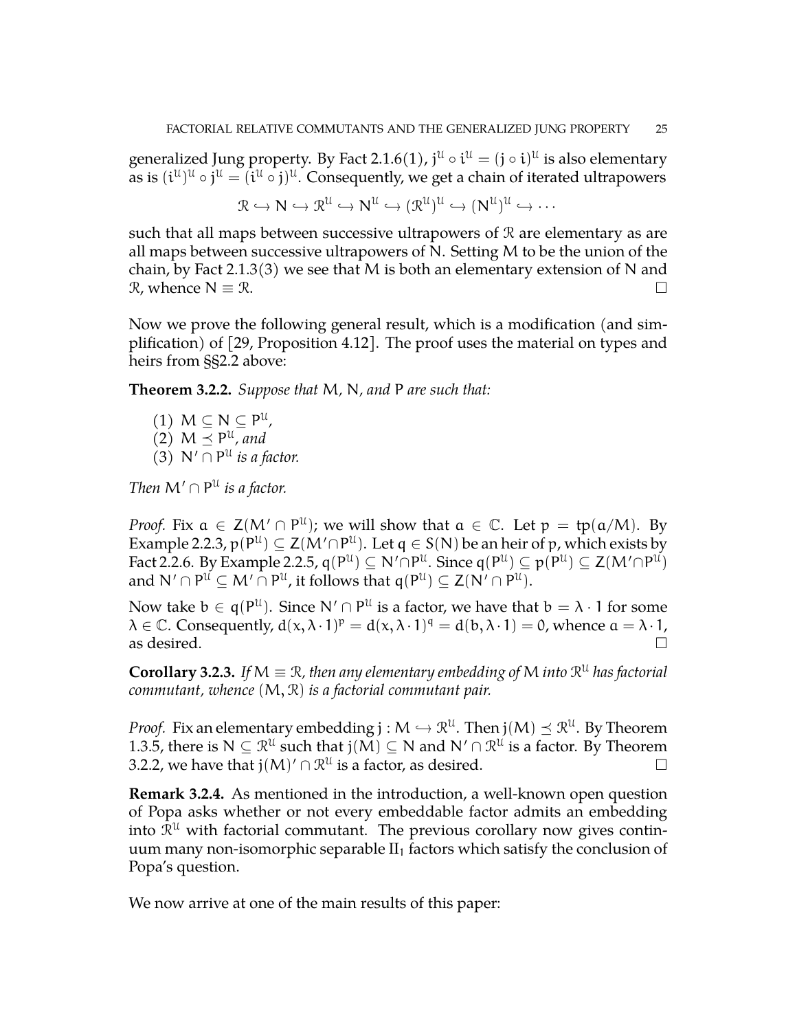generalized Jung property. By Fact 2.1.6(1), $j^{\mathcal{U}} \circ i^{\mathcal{U}} = (j \circ i)^{\mathcal{U}}$ is also elementary as is $(i^{\mathcal{U}})^{\mathcal{U}} \circ j^{\mathcal{U}} = (i^{\mathcal{U}} \circ j)^{\mathcal{U}}$. Consequently, we get a chain of iterated ultrapowers

$$\mathcal{R} \hookrightarrow N \hookrightarrow \mathcal{R}^{\mathcal{U}} \hookrightarrow N^{\mathcal{U}} \hookrightarrow (\mathcal{R}^{\mathcal{U}})^{\mathcal{U}} \hookrightarrow (N^{\mathcal{U}})^{\mathcal{U}} \hookrightarrow \cdots$$

such that all maps between successive ultrapowers of $\mathcal{R}$ are elementary as are all maps between successive ultrapowers of N. Setting M to be the union of the chain, by Fact 2.1.3(3) we see that M is both an elementary extension of N and $\mathcal{R}$, whence $N \equiv \mathcal{R}$. ☐

Now we prove the following general result, which is a modification (and simplification) of [29, Proposition 4.12]. The proof uses the material on types and heirs from §§2.2 above:

**Theorem 3.2.2.** *Suppose that* M*,* N*, and* P *are such that:*

1. $M \subseteq N \subseteq P^{\mathcal{U}}$,
2. $M \preceq P^{\mathcal{U}}$*, and*
3. $N' \cap P^{\mathcal{U}}$ *is a factor.*

*Then* $M' \cap P^{\mathcal{U}}$ *is a factor.*

*Proof.* Fix $a \in Z(M' \cap P^{\mathcal{U}})$; we will show that $a \in \mathbb{C}$. Let $p = \mathrm{tp}(a/M)$. By Example 2.2.3, $p(P^{\mathcal{U}}) \subseteq Z(M' \cap P^{\mathcal{U}})$. Let $q \in S(N)$ be an heir of p, which exists by Fact 2.2.6. By Example 2.2.5, $q(P^{\mathcal{U}}) \subseteq N' \cap P^{\mathcal{U}}$. Since $q(P^{\mathcal{U}}) \subseteq p(P^{\mathcal{U}}) \subseteq Z(M' \cap P^{\mathcal{U}})$ and $N' \cap P^{\mathcal{U}} \subseteq M' \cap P^{\mathcal{U}}$, it follows that $q(P^{\mathcal{U}}) \subseteq Z(N' \cap P^{\mathcal{U}})$.

Now take $b \in q(P^{\mathcal{U}})$. Since $N' \cap P^{\mathcal{U}}$ is a factor, we have that $b = \lambda \cdot 1$ for some $\lambda \in \mathbb{C}$. Consequently, $d(x, \lambda \cdot 1)^p = d(x, \lambda \cdot 1)^q = d(b, \lambda \cdot 1) = 0$, whence $a = \lambda \cdot 1$, as desired. ☐

**Corollary 3.2.3.** *If* $M \equiv \mathcal{R}$*, then any elementary embedding of* M *into* $\mathcal{R}^{\mathcal{U}}$ *has factorial commutant, whence* $(M, \mathcal{R})$ *is a factorial commutant pair.*

*Proof.* Fix an elementary embedding $j : M \hookrightarrow \mathcal{R}^{\mathcal{U}}$. Then $j(M) \preceq \mathcal{R}^{\mathcal{U}}$. By Theorem 1.3.5, there is $N \subseteq \mathcal{R}^{\mathcal{U}}$ such that $j(M) \subseteq N$ and $N' \cap \mathcal{R}^{\mathcal{U}}$ is a factor. By Theorem 3.2.2, we have that $j(M)' \cap \mathcal{R}^{\mathcal{U}}$ is a factor, as desired. ☐

**Remark 3.2.4.** As mentioned in the introduction, a well-known open question of Popa asks whether or not every embeddable factor admits an embedding into $\mathcal{R}^{\mathcal{U}}$ with factorial commutant. The previous corollary now gives continuum many non-isomorphic separable $\mathrm{II}_1$ factors which satisfy the conclusion of Popa's question.

We now arrive at one of the main results of this paper: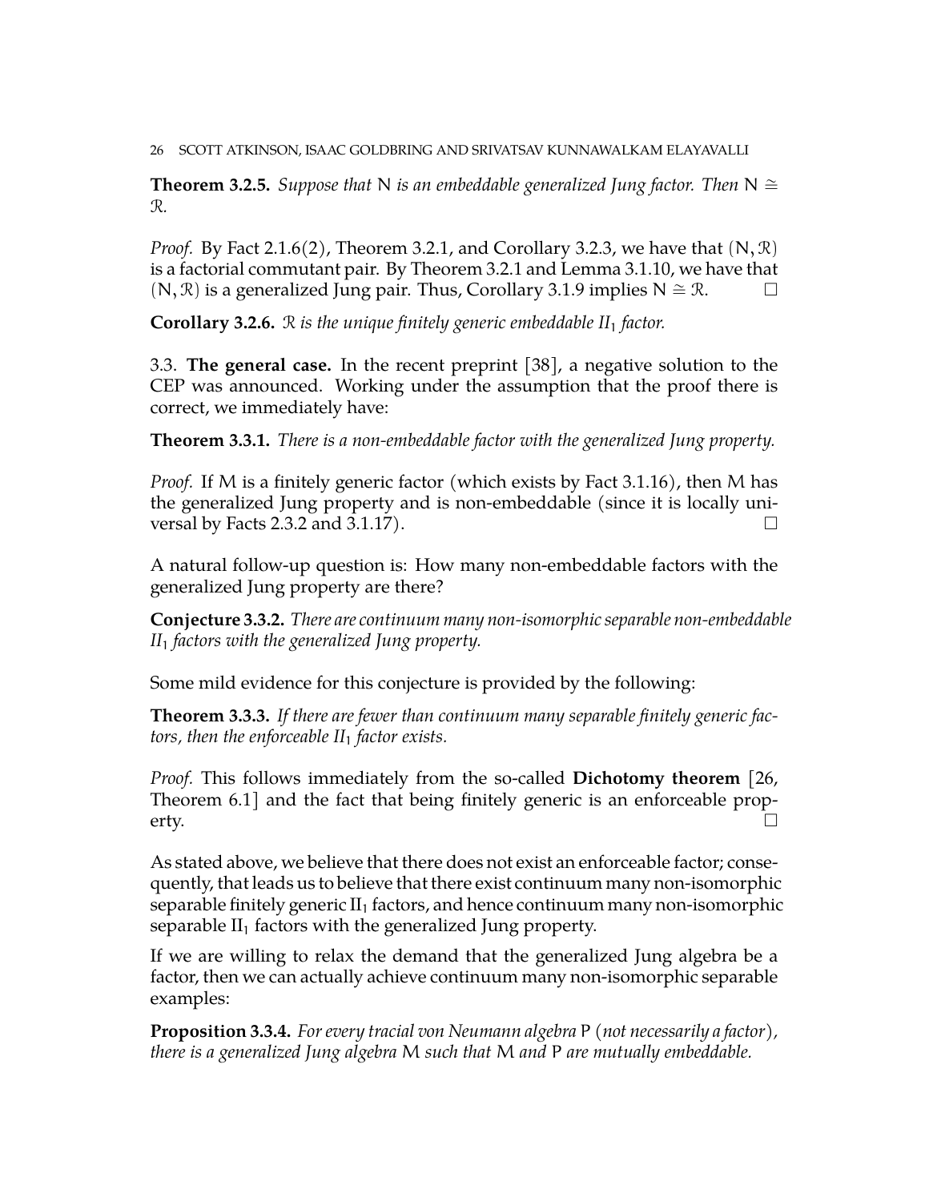**Theorem 3.2.5.** *Suppose that* $N$ *is an embeddable generalized Jung factor. Then* $N \cong \mathcal{R}$.

*Proof.* By Fact 2.1.6(2), Theorem 3.2.1, and Corollary 3.2.3, we have that $(N, \mathcal{R})$ is a factorial commutant pair. By Theorem 3.2.1 and Lemma 3.1.10, we have that $(N, \mathcal{R})$ is a generalized Jung pair. Thus, Corollary 3.1.9 implies $N \cong \mathcal{R}$. □

**Corollary 3.2.6.** $\mathcal{R}$ *is the unique finitely generic embeddable* $II_1$ *factor.*

3.3. **The general case.** In the recent preprint [38], a negative solution to the CEP was announced. Working under the assumption that the proof there is correct, we immediately have:

**Theorem 3.3.1.** *There is a non-embeddable factor with the generalized Jung property.*

*Proof.* If $M$ is a finitely generic factor (which exists by Fact 3.1.16), then $M$ has the generalized Jung property and is non-embeddable (since it is locally universal by Facts 2.3.2 and 3.1.17). □

A natural follow-up question is: How many non-embeddable factors with the generalized Jung property are there?

**Conjecture 3.3.2.** *There are continuum many non-isomorphic separable non-embeddable* $II_1$ *factors with the generalized Jung property.*

Some mild evidence for this conjecture is provided by the following:

**Theorem 3.3.3.** *If there are fewer than continuum many separable finitely generic factors, then the enforceable* $II_1$ *factor exists.*

*Proof.* This follows immediately from the so-called **Dichotomy theorem** [26, Theorem 6.1] and the fact that being finitely generic is an enforceable property. □

As stated above, we believe that there does not exist an enforceable factor; consequently, that leads us to believe that there exist continuum many non-isomorphic separable finitely generic $\mathrm{II}_1$ factors, and hence continuum many non-isomorphic separable $\mathrm{II}_1$ factors with the generalized Jung property.

If we are willing to relax the demand that the generalized Jung algebra be a factor, then we can actually achieve continuum many non-isomorphic separable examples:

**Proposition 3.3.4.** *For every tracial von Neumann algebra* $P$ *(not necessarily a factor), there is a generalized Jung algebra* $M$ *such that* $M$ *and* $P$ *are mutually embeddable.*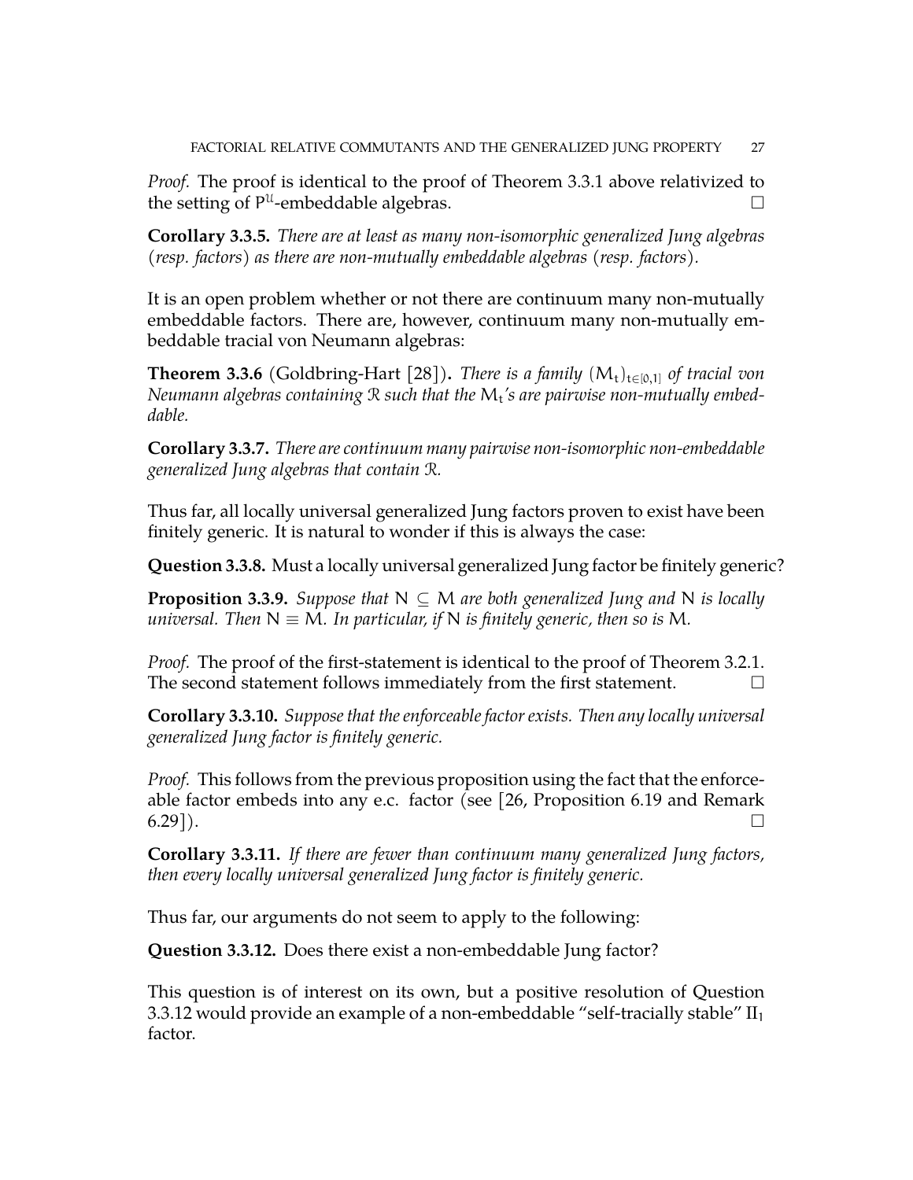*Proof.* The proof is identical to the proof of Theorem 3.3.1 above relativized to the setting of $P^{\mathcal{U}}$-embeddable algebras. □

**Corollary 3.3.5.** *There are at least as many non-isomorphic generalized Jung algebras (resp. factors) as there are non-mutually embeddable algebras (resp. factors).*

It is an open problem whether or not there are continuum many non-mutually embeddable factors. There are, however, continuum many non-mutually embeddable tracial von Neumann algebras:

**Theorem 3.3.6** (Goldbring-Hart [28])**.** *There is a family $(M_t)_{t\in[0,1]}$ of tracial von Neumann algebras containing $\mathcal{R}$ such that the $M_t$'s are pairwise non-mutually embeddable.*

**Corollary 3.3.7.** *There are continuum many pairwise non-isomorphic non-embeddable generalized Jung algebras that contain $\mathcal{R}$.*

Thus far, all locally universal generalized Jung factors proven to exist have been finitely generic. It is natural to wonder if this is always the case:

**Question 3.3.8.** Must a locally universal generalized Jung factor be finitely generic?

**Proposition 3.3.9.** *Suppose that $N \subseteq M$ are both generalized Jung and $N$ is locally universal. Then $N \equiv M$. In particular, if $N$ is finitely generic, then so is $M$.*

*Proof.* The proof of the first-statement is identical to the proof of Theorem 3.2.1. The second statement follows immediately from the first statement. □

**Corollary 3.3.10.** *Suppose that the enforceable factor exists. Then any locally universal generalized Jung factor is finitely generic.*

*Proof.* This follows from the previous proposition using the fact that the enforceable factor embeds into any e.c. factor (see [26, Proposition 6.19 and Remark 6.29]). □

**Corollary 3.3.11.** *If there are fewer than continuum many generalized Jung factors, then every locally universal generalized Jung factor is finitely generic.*

Thus far, our arguments do not seem to apply to the following:

**Question 3.3.12.** Does there exist a non-embeddable Jung factor?

This question is of interest on its own, but a positive resolution of Question 3.3.12 would provide an example of a non-embeddable "self-tracially stable" $\mathrm{II}_1$ factor.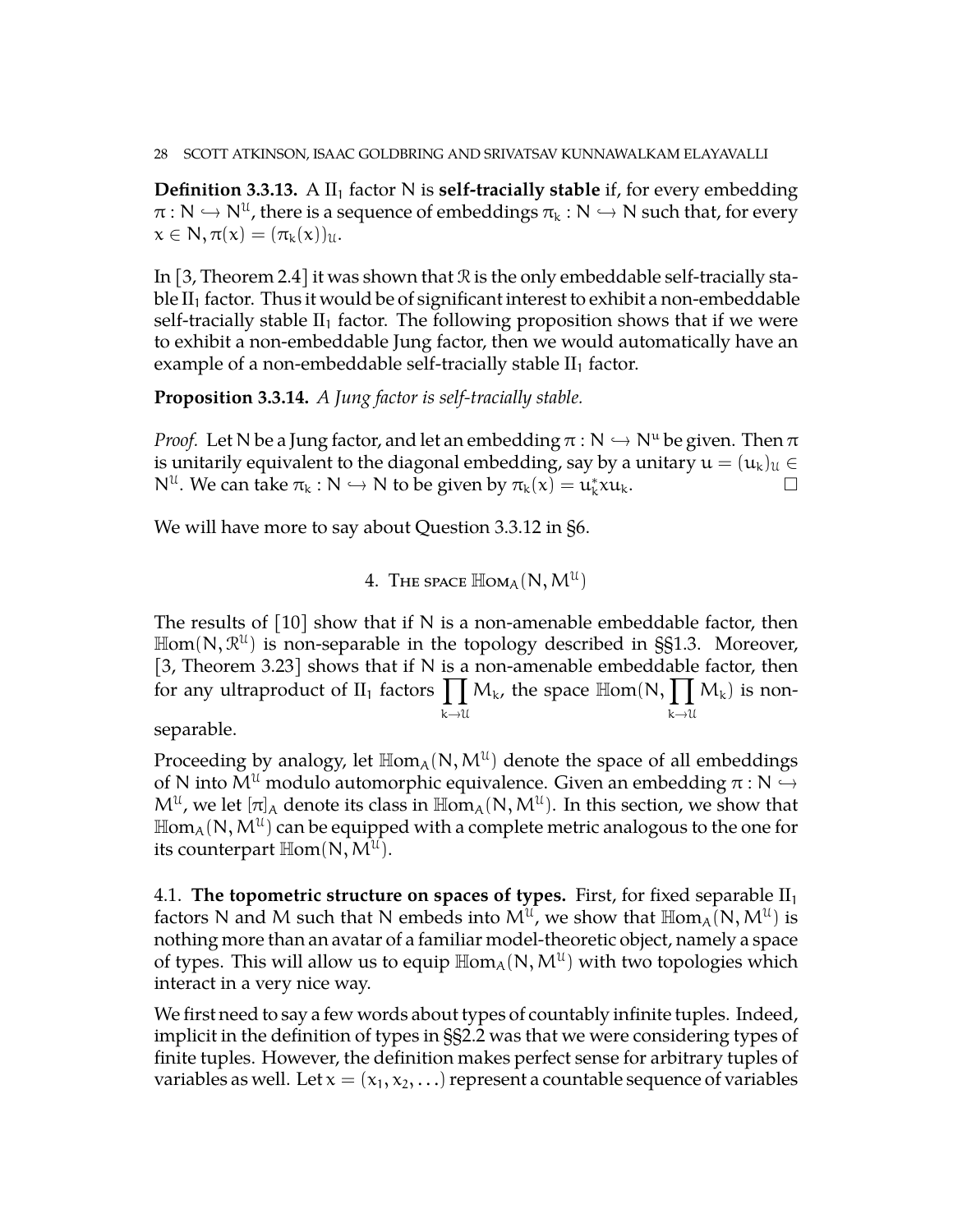**Definition 3.3.13.** A $\mathrm{II}_1$ factor $\mathrm{N}$ is **self-tracially stable** if, for every embedding $\pi : \mathrm{N} \hookrightarrow \mathrm{N}^{\mathcal{U}}$, there is a sequence of embeddings $\pi_k : \mathrm{N} \hookrightarrow \mathrm{N}$ such that, for every $x \in \mathrm{N}, \pi(x) = (\pi_k(x))_{\mathcal{U}}$.

In [3, Theorem 2.4] it was shown that $\mathcal{R}$ is the only embeddable self-tracially stable $\mathrm{II}_1$ factor. Thus it would be of significant interest to exhibit a non-embeddable self-tracially stable $\mathrm{II}_1$ factor. The following proposition shows that if we were to exhibit a non-embeddable Jung factor, then we would automatically have an example of a non-embeddable self-tracially stable $\mathrm{II}_1$ factor.

**Proposition 3.3.14.** *A Jung factor is self-tracially stable.*

*Proof.* Let $\mathrm{N}$ be a Jung factor, and let an embedding $\pi : \mathrm{N} \hookrightarrow \mathrm{N}^{\mathrm{u}}$ be given. Then $\pi$ is unitarily equivalent to the diagonal embedding, say by a unitary $u = (u_k)_{\mathcal{U}} \in \mathrm{N}^{\mathcal{U}}$. We can take $\pi_k : \mathrm{N} \hookrightarrow \mathrm{N}$ to be given by $\pi_k(x) = u_k^* x u_k$. $\square$

We will have more to say about Question 3.3.12 in §6.

## 4. The space $\mathbb{H}\mathrm{om}_A(\mathrm{N}, \mathrm{M}^{\mathcal{U}})$

The results of [10] show that if $\mathrm{N}$ is a non-amenable embeddable factor, then $\mathbb{H}\mathrm{om}(\mathrm{N}, \mathcal{R}^{\mathcal{U}})$ is non-separable in the topology described in §§1.3. Moreover, [3, Theorem 3.23] shows that if $\mathrm{N}$ is a non-amenable embeddable factor, then for any ultraproduct of $\mathrm{II}_1$ factors $\prod_{k \to \mathcal{U}} \mathrm{M}_k$, the space $\mathbb{H}\mathrm{om}(\mathrm{N}, \prod_{k \to \mathcal{U}} \mathrm{M}_k)$ is non-separable.

Proceeding by analogy, let $\mathbb{H}\mathrm{om}_A(\mathrm{N}, \mathrm{M}^{\mathcal{U}})$ denote the space of all embeddings of $\mathrm{N}$ into $\mathrm{M}^{\mathcal{U}}$ modulo automorphic equivalence. Given an embedding $\pi : \mathrm{N} \hookrightarrow \mathrm{M}^{\mathcal{U}}$, we let $[\pi]_A$ denote its class in $\mathbb{H}\mathrm{om}_A(\mathrm{N}, \mathrm{M}^{\mathcal{U}})$. In this section, we show that $\mathbb{H}\mathrm{om}_A(\mathrm{N}, \mathrm{M}^{\mathcal{U}})$ can be equipped with a complete metric analogous to the one for its counterpart $\mathbb{H}\mathrm{om}(\mathrm{N}, \mathrm{M}^{\mathcal{U}})$.

4.1. **The topometric structure on spaces of types.** First, for fixed separable $\mathrm{II}_1$ factors $\mathrm{N}$ and $\mathrm{M}$ such that $\mathrm{N}$ embeds into $\mathrm{M}^{\mathcal{U}}$, we show that $\mathbb{H}\mathrm{om}_A(\mathrm{N}, \mathrm{M}^{\mathcal{U}})$ is nothing more than an avatar of a familiar model-theoretic object, namely a space of types. This will allow us to equip $\mathbb{H}\mathrm{om}_A(\mathrm{N}, \mathrm{M}^{\mathcal{U}})$ with two topologies which interact in a very nice way.

We first need to say a few words about types of countably infinite tuples. Indeed, implicit in the definition of types in §§2.2 was that we were considering types of finite tuples. However, the definition makes perfect sense for arbitrary tuples of variables as well. Let $x = (x_1, x_2, \ldots)$ represent a countable sequence of variables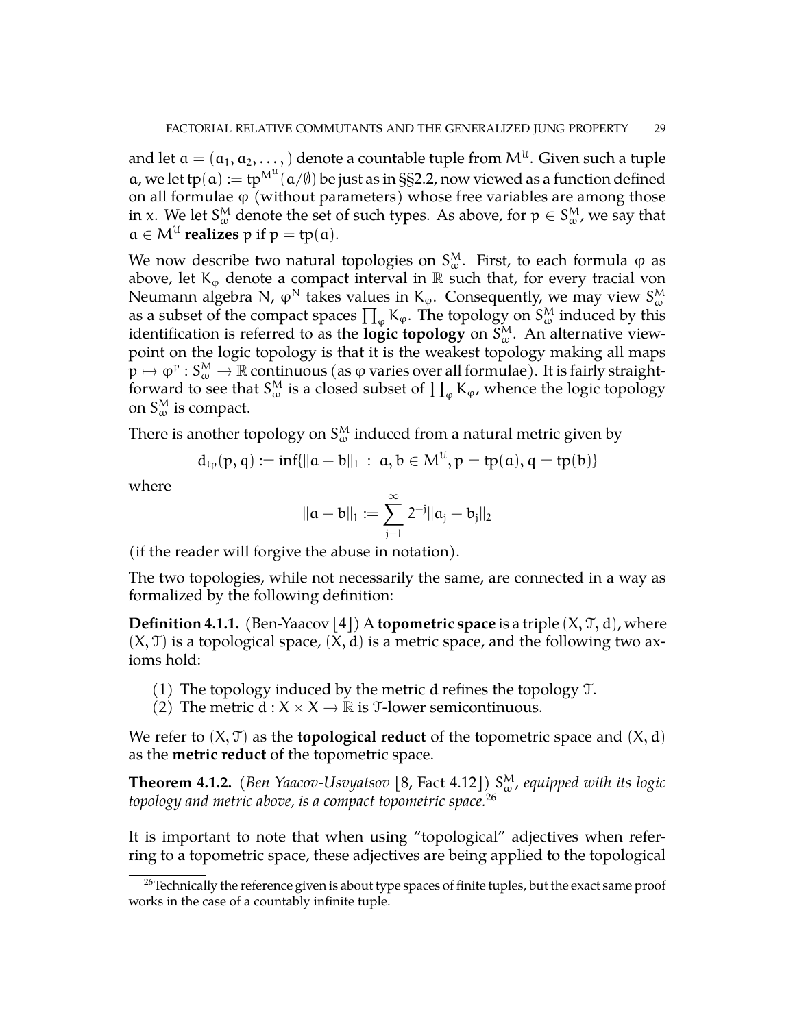and let $a = (a_1, a_2, \dots, )$ denote a countable tuple from $M^{\mathcal{U}}$. Given such a tuple $a$, we let $\text{tp}(a) := \text{tp}^{M^{\mathcal{U}}}(a/\emptyset)$ be just as in §§2.2, now viewed as a function defined on all formulae $\varphi$ (without parameters) whose free variables are among those in $x$. We let $S_\omega^M$ denote the set of such types. As above, for $p \in S_\omega^M$, we say that $a \in M^{\mathcal{U}}$ **realizes** $p$ if $p = \text{tp}(a)$.

We now describe two natural topologies on $S_\omega^M$. First, to each formula $\varphi$ as above, let $K_\varphi$ denote a compact interval in $\mathbb{R}$ such that, for every tracial von Neumann algebra $N$, $\varphi^N$ takes values in $K_\varphi$. Consequently, we may view $S_\omega^M$ as a subset of the compact spaces $\prod_\varphi K_\varphi$. The topology on $S_\omega^M$ induced by this identification is referred to as the **logic topology** on $S_\omega^M$. An alternative viewpoint on the logic topology is that it is the weakest topology making all maps $p \mapsto \varphi^p : S_\omega^M \to \mathbb{R}$ continuous (as $\varphi$ varies over all formulae). It is fairly straightforward to see that $S_\omega^M$ is a closed subset of $\prod_\varphi K_\varphi$, whence the logic topology on $S_\omega^M$ is compact.

There is another topology on $S_\omega^M$ induced from a natural metric given by

$$d_{\text{tp}}(p, q) := \inf\{\|a - b\|_1 \ : \ a, b \in M^{\mathcal{U}}, p = \text{tp}(a), q = \text{tp}(b)\}$$

where

$$\|a - b\|_1 := \sum_{j=1}^{\infty} 2^{-j} \|a_j - b_j\|_2$$

(if the reader will forgive the abuse in notation).

The two topologies, while not necessarily the same, are connected in a way as formalized by the following definition:

**Definition 4.1.1.** (Ben-Yaacov [4]) A **topometric space** is a triple $(X, \mathcal{T}, d)$, where $(X, \mathcal{T})$ is a topological space, $(X, d)$ is a metric space, and the following two axioms hold:

1. The topology induced by the metric $d$ refines the topology $\mathcal{T}$.
2. The metric $d : X \times X \to \mathbb{R}$ is $\mathcal{T}$-lower semicontinuous.

We refer to $(X, \mathcal{T})$ as the **topological reduct** of the topometric space and $(X, d)$ as the **metric reduct** of the topometric space.

**Theorem 4.1.2.** (*Ben Yaacov-Usvyatsov* [8, Fact 4.12]) *$S_\omega^M$, equipped with its logic topology and metric above, is a compact topometric space.*[26]

It is important to note that when using "topological" adjectives when referring to a topometric space, these adjectives are being applied to the topological

[26]Technically the reference given is about type spaces of finite tuples, but the exact same proof works in the case of a countably infinite tuple.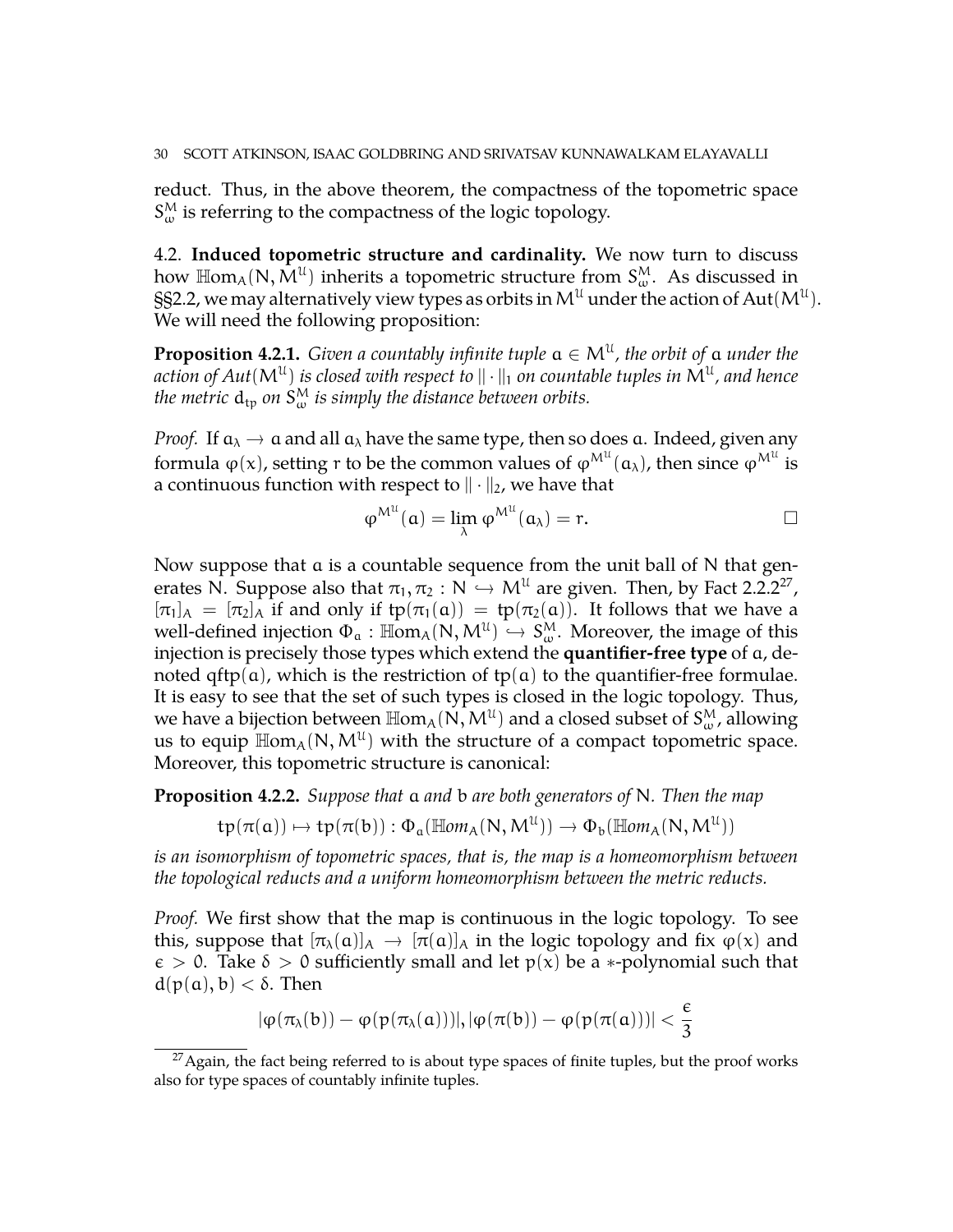reduct. Thus, in the above theorem, the compactness of the topometric space $S^M_\omega$ is referring to the compactness of the logic topology.

### 4.2. Induced topometric structure and cardinality.

We now turn to discuss how $\mathbb{H}\mathrm{om}_A(N, M^{\mathcal{U}})$ inherits a topometric structure from $S^M_\omega$. As discussed in §§2.2, we may alternatively view types as orbits in $M^{\mathcal{U}}$ under the action of $\mathrm{Aut}(M^{\mathcal{U}})$. We will need the following proposition:

**Proposition 4.2.1.** *Given a countably infinite tuple $a \in M^{\mathcal{U}}$, the orbit of $a$ under the action of $\mathrm{Aut}(M^{\mathcal{U}})$ is closed with respect to $\|\cdot\|_1$ on countable tuples in $M^{\mathcal{U}}$, and hence the metric $d_{tp}$ on $S^M_\omega$ is simply the distance between orbits.*

*Proof.* If $a_\lambda \to a$ and all $a_\lambda$ have the same type, then so does $a$. Indeed, given any formula $\varphi(x)$, setting $r$ to be the common values of $\varphi^{M^{\mathcal{U}}}(a_\lambda)$, then since $\varphi^{M^{\mathcal{U}}}$ is a continuous function with respect to $\|\cdot\|_2$, we have that

$$\varphi^{M^{\mathcal{U}}}(a) = \lim_\lambda \varphi^{M^{\mathcal{U}}}(a_\lambda) = r. \qquad \square$$

Now suppose that $a$ is a countable sequence from the unit ball of $N$ that generates $N$. Suppose also that $\pi_1, \pi_2 : N \hookrightarrow M^{\mathcal{U}}$ are given. Then, by Fact 2.2.2[27], $[\pi_1]_A = [\pi_2]_A$ if and only if $\mathrm{tp}(\pi_1(a)) = \mathrm{tp}(\pi_2(a))$. It follows that we have a well-defined injection $\Phi_a : \mathbb{H}\mathrm{om}_A(N, M^{\mathcal{U}}) \hookrightarrow S^M_\omega$. Moreover, the image of this injection is precisely those types which extend the **quantifier-free type** of $a$, denoted $\mathrm{qftp}(a)$, which is the restriction of $\mathrm{tp}(a)$ to the quantifier-free formulae. It is easy to see that the set of such types is closed in the logic topology. Thus, we have a bijection between $\mathbb{H}\mathrm{om}_A(N, M^{\mathcal{U}})$ and a closed subset of $S^M_\omega$, allowing us to equip $\mathbb{H}\mathrm{om}_A(N, M^{\mathcal{U}})$ with the structure of a compact topometric space. Moreover, this topometric structure is canonical:

**Proposition 4.2.2.** *Suppose that $a$ and $b$ are both generators of $N$. Then the map*

$$\mathrm{tp}(\pi(a)) \mapsto \mathrm{tp}(\pi(b)) : \Phi_a(\mathbb{H}om_A(N, M^{\mathcal{U}})) \to \Phi_b(\mathbb{H}om_A(N, M^{\mathcal{U}}))$$

*is an isomorphism of topometric spaces, that is, the map is a homeomorphism between the topological reducts and a uniform homeomorphism between the metric reducts.*

*Proof.* We first show that the map is continuous in the logic topology. To see this, suppose that $[\pi_\lambda(a)]_A \to [\pi(a)]_A$ in the logic topology and fix $\varphi(x)$ and $\epsilon > 0$. Take $\delta > 0$ sufficiently small and let $p(x)$ be a $*$-polynomial such that $d(p(a), b) < \delta$. Then

$$|\varphi(\pi_\lambda(b)) - \varphi(p(\pi_\lambda(a)))|, |\varphi(\pi(b)) - \varphi(p(\pi(a)))| < \frac{\epsilon}{3}$$

[27] Again, the fact being referred to is about type spaces of finite tuples, but the proof works also for type spaces of countably infinite tuples.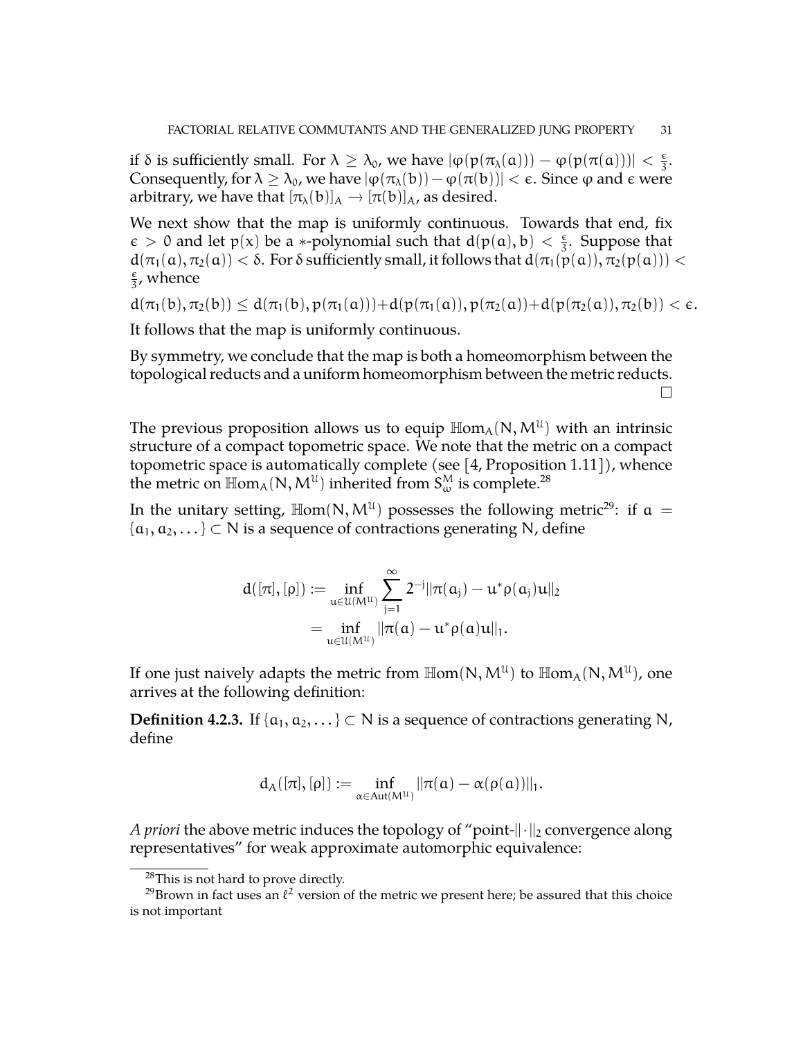if $\delta$ is sufficiently small. For $\lambda \geq \lambda_0$, we have $|\varphi(p(\pi_\lambda(a))) - \varphi(p(\pi(a)))| < \frac{\epsilon}{3}$. Consequently, for $\lambda \geq \lambda_0$, we have $|\varphi(\pi_\lambda(b)) - \varphi(\pi(b))| < \epsilon$. Since $\varphi$ and $\epsilon$ were arbitrary, we have that $[\pi_\lambda(b)]_A \to [\pi(b)]_A$, as desired.

We next show that the map is uniformly continuous. Towards that end, fix $\epsilon > 0$ and let $p(x)$ be a $*$-polynomial such that $d(p(a), b) < \frac{\epsilon}{3}$. Suppose that $d(\pi_1(a), \pi_2(a)) < \delta$. For $\delta$ sufficiently small, it follows that $d(\pi_1(p(a)), \pi_2(p(a))) < \frac{\epsilon}{3}$, whence

$$d(\pi_1(b), \pi_2(b)) \leq d(\pi_1(b), p(\pi_1(a))) + d(p(\pi_1(a)), p(\pi_2(a)) + d(p(\pi_2(a)), \pi_2(b)) < \epsilon.$$

It follows that the map is uniformly continuous.

By symmetry, we conclude that the map is both a homeomorphism between the topological reducts and a uniform homeomorphism between the metric reducts. □

The previous proposition allows us to equip $\mathbb{H}\text{om}_A(N, M^{\mathcal{U}})$ with an intrinsic structure of a compact topometric space. We note that the metric on a compact topometric space is automatically complete (see [4, Proposition 1.11]), whence the metric on $\mathbb{H}\text{om}_A(N, M^{\mathcal{U}})$ inherited from $S_\omega^M$ is complete.[28]

In the unitary setting, $\mathbb{H}\text{om}(N, M^{\mathcal{U}})$ possesses the following metric[29]: if $a = \{a_1, a_2, \dots\} \subset N$ is a sequence of contractions generating $N$, define

$$\begin{aligned} d([\pi], [\rho]) &:= \inf_{u \in \mathcal{U}(M^{\mathcal{U}})} \sum_{j=1}^{\infty} 2^{-j} \|\pi(a_j) - u^* \rho(a_j) u\|_2 \\ &= \inf_{u \in \mathcal{U}(M^{\mathcal{U}})} \|\pi(a) - u^* \rho(a) u\|_1. \end{aligned}$$

If one just naively adapts the metric from $\mathbb{H}\text{om}(N, M^{\mathcal{U}})$ to $\mathbb{H}\text{om}_A(N, M^{\mathcal{U}})$, one arrives at the following definition:

**Definition 4.2.3.** If $\{a_1, a_2, \dots\} \subset N$ is a sequence of contractions generating $N$, define

$$d_A([\pi], [\rho]) := \inf_{\alpha \in \text{Aut}(M^{\mathcal{U}})} \|\pi(a) - \alpha(\rho(a))\|_1.$$

*A priori* the above metric induces the topology of "point-$\|\cdot\|_2$ convergence along representatives" for weak approximate automorphic equivalence:

[28]This is not hard to prove directly.

[29]Brown in fact uses an $\ell^2$ version of the metric we present here; be assured that this choice is not important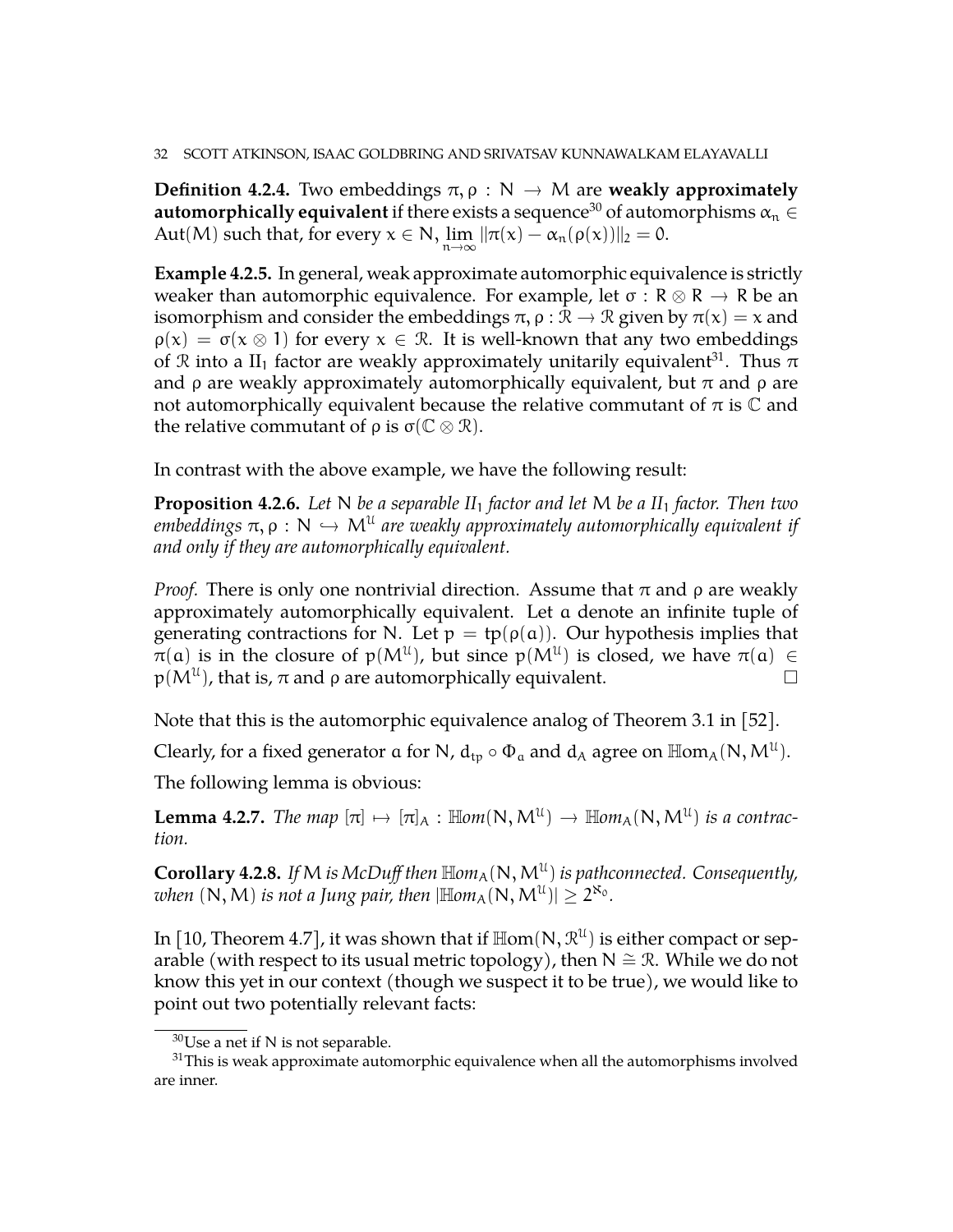**Definition 4.2.4.** Two embeddings $\pi, \rho : N \to M$ are **weakly approximately automorphically equivalent** if there exists a sequence[30] of automorphisms $\alpha_n \in \mathrm{Aut}(M)$ such that, for every $x \in N$, $\lim_{n\to\infty} \|\pi(x) - \alpha_n(\rho(x))\|_2 = 0$.

**Example 4.2.5.** In general, weak approximate automorphic equivalence is strictly weaker than automorphic equivalence. For example, let $\sigma : R \otimes R \to R$ be an isomorphism and consider the embeddings $\pi, \rho : \mathcal{R} \to \mathcal{R}$ given by $\pi(x) = x$ and $\rho(x) = \sigma(x \otimes 1)$ for every $x \in \mathcal{R}$. It is well-known that any two embeddings of $\mathcal{R}$ into a $\mathrm{II}_1$ factor are weakly approximately unitarily equivalent[31]. Thus $\pi$ and $\rho$ are weakly approximately automorphically equivalent, but $\pi$ and $\rho$ are not automorphically equivalent because the relative commutant of $\pi$ is $\mathbb{C}$ and the relative commutant of $\rho$ is $\sigma(\mathbb{C} \otimes \mathcal{R})$.

In contrast with the above example, we have the following result:

**Proposition 4.2.6.** *Let $N$ be a separable $\mathrm{II}_1$ factor and let $M$ be a $\mathrm{II}_1$ factor. Then two embeddings $\pi, \rho : N \hookrightarrow M^{\mathcal{U}}$ are weakly approximately automorphically equivalent if and only if they are automorphically equivalent.*

*Proof.* There is only one nontrivial direction. Assume that $\pi$ and $\rho$ are weakly approximately automorphically equivalent. Let $a$ denote an infinite tuple of generating contractions for $N$. Let $p = \mathrm{tp}(\rho(a))$. Our hypothesis implies that $\pi(a)$ is in the closure of $p(M^{\mathcal{U}})$, but since $p(M^{\mathcal{U}})$ is closed, we have $\pi(a) \in p(M^{\mathcal{U}})$, that is, $\pi$ and $\rho$ are automorphically equivalent. □

Note that this is the automorphic equivalence analog of Theorem 3.1 in [52].

Clearly, for a fixed generator $a$ for $N$, $d_{\mathrm{tp}} \circ \Phi_a$ and $d_A$ agree on $\mathbb{H}\mathrm{om}_A(N, M^{\mathcal{U}})$.

The following lemma is obvious:

**Lemma 4.2.7.** *The map $[\pi] \mapsto [\pi]_A : \mathbb{H}om(N, M^{\mathcal{U}}) \to \mathbb{H}om_A(N, M^{\mathcal{U}})$ is a contraction.*

**Corollary 4.2.8.** *If $M$ is McDuff then $\mathbb{H}om_A(N, M^{\mathcal{U}})$ is pathconnected. Consequently, when $(N, M)$ is not a Jung pair, then $|\mathbb{H}om_A(N, M^{\mathcal{U}})| \geq 2^{\aleph_0}$.*

In [10, Theorem 4.7], it was shown that if $\mathbb{H}\mathrm{om}(N, \mathcal{R}^{\mathcal{U}})$ is either compact or separable (with respect to its usual metric topology), then $N \cong \mathcal{R}$. While we do not know this yet in our context (though we suspect it to be true), we would like to point out two potentially relevant facts:

[30] Use a net if $N$ is not separable.

[31] This is weak approximate automorphic equivalence when all the automorphisms involved are inner.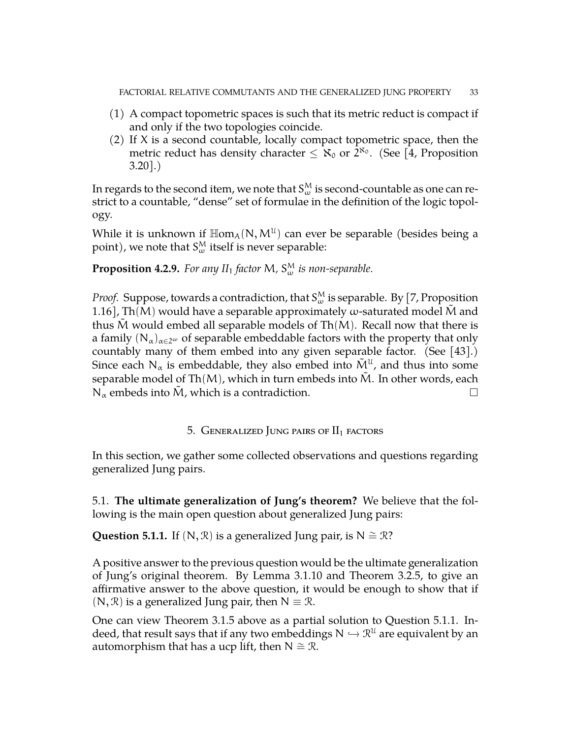(1) A compact topometric spaces is such that its metric reduct is compact if and only if the two topologies coincide.
(2) If X is a second countable, locally compact topometric space, then the metric reduct has density character $\leq \aleph_0$ or $2^{\aleph_0}$. (See [4, Proposition 3.20].)

In regards to the second item, we note that $S_\omega^M$ is second-countable as one can restrict to a countable, "dense" set of formulae in the definition of the logic topology.

While it is unknown if $\mathbb{H}\mathrm{om}_A(N, M^{\mathcal{U}})$ can ever be separable (besides being a point), we note that $S_\omega^M$ itself is never separable:

**Proposition 4.2.9.** *For any $II_1$ factor $M$, $S_\omega^M$ is non-separable.*

*Proof.* Suppose, towards a contradiction, that $S_\omega^M$ is separable. By [7, Proposition 1.16], $\mathrm{Th}(M)$ would have a separable approximately $\omega$-saturated model $\tilde{M}$ and thus $\tilde{M}$ would embed all separable models of $\mathrm{Th}(M)$. Recall now that there is a family $(N_\alpha)_{\alpha \in 2^\omega}$ of separable embeddable factors with the property that only countably many of them embed into any given separable factor. (See [43].) Since each $N_\alpha$ is embeddable, they also embed into $\tilde{M}^{\mathcal{U}}$, and thus into some separable model of $\mathrm{Th}(M)$, which in turn embeds into $\tilde{M}$. In other words, each $N_\alpha$ embeds into $\tilde{M}$, which is a contradiction. □

## 5. Generalized Jung pairs of $\mathrm{II}_1$ factors

In this section, we gather some collected observations and questions regarding generalized Jung pairs.

### 5.1. **The ultimate generalization of Jung's theorem?**

We believe that the following is the main open question about generalized Jung pairs:

**Question 5.1.1.** If $(N, \mathcal{R})$ is a generalized Jung pair, is $N \cong \mathcal{R}$?

A positive answer to the previous question would be the ultimate generalization of Jung's original theorem. By Lemma 3.1.10 and Theorem 3.2.5, to give an affirmative answer to the above question, it would be enough to show that if $(N, \mathcal{R})$ is a generalized Jung pair, then $N \equiv \mathcal{R}$.

One can view Theorem 3.1.5 above as a partial solution to Question 5.1.1. Indeed, that result says that if any two embeddings $N \hookrightarrow \mathcal{R}^{\mathcal{U}}$ are equivalent by an automorphism that has a ucp lift, then $N \cong \mathcal{R}$.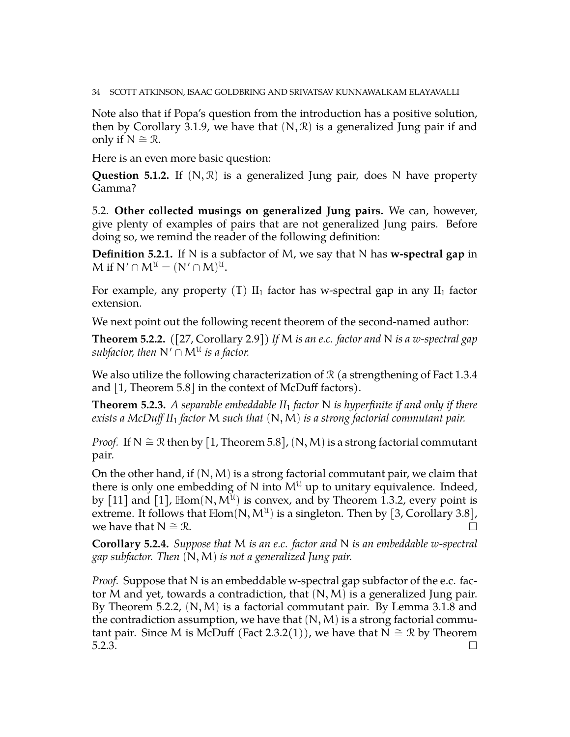Note also that if Popa's question from the introduction has a positive solution, then by Corollary 3.1.9, we have that $(\mathsf{N}, \mathcal{R})$ is a generalized Jung pair if and only if $\mathsf{N} \cong \mathcal{R}$.

Here is an even more basic question:

**Question 5.1.2.** If $(\mathsf{N}, \mathcal{R})$ is a generalized Jung pair, does $\mathsf{N}$ have property Gamma?

5.2. **Other collected musings on generalized Jung pairs.** We can, however, give plenty of examples of pairs that are not generalized Jung pairs. Before doing so, we remind the reader of the following definition:

**Definition 5.2.1.** If $\mathsf{N}$ is a subfactor of $\mathsf{M}$, we say that $\mathsf{N}$ has **w-spectral gap** in $\mathsf{M}$ if $\mathsf{N}' \cap \mathsf{M}^{\mathcal{U}} = (\mathsf{N}' \cap \mathsf{M})^{\mathcal{U}}$.

For example, any property (T) $\mathrm{II}_1$ factor has w-spectral gap in any $\mathrm{II}_1$ factor extension.

We next point out the following recent theorem of the second-named author:

**Theorem 5.2.2.** ([27, Corollary 2.9]) *If $\mathsf{M}$ is an e.c. factor and $\mathsf{N}$ is a w-spectral gap subfactor, then $\mathsf{N}' \cap \mathsf{M}^{\mathcal{U}}$ is a factor.*

We also utilize the following characterization of $\mathcal{R}$ (a strengthening of Fact 1.3.4 and [1, Theorem 5.8] in the context of McDuff factors).

**Theorem 5.2.3.** *A separable embeddable $II_1$ factor $\mathsf{N}$ is hyperfinite if and only if there exists a McDuff $II_1$ factor $\mathsf{M}$ such that $(\mathsf{N}, \mathsf{M})$ is a strong factorial commutant pair.*

*Proof.* If $\mathsf{N} \cong \mathcal{R}$ then by [1, Theorem 5.8], $(\mathsf{N}, \mathsf{M})$ is a strong factorial commutant pair.

On the other hand, if $(\mathsf{N}, \mathsf{M})$ is a strong factorial commutant pair, we claim that there is only one embedding of $\mathsf{N}$ into $\mathsf{M}^{\mathcal{U}}$ up to unitary equivalence. Indeed, by [11] and [1], $\mathbb{H}\mathrm{om}(\mathsf{N}, \mathsf{M}^{\mathcal{U}})$ is convex, and by Theorem 1.3.2, every point is extreme. It follows that $\mathbb{H}\mathrm{om}(\mathsf{N}, \mathsf{M}^{\mathcal{U}})$ is a singleton. Then by [3, Corollary 3.8], we have that $\mathsf{N} \cong \mathcal{R}$. $\square$

**Corollary 5.2.4.** *Suppose that $\mathsf{M}$ is an e.c. factor and $\mathsf{N}$ is an embeddable w-spectral gap subfactor. Then $(\mathsf{N}, \mathsf{M})$ is not a generalized Jung pair.*

*Proof.* Suppose that $\mathsf{N}$ is an embeddable w-spectral gap subfactor of the e.c. factor $\mathsf{M}$ and yet, towards a contradiction, that $(\mathsf{N}, \mathsf{M})$ is a generalized Jung pair. By Theorem 5.2.2, $(\mathsf{N}, \mathsf{M})$ is a factorial commutant pair. By Lemma 3.1.8 and the contradiction assumption, we have that $(\mathsf{N}, \mathsf{M})$ is a strong factorial commutant pair. Since $\mathsf{M}$ is McDuff (Fact 2.3.2(1)), we have that $\mathsf{N} \cong \mathcal{R}$ by Theorem 5.2.3. $\square$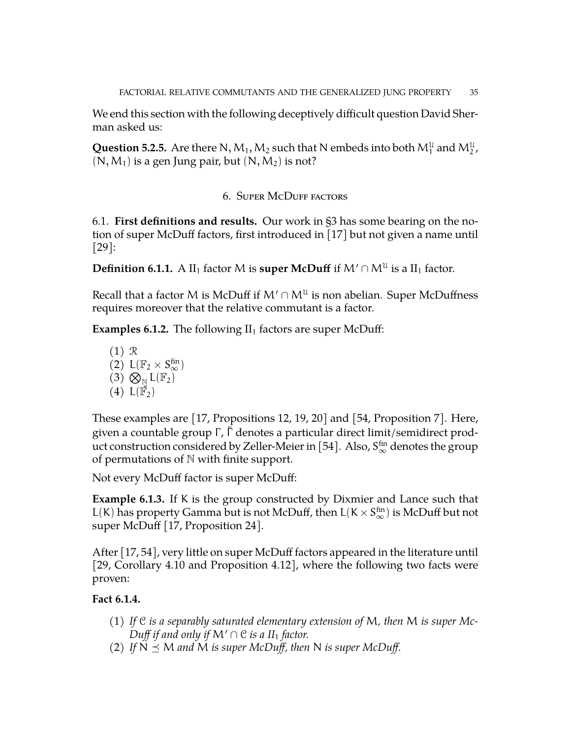We end this section with the following deceptively difficult question David Sherman asked us:

**Question 5.2.5.** Are there $N, M_1, M_2$ such that $N$ embeds into both $M_1^{\mathcal{U}}$ and $M_2^{\mathcal{U}}$, $(N, M_1)$ is a gen Jung pair, but $(N, M_2)$ is not?

## 6. Super McDuff factors

6.1. **First definitions and results.** Our work in §3 has some bearing on the notion of super McDuff factors, first introduced in [17] but not given a name until [29]:

**Definition 6.1.1.** A $\mathrm{II}_1$ factor $M$ is **super McDuff** if $M' \cap M^{\mathcal{U}}$ is a $\mathrm{II}_1$ factor.

Recall that a factor $M$ is McDuff if $M' \cap M^{\mathcal{U}}$ is non abelian. Super McDuffness requires moreover that the relative commutant is a factor.

**Examples 6.1.2.** The following $\mathrm{II}_1$ factors are super McDuff:

(1) $\mathcal{R}$
(2) $L(\mathbb{F}_2 \times S_\infty^{\mathrm{fin}})$
(3) $\bigotimes_{\mathbb{N}} L(\mathbb{F}_2)$
(4) $L(\breve{\mathbb{F}}_2)$

These examples are [17, Propositions 12, 19, 20] and [54, Proposition 7]. Here, given a countable group $\Gamma$, $\breve{\Gamma}$ denotes a particular direct limit/semidirect product construction considered by Zeller-Meier in [54]. Also, $S_\infty^{\mathrm{fin}}$ denotes the group of permutations of $\mathbb{N}$ with finite support.

Not every McDuff factor is super McDuff:

**Example 6.1.3.** If $K$ is the group constructed by Dixmier and Lance such that $L(K)$ has property Gamma but is not McDuff, then $L(K \times S_\infty^{\mathrm{fin}})$ is McDuff but not super McDuff [17, Proposition 24].

After [17, 54], very little on super McDuff factors appeared in the literature until [29, Corollary 4.10 and Proposition 4.12], where the following two facts were proven:

**Fact 6.1.4.**

(1) *If $\mathcal{C}$ is a separably saturated elementary extension of $M$, then $M$ is super McDuff if and only if $M' \cap \mathcal{C}$ is a $\mathrm{II}_1$ factor.*
(2) *If $N \preceq M$ and $M$ is super McDuff, then $N$ is super McDuff.*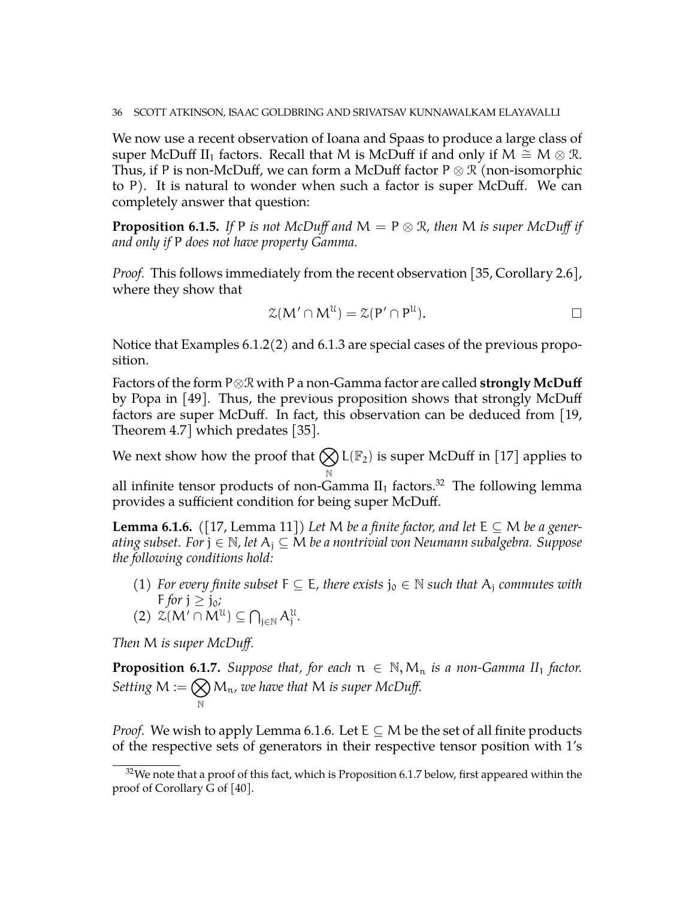We now use a recent observation of Ioana and Spaas to produce a large class of super McDuff $\mathrm{II}_1$ factors. Recall that $M$ is McDuff if and only if $M \cong M \otimes \mathcal{R}$. Thus, if $P$ is non-McDuff, we can form a McDuff factor $P \otimes \mathcal{R}$ (non-isomorphic to $P$). It is natural to wonder when such a factor is super McDuff. We can completely answer that question:

**Proposition 6.1.5.** *If $P$ is not McDuff and $M = P \otimes \mathcal{R}$, then $M$ is super McDuff if and only if $P$ does not have property Gamma.*

*Proof.* This follows immediately from the recent observation [35, Corollary 2.6], where they show that

$$\mathcal{Z}(M' \cap M^{\mathcal{U}}) = \mathcal{Z}(P' \cap P^{\mathcal{U}}).$$

□

Notice that Examples 6.1.2(2) and 6.1.3 are special cases of the previous proposition.

Factors of the form $P \otimes \mathcal{R}$ with $P$ a non-Gamma factor are called **strongly McDuff** by Popa in [49]. Thus, the previous proposition shows that strongly McDuff factors are super McDuff. In fact, this observation can be deduced from [19, Theorem 4.7] which predates [35].

We next show how the proof that $\bigotimes_{\mathbb{N}} L(\mathbb{F}_2)$ is super McDuff in [17] applies to all infinite tensor products of non-Gamma $\mathrm{II}_1$ factors.[32] The following lemma provides a sufficient condition for being super McDuff.

**Lemma 6.1.6.** ([17, Lemma 11]) *Let $M$ be a finite factor, and let $E \subseteq M$ be a generating subset. For $j \in \mathbb{N}$, let $A_j \subseteq M$ be a nontrivial von Neumann subalgebra. Suppose the following conditions hold:*

1. *For every finite subset $F \subseteq E$, there exists $j_0 \in \mathbb{N}$ such that $A_j$ commutes with $F$ for $j \geq j_0$;*
2. *$\mathcal{Z}(M' \cap M^{\mathcal{U}}) \subseteq \bigcap_{j \in \mathbb{N}} A_j^{\mathcal{U}}$.*

*Then $M$ is super McDuff.*

**Proposition 6.1.7.** *Suppose that, for each $n \in \mathbb{N}, M_n$ is a non-Gamma $\mathrm{II}_1$ factor. Setting $M := \bigotimes_{\mathbb{N}} M_n$, we have that $M$ is super McDuff.*

*Proof.* We wish to apply Lemma 6.1.6. Let $E \subseteq M$ be the set of all finite products of the respective sets of generators in their respective tensor position with 1's

[32] We note that a proof of this fact, which is Proposition 6.1.7 below, first appeared within the proof of Corollary G of [40].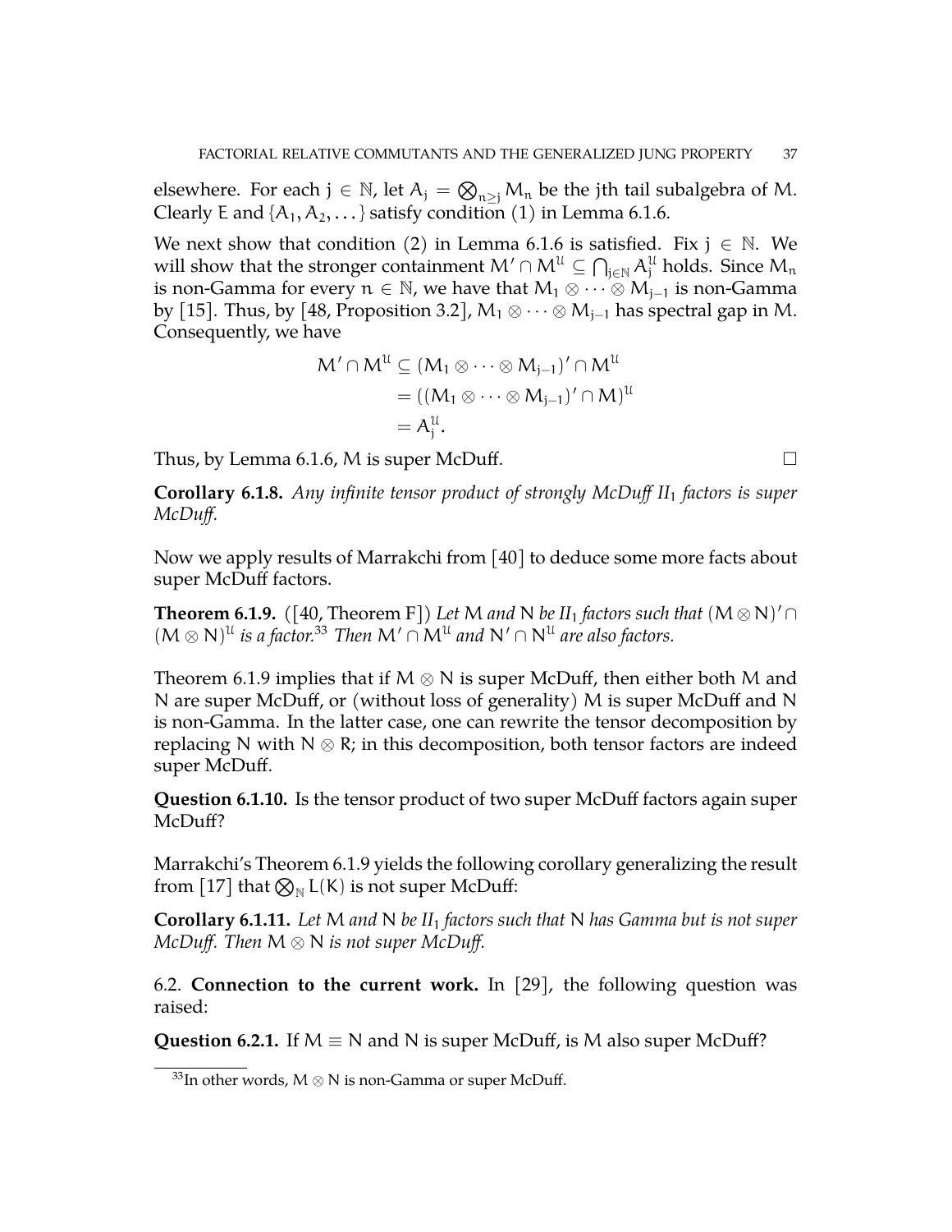elsewhere. For each $j \in \mathbb{N}$, let $A_j = \bigotimes_{n \geq j} M_n$ be the jth tail subalgebra of $M$. Clearly $E$ and $\{A_1, A_2, \dots\}$ satisfy condition (1) in Lemma 6.1.6.

We next show that condition (2) in Lemma 6.1.6 is satisfied. Fix $j \in \mathbb{N}$. We will show that the stronger containment $M' \cap M^{\mathcal{U}} \subseteq \bigcap_{j \in \mathbb{N}} A_j^{\mathcal{U}}$ holds. Since $M_n$ is non-Gamma for every $n \in \mathbb{N}$, we have that $M_1 \otimes \cdots \otimes M_{j-1}$ is non-Gamma by [15]. Thus, by [48, Proposition 3.2], $M_1 \otimes \cdots \otimes M_{j-1}$ has spectral gap in $M$. Consequently, we have

$$\begin{aligned} M' \cap M^{\mathcal{U}} &\subseteq (M_1 \otimes \cdots \otimes M_{j-1})' \cap M^{\mathcal{U}} \\ &= ((M_1 \otimes \cdots \otimes M_{j-1})' \cap M)^{\mathcal{U}} \\ &= A_j^{\mathcal{U}}. \end{aligned}$$

Thus, by Lemma 6.1.6, $M$ is super McDuff. □

**Corollary 6.1.8.** *Any infinite tensor product of strongly McDuff II$_1$ factors is super McDuff.*

Now we apply results of Marrakchi from [40] to deduce some more facts about super McDuff factors.

**Theorem 6.1.9.** ([40, Theorem F]) *Let $M$ and $N$ be II$_1$ factors such that $(M \otimes N)' \cap (M \otimes N)^{\mathcal{U}}$ is a factor.*[33] *Then $M' \cap M^{\mathcal{U}}$ and $N' \cap N^{\mathcal{U}}$ are also factors.*

Theorem 6.1.9 implies that if $M \otimes N$ is super McDuff, then either both $M$ and $N$ are super McDuff, or (without loss of generality) $M$ is super McDuff and $N$ is non-Gamma. In the latter case, one can rewrite the tensor decomposition by replacing $N$ with $N \otimes R$; in this decomposition, both tensor factors are indeed super McDuff.

**Question 6.1.10.** Is the tensor product of two super McDuff factors again super McDuff?

Marrakchi's Theorem 6.1.9 yields the following corollary generalizing the result from [17] that $\bigotimes_{\mathbb{N}} L(K)$ is not super McDuff:

**Corollary 6.1.11.** *Let $M$ and $N$ be II$_1$ factors such that $N$ has Gamma but is not super McDuff. Then $M \otimes N$ is not super McDuff.*

6.2. **Connection to the current work.** In [29], the following question was raised:

**Question 6.2.1.** If $M \equiv N$ and $N$ is super McDuff, is $M$ also super McDuff?

[33] In other words, $M \otimes N$ is non-Gamma or super McDuff.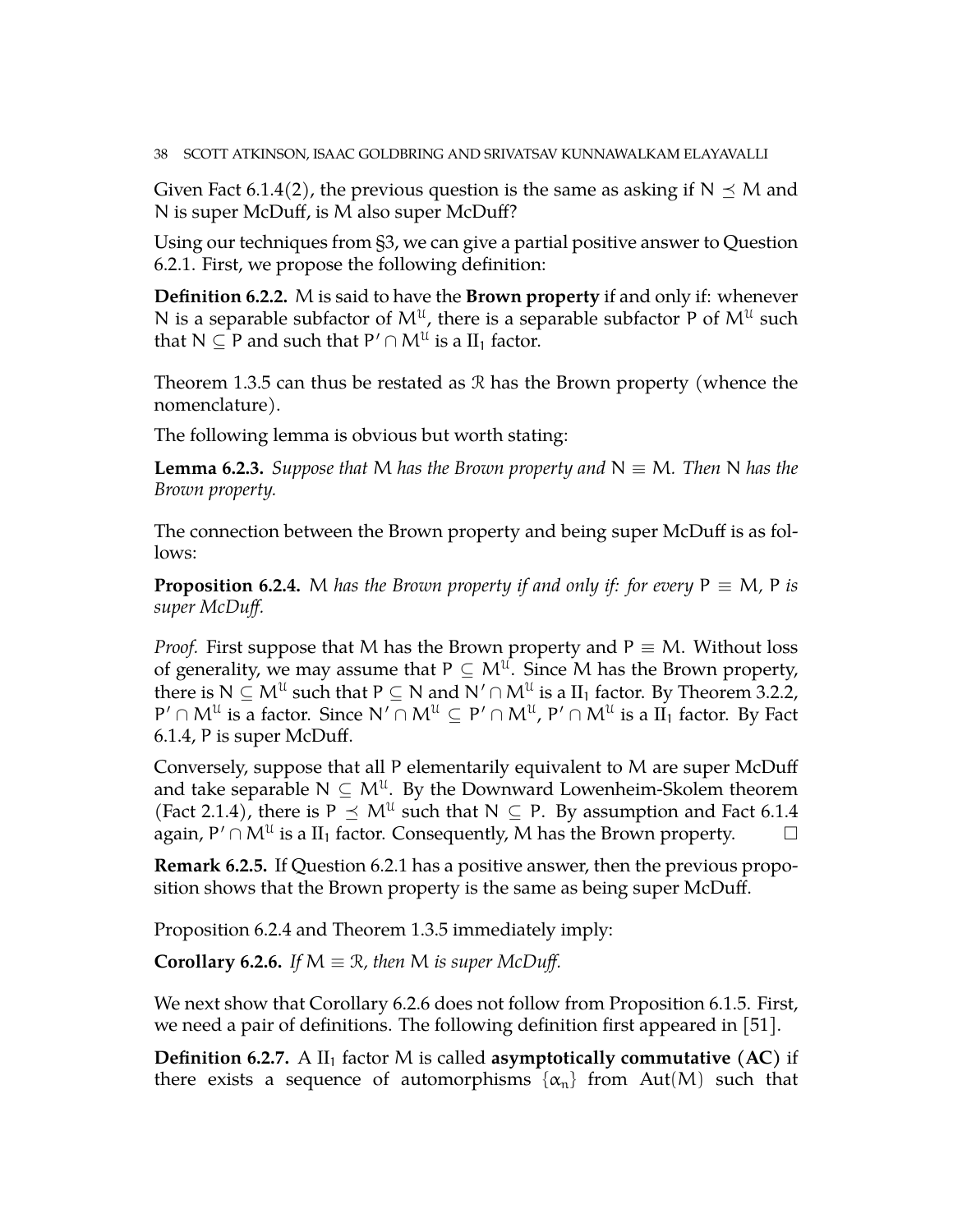Given Fact 6.1.4(2), the previous question is the same as asking if $N \preceq M$ and $N$ is super McDuff, is $M$ also super McDuff?

Using our techniques from §3, we can give a partial positive answer to Question 6.2.1. First, we propose the following definition:

**Definition 6.2.2.** $M$ is said to have the **Brown property** if and only if: whenever $N$ is a separable subfactor of $M^{\mathcal{U}}$, there is a separable subfactor $P$ of $M^{\mathcal{U}}$ such that $N \subseteq P$ and such that $P' \cap M^{\mathcal{U}}$ is a $\mathrm{II}_1$ factor.

Theorem 1.3.5 can thus be restated as $\mathcal{R}$ has the Brown property (whence the nomenclature).

The following lemma is obvious but worth stating:

**Lemma 6.2.3.** *Suppose that $M$ has the Brown property and $N \equiv M$. Then $N$ has the Brown property.*

The connection between the Brown property and being super McDuff is as follows:

**Proposition 6.2.4.** *$M$ has the Brown property if and only if: for every $P \equiv M$, $P$ is super McDuff.*

*Proof.* First suppose that $M$ has the Brown property and $P \equiv M$. Without loss of generality, we may assume that $P \subseteq M^{\mathcal{U}}$. Since $M$ has the Brown property, there is $N \subseteq M^{\mathcal{U}}$ such that $P \subseteq N$ and $N' \cap M^{\mathcal{U}}$ is a $\mathrm{II}_1$ factor. By Theorem 3.2.2, $P' \cap M^{\mathcal{U}}$ is a factor. Since $N' \cap M^{\mathcal{U}} \subseteq P' \cap M^{\mathcal{U}}$, $P' \cap M^{\mathcal{U}}$ is a $\mathrm{II}_1$ factor. By Fact 6.1.4, $P$ is super McDuff.

Conversely, suppose that all $P$ elementarily equivalent to $M$ are super McDuff and take separable $N \subseteq M^{\mathcal{U}}$. By the Downward Lowenheim-Skolem theorem (Fact 2.1.4), there is $P \preceq M^{\mathcal{U}}$ such that $N \subseteq P$. By assumption and Fact 6.1.4 again, $P' \cap M^{\mathcal{U}}$ is a $\mathrm{II}_1$ factor. Consequently, $M$ has the Brown property. $\square$

**Remark 6.2.5.** If Question 6.2.1 has a positive answer, then the previous proposition shows that the Brown property is the same as being super McDuff.

Proposition 6.2.4 and Theorem 1.3.5 immediately imply:

**Corollary 6.2.6.** *If $M \equiv \mathcal{R}$, then $M$ is super McDuff.*

We next show that Corollary 6.2.6 does not follow from Proposition 6.1.5. First, we need a pair of definitions. The following definition first appeared in [51].

**Definition 6.2.7.** A $\mathrm{II}_1$ factor $M$ is called **asymptotically commutative** (**AC**) if there exists a sequence of automorphisms $\{\alpha_n\}$ from $\mathrm{Aut}(M)$ such that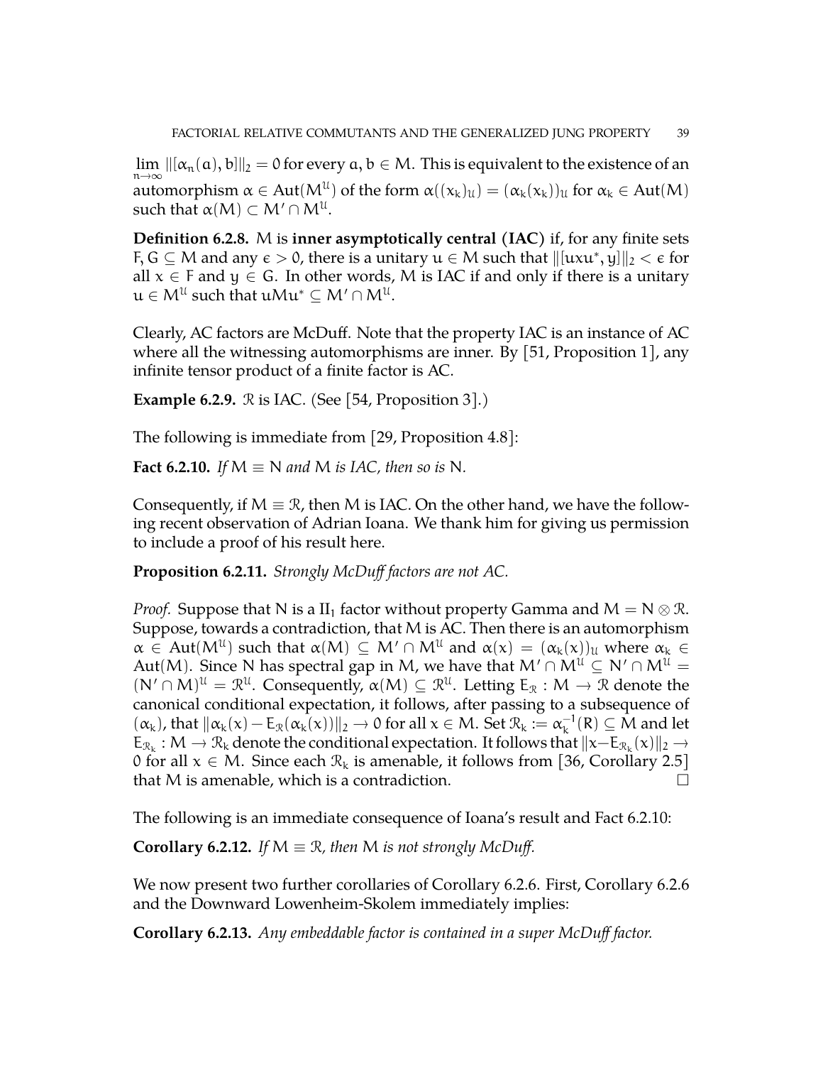$\lim_{n\to\infty} \|[\alpha_n(a), b]\|_2 = 0$ for every $a, b \in M$. This is equivalent to the existence of an automorphism $\alpha \in \text{Aut}(M^{\mathcal{U}})$ of the form $\alpha((x_k)_{\mathcal{U}}) = (\alpha_k(x_k))_{\mathcal{U}}$ for $\alpha_k \in \text{Aut}(M)$ such that $\alpha(M) \subset M' \cap M^{\mathcal{U}}$.

**Definition 6.2.8.** M is **inner asymptotically central (IAC)** if, for any finite sets $F, G \subseteq M$ and any $\epsilon > 0$, there is a unitary $u \in M$ such that $\|[uxu^*, y]\|_2 < \epsilon$ for all $x \in F$ and $y \in G$. In other words, M is IAC if and only if there is a unitary $u \in M^{\mathcal{U}}$ such that $uMu^* \subseteq M' \cap M^{\mathcal{U}}$.

Clearly, AC factors are McDuff. Note that the property IAC is an instance of AC where all the witnessing automorphisms are inner. By [51, Proposition 1], any infinite tensor product of a finite factor is AC.

**Example 6.2.9.** $\mathcal{R}$ is IAC. (See [54, Proposition 3].)

The following is immediate from [29, Proposition 4.8]:

**Fact 6.2.10.** *If $M \equiv N$ and M is IAC, then so is N.*

Consequently, if $M \equiv \mathcal{R}$, then M is IAC. On the other hand, we have the following recent observation of Adrian Ioana. We thank him for giving us permission to include a proof of his result here.

**Proposition 6.2.11.** *Strongly McDuff factors are not AC.*

*Proof.* Suppose that N is a $\text{II}_1$ factor without property Gamma and $M = N \otimes \mathcal{R}$. Suppose, towards a contradiction, that M is AC. Then there is an automorphism $\alpha \in \text{Aut}(M^{\mathcal{U}})$ such that $\alpha(M) \subseteq M' \cap M^{\mathcal{U}}$ and $\alpha(x) = (\alpha_k(x))_{\mathcal{U}}$ where $\alpha_k \in \text{Aut}(M)$. Since N has spectral gap in M, we have that $M' \cap M^{\mathcal{U}} \subseteq N' \cap M^{\mathcal{U}} = (N' \cap M)^{\mathcal{U}} = \mathcal{R}^{\mathcal{U}}$. Consequently, $\alpha(M) \subseteq \mathcal{R}^{\mathcal{U}}$. Letting $E_{\mathcal{R}} : M \to \mathcal{R}$ denote the canonical conditional expectation, it follows, after passing to a subsequence of $(\alpha_k)$, that $\|\alpha_k(x) - E_{\mathcal{R}}(\alpha_k(x))\|_2 \to 0$ for all $x \in M$. Set $\mathcal{R}_k := \alpha_k^{-1}(R) \subseteq M$ and let $E_{\mathcal{R}_k} : M \to \mathcal{R}_k$ denote the conditional expectation. It follows that $\|x - E_{\mathcal{R}_k}(x)\|_2 \to 0$ for all $x \in M$. Since each $\mathcal{R}_k$ is amenable, it follows from [36, Corollary 2.5] that M is amenable, which is a contradiction. $\square$

The following is an immediate consequence of Ioana's result and Fact 6.2.10:

**Corollary 6.2.12.** *If $M \equiv \mathcal{R}$, then M is not strongly McDuff.*

We now present two further corollaries of Corollary 6.2.6. First, Corollary 6.2.6 and the Downward Lowenheim-Skolem immediately implies:

**Corollary 6.2.13.** *Any embeddable factor is contained in a super McDuff factor.*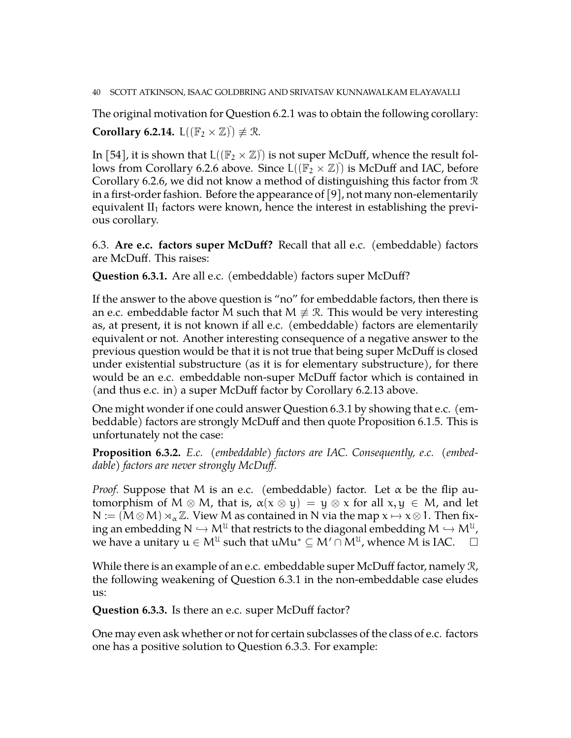The original motivation for Question 6.2.1 was to obtain the following corollary:

**Corollary 6.2.14.** $L((\mathbb{F}_2 \times \mathbb{Z})\check{}) \not\equiv \mathcal{R}$.

In [54], it is shown that $L((\mathbb{F}_2 \times \mathbb{Z})\check{})$ is not super McDuff, whence the result follows from Corollary 6.2.6 above. Since $L((\mathbb{F}_2 \times \mathbb{Z})\check{})$ is McDuff and IAC, before Corollary 6.2.6, we did not know a method of distinguishing this factor from $\mathcal{R}$ in a first-order fashion. Before the appearance of [9], not many non-elementarily equivalent $\mathrm{II}_1$ factors were known, hence the interest in establishing the previous corollary.

## 6.3. Are e.c. factors super McDuff?

Recall that all e.c. (embeddable) factors are McDuff. This raises:

**Question 6.3.1.** Are all e.c. (embeddable) factors super McDuff?

If the answer to the above question is "no" for embeddable factors, then there is an e.c. embeddable factor $M$ such that $M \not\equiv \mathcal{R}$. This would be very interesting as, at present, it is not known if all e.c. (embeddable) factors are elementarily equivalent or not. Another interesting consequence of a negative answer to the previous question would be that it is not true that being super McDuff is closed under existential substructure (as it is for elementary substructure), for there would be an e.c. embeddable non-super McDuff factor which is contained in (and thus e.c. in) a super McDuff factor by Corollary 6.2.13 above.

One might wonder if one could answer Question 6.3.1 by showing that e.c. (embeddable) factors are strongly McDuff and then quote Proposition 6.1.5. This is unfortunately not the case:

**Proposition 6.3.2.** *E.c. (embeddable) factors are IAC. Consequently, e.c. (embeddable) factors are never strongly McDuff.*

*Proof.* Suppose that $M$ is an e.c. (embeddable) factor. Let $\alpha$ be the flip automorphism of $M \otimes M$, that is, $\alpha(x \otimes y) = y \otimes x$ for all $x, y \in M$, and let $N := (M \otimes M) \rtimes_\alpha \mathbb{Z}$. View $M$ as contained in $N$ via the map $x \mapsto x \otimes 1$. Then fixing an embedding $N \hookrightarrow M^{\mathcal{U}}$ that restricts to the diagonal embedding $M \hookrightarrow M^{\mathcal{U}}$, we have a unitary $u \in M^{\mathcal{U}}$ such that $uMu^* \subseteq M' \cap M^{\mathcal{U}}$, whence $M$ is IAC. $\square$

While there is an example of an e.c. embeddable super McDuff factor, namely $\mathcal{R}$, the following weakening of Question 6.3.1 in the non-embeddable case eludes us:

**Question 6.3.3.** Is there an e.c. super McDuff factor?

One may even ask whether or not for certain subclasses of the class of e.c. factors one has a positive solution to Question 6.3.3. For example: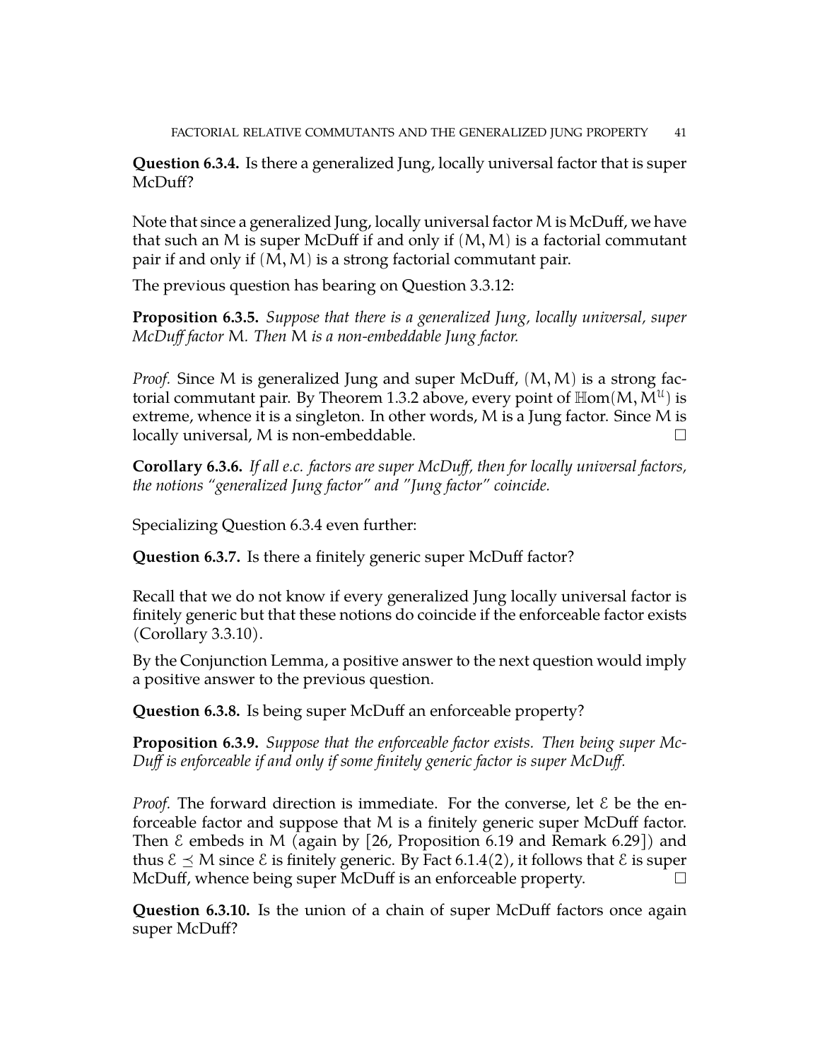**Question 6.3.4.** Is there a generalized Jung, locally universal factor that is super McDuff?

Note that since a generalized Jung, locally universal factor $M$ is McDuff, we have that such an $M$ is super McDuff if and only if $(M, M)$ is a factorial commutant pair if and only if $(M, M)$ is a strong factorial commutant pair.

The previous question has bearing on Question 3.3.12:

**Proposition 6.3.5.** *Suppose that there is a generalized Jung, locally universal, super McDuff factor $M$. Then $M$ is a non-embeddable Jung factor.*

*Proof.* Since $M$ is generalized Jung and super McDuff, $(M, M)$ is a strong factorial commutant pair. By Theorem 1.3.2 above, every point of $\mathbb{H}\mathrm{om}(M, M^{\mathcal{U}})$ is extreme, whence it is a singleton. In other words, $M$ is a Jung factor. Since $M$ is locally universal, $M$ is non-embeddable. $\square$

**Corollary 6.3.6.** *If all e.c. factors are super McDuff, then for locally universal factors, the notions "generalized Jung factor" and "Jung factor" coincide.*

Specializing Question 6.3.4 even further:

**Question 6.3.7.** Is there a finitely generic super McDuff factor?

Recall that we do not know if every generalized Jung locally universal factor is finitely generic but that these notions do coincide if the enforceable factor exists (Corollary 3.3.10).

By the Conjunction Lemma, a positive answer to the next question would imply a positive answer to the previous question.

**Question 6.3.8.** Is being super McDuff an enforceable property?

**Proposition 6.3.9.** *Suppose that the enforceable factor exists. Then being super McDuff is enforceable if and only if some finitely generic factor is super McDuff.*

*Proof.* The forward direction is immediate. For the converse, let $\mathcal{E}$ be the enforceable factor and suppose that $M$ is a finitely generic super McDuff factor. Then $\mathcal{E}$ embeds in $M$ (again by [26, Proposition 6.19 and Remark 6.29]) and thus $\mathcal{E} \preceq M$ since $\mathcal{E}$ is finitely generic. By Fact 6.1.4(2), it follows that $\mathcal{E}$ is super McDuff, whence being super McDuff is an enforceable property. $\square$

**Question 6.3.10.** Is the union of a chain of super McDuff factors once again super McDuff?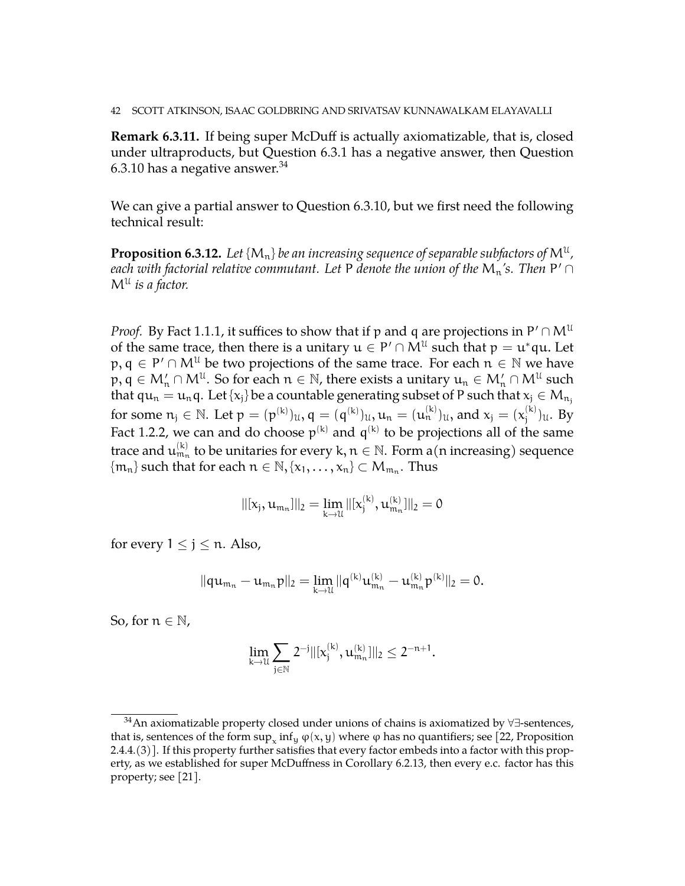**Remark 6.3.11.** If being super McDuff is actually axiomatizable, that is, closed under ultraproducts, but Question 6.3.1 has a negative answer, then Question 6.3.10 has a negative answer.[34]

We can give a partial answer to Question 6.3.10, but we first need the following technical result:

**Proposition 6.3.12.** *Let $\{M_n\}$ be an increasing sequence of separable subfactors of $M^{\mathcal{U}}$, each with factorial relative commutant. Let $P$ denote the union of the $M_n$'s. Then $P' \cap M^{\mathcal{U}}$ is a factor.*

*Proof.* By Fact 1.1.1, it suffices to show that if $p$ and $q$ are projections in $P' \cap M^{\mathcal{U}}$ of the same trace, then there is a unitary $u \in P' \cap M^{\mathcal{U}}$ such that $p = u^*qu$. Let $p, q \in P' \cap M^{\mathcal{U}}$ be two projections of the same trace. For each $n \in \mathbb{N}$ we have $p, q \in M_n' \cap M^{\mathcal{U}}$. So for each $n \in \mathbb{N}$, there exists a unitary $u_n \in M_n' \cap M^{\mathcal{U}}$ such that $qu_n = u_n q$. Let $\{x_j\}$ be a countable generating subset of $P$ such that $x_j \in M_{n_j}$ for some $n_j \in \mathbb{N}$. Let $p = (p^{(k)})_{\mathcal{U}}$, $q = (q^{(k)})_{\mathcal{U}}$, $u_n = (u_n^{(k)})_{\mathcal{U}}$, and $x_j = (x_j^{(k)})_{\mathcal{U}}$. By Fact 1.2.2, we can and do choose $p^{(k)}$ and $q^{(k)}$ to be projections all of the same trace and $u_{m_n}^{(k)}$ to be unitaries for every $k, n \in \mathbb{N}$. Form a(n increasing) sequence $\{m_n\}$ such that for each $n \in \mathbb{N}, \{x_1, \ldots, x_n\} \subset M_{m_n}$. Thus

$$\|[x_j, u_{m_n}]\|_2 = \lim_{k \to \mathcal{U}} \|[x_j^{(k)}, u_{m_n}^{(k)}]\|_2 = 0$$

for every $1 \leq j \leq n$. Also,

$$\|qu_{m_n} - u_{m_n}p\|_2 = \lim_{k \to \mathcal{U}} \|q^{(k)}u_{m_n}^{(k)} - u_{m_n}^{(k)}p^{(k)}\|_2 = 0.$$

So, for $n \in \mathbb{N}$,

$$\lim_{k \to \mathcal{U}} \sum_{j \in \mathbb{N}} 2^{-j} \|[x_j^{(k)}, u_{m_n}^{(k)}]\|_2 \leq 2^{-n+1}.$$

[34] An axiomatizable property closed under unions of chains is axiomatized by $\forall\exists$-sentences, that is, sentences of the form $\sup_x \inf_y \varphi(x,y)$ where $\varphi$ has no quantifiers; see [22, Proposition 2.4.4.(3)]. If this property further satisfies that every factor embeds into a factor with this property, as we established for super McDuffness in Corollary 6.2.13, then every e.c. factor has this property; see [21].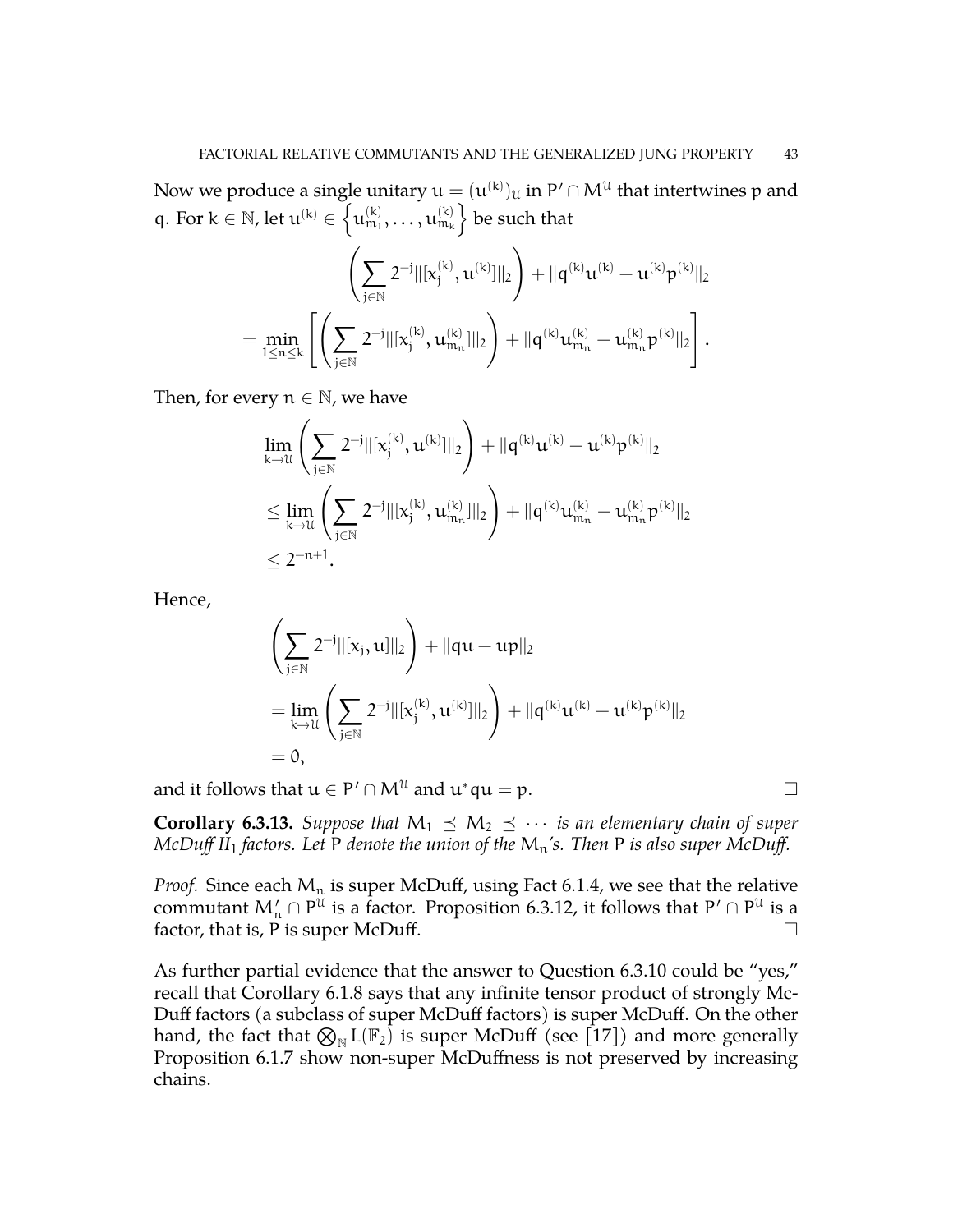Now we produce a single unitary $u = (u^{(k)})_{\mathcal{U}}$ in $P' \cap M^{\mathcal{U}}$ that intertwines $p$ and $q$. For $k \in \mathbb{N}$, let $u^{(k)} \in \left\{u^{(k)}_{m_1}, \ldots, u^{(k)}_{m_k}\right\}$ be such that

$$
\begin{aligned}
&\left(\sum_{j\in\mathbb{N}} 2^{-j}\|[x_j^{(k)}, u^{(k)}]\|_2\right) + \|q^{(k)}u^{(k)} - u^{(k)}p^{(k)}\|_2 \\
&= \min_{1\leq n\leq k}\left[\left(\sum_{j\in\mathbb{N}} 2^{-j}\|[x_j^{(k)}, u^{(k)}_{m_n}]\|_2\right) + \|q^{(k)}u^{(k)}_{m_n} - u^{(k)}_{m_n}p^{(k)}\|_2\right].
\end{aligned}
$$

Then, for every $n \in \mathbb{N}$, we have

$$
\begin{aligned}
&\lim_{k\to\mathcal{U}}\left(\sum_{j\in\mathbb{N}} 2^{-j}\|[x_j^{(k)}, u^{(k)}]\|_2\right) + \|q^{(k)}u^{(k)} - u^{(k)}p^{(k)}\|_2 \\
&\leq \lim_{k\to\mathcal{U}}\left(\sum_{j\in\mathbb{N}} 2^{-j}\|[x_j^{(k)}, u^{(k)}_{m_n}]\|_2\right) + \|q^{(k)}u^{(k)}_{m_n} - u^{(k)}_{m_n}p^{(k)}\|_2 \\
&\leq 2^{-n+1}.
\end{aligned}
$$

Hence,

$$
\begin{aligned}
&\left(\sum_{j\in\mathbb{N}} 2^{-j}\|[x_j, u]\|_2\right) + \|qu - up\|_2 \\
&= \lim_{k\to\mathcal{U}}\left(\sum_{j\in\mathbb{N}} 2^{-j}\|[x_j^{(k)}, u^{(k)}]\|_2\right) + \|q^{(k)}u^{(k)} - u^{(k)}p^{(k)}\|_2 \\
&= 0,
\end{aligned}
$$

and it follows that $u \in P' \cap M^{\mathcal{U}}$ and $u^*qu = p$. □

**Corollary 6.3.13.** *Suppose that $M_1 \preceq M_2 \preceq \cdots$ is an elementary chain of super McDuff II$_1$ factors. Let $P$ denote the union of the $M_n$'s. Then $P$ is also super McDuff.*

*Proof.* Since each $M_n$ is super McDuff, using Fact 6.1.4, we see that the relative commutant $M_n' \cap P^{\mathcal{U}}$ is a factor. Proposition 6.3.12, it follows that $P' \cap P^{\mathcal{U}}$ is a factor, that is, $P$ is super McDuff. □

As further partial evidence that the answer to Question 6.3.10 could be "yes," recall that Corollary 6.1.8 says that any infinite tensor product of strongly McDuff factors (a subclass of super McDuff factors) is super McDuff. On the other hand, the fact that $\bigotimes_{\mathbb{N}} L(\mathbb{F}_2)$ is super McDuff (see [17]) and more generally Proposition 6.1.7 show non-super McDuffness is not preserved by increasing chains.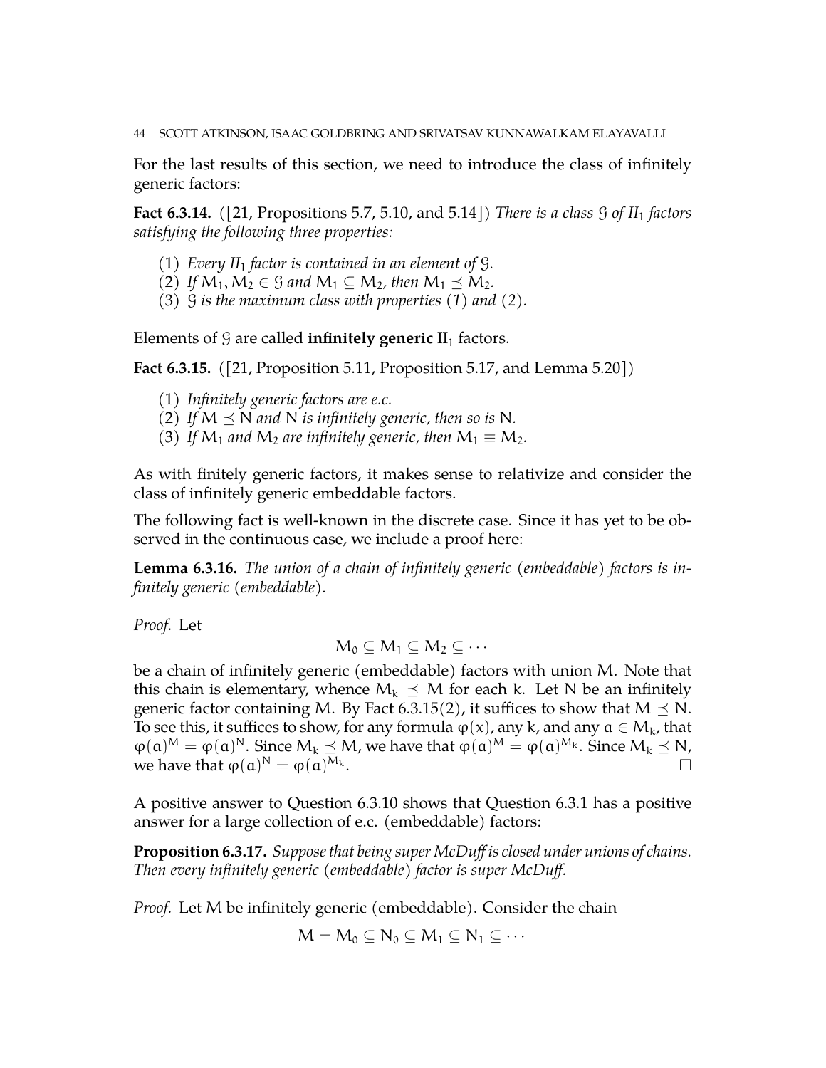For the last results of this section, we need to introduce the class of infinitely generic factors:

**Fact 6.3.14.** ([21, Propositions 5.7, 5.10, and 5.14]) *There is a class $\mathcal{G}$ of $\mathrm{II}_1$ factors satisfying the following three properties:*

1. *Every $\mathrm{II}_1$ factor is contained in an element of $\mathcal{G}$.*
2. *If $M_1, M_2 \in \mathcal{G}$ and $M_1 \subseteq M_2$, then $M_1 \preceq M_2$.*
3. *$\mathcal{G}$ is the maximum class with properties (1) and (2).*

Elements of $\mathcal{G}$ are called **infinitely generic** $\mathrm{II}_1$ factors.

**Fact 6.3.15.** ([21, Proposition 5.11, Proposition 5.17, and Lemma 5.20])

1. *Infinitely generic factors are e.c.*
2. *If $M \preceq N$ and $N$ is infinitely generic, then so is $N$.*
3. *If $M_1$ and $M_2$ are infinitely generic, then $M_1 \equiv M_2$.*

As with finitely generic factors, it makes sense to relativize and consider the class of infinitely generic embeddable factors.

The following fact is well-known in the discrete case. Since it has yet to be observed in the continuous case, we include a proof here:

**Lemma 6.3.16.** *The union of a chain of infinitely generic (embeddable) factors is infinitely generic (embeddable).*

*Proof.* Let

$$M_0 \subseteq M_1 \subseteq M_2 \subseteq \cdots$$

be a chain of infinitely generic (embeddable) factors with union $M$. Note that this chain is elementary, whence $M_k \preceq M$ for each $k$. Let $N$ be an infinitely generic factor containing $M$. By Fact 6.3.15(2), it suffices to show that $M \preceq N$. To see this, it suffices to show, for any formula $\varphi(x)$, any $k$, and any $a \in M_k$, that $\varphi(a)^M = \varphi(a)^N$. Since $M_k \preceq M$, we have that $\varphi(a)^M = \varphi(a)^{M_k}$. Since $M_k \preceq N$, we have that $\varphi(a)^N = \varphi(a)^{M_k}$. $\square$

A positive answer to Question 6.3.10 shows that Question 6.3.1 has a positive answer for a large collection of e.c. (embeddable) factors:

**Proposition 6.3.17.** *Suppose that being super McDuff is closed under unions of chains. Then every infinitely generic (embeddable) factor is super McDuff.*

*Proof.* Let $M$ be infinitely generic (embeddable). Consider the chain

$$M = M_0 \subseteq N_0 \subseteq M_1 \subseteq N_1 \subseteq \cdots$$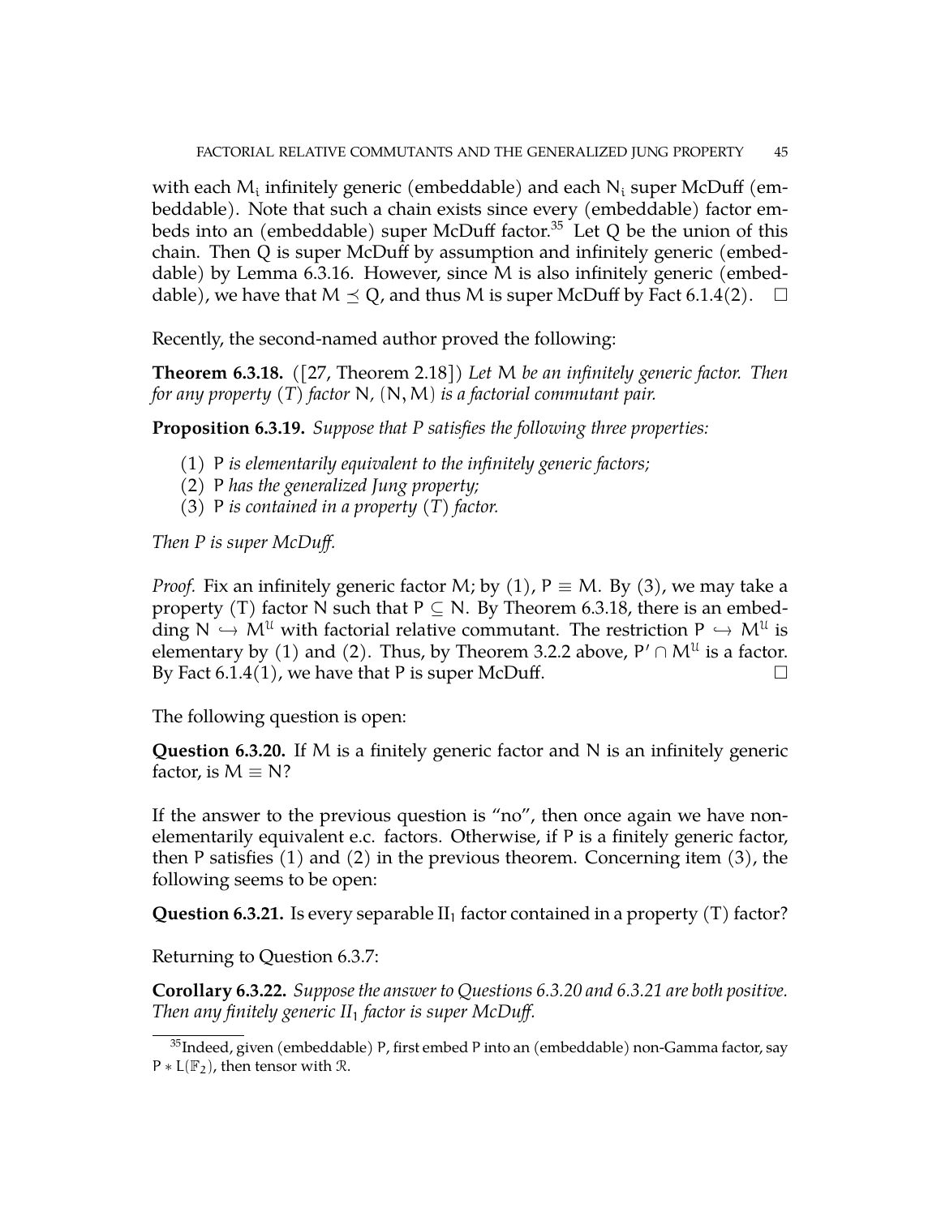with each $M_i$ infinitely generic (embeddable) and each $N_i$ super McDuff (embeddable). Note that such a chain exists since every (embeddable) factor embeds into an (embeddable) super McDuff factor.[35] Let $Q$ be the union of this chain. Then $Q$ is super McDuff by assumption and infinitely generic (embeddable) by Lemma 6.3.16. However, since $M$ is also infinitely generic (embeddable), we have that $M \preceq Q$, and thus $M$ is super McDuff by Fact 6.1.4(2). $\square$

Recently, the second-named author proved the following:

**Theorem 6.3.18.** ([27, Theorem 2.18]) *Let $M$ be an infinitely generic factor. Then for any property (T) factor $N$, $(N, M)$ is a factorial commutant pair.*

**Proposition 6.3.19.** *Suppose that $P$ satisfies the following three properties:*

1. *$P$ is elementarily equivalent to the infinitely generic factors;*
2. *$P$ has the generalized Jung property;*
3. *$P$ is contained in a property (T) factor.*

*Then $P$ is super McDuff.*

*Proof.* Fix an infinitely generic factor $M$; by (1), $P \equiv M$. By (3), we may take a property (T) factor $N$ such that $P \subseteq N$. By Theorem 6.3.18, there is an embedding $N \hookrightarrow M^{\mathcal{U}}$ with factorial relative commutant. The restriction $P \hookrightarrow M^{\mathcal{U}}$ is elementary by (1) and (2). Thus, by Theorem 3.2.2 above, $P' \cap M^{\mathcal{U}}$ is a factor. By Fact 6.1.4(1), we have that $P$ is super McDuff. $\square$

The following question is open:

**Question 6.3.20.** If $M$ is a finitely generic factor and $N$ is an infinitely generic factor, is $M \equiv N$?

If the answer to the previous question is "no", then once again we have non-elementarily equivalent e.c. factors. Otherwise, if $P$ is a finitely generic factor, then $P$ satisfies (1) and (2) in the previous theorem. Concerning item (3), the following seems to be open:

**Question 6.3.21.** Is every separable $\mathrm{II}_1$ factor contained in a property (T) factor?

Returning to Question 6.3.7:

**Corollary 6.3.22.** *Suppose the answer to Questions 6.3.20 and 6.3.21 are both positive. Then any finitely generic $II_1$ factor is super McDuff.*

[35] Indeed, given (embeddable) $P$, first embed $P$ into an (embeddable) non-Gamma factor, say $P * L(\mathbb{F}_2)$, then tensor with $\mathcal{R}$.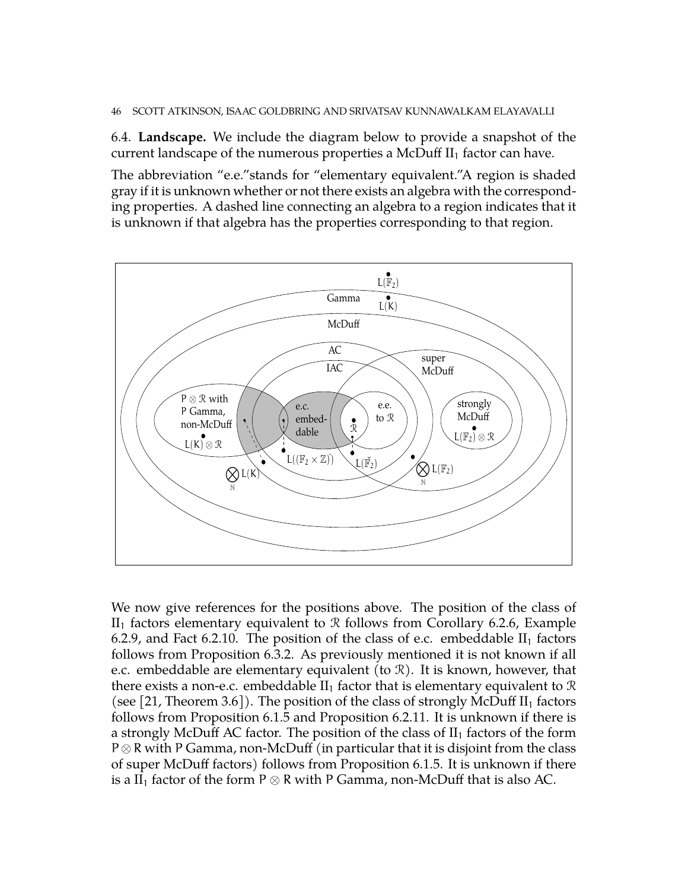6.4. **Landscape.** We include the diagram below to provide a snapshot of the current landscape of the numerous properties a McDuff $\mathrm{II}_1$ factor can have.

The abbreviation "e.e."stands for "elementary equivalent."A region is shaded gray if it is unknown whether or not there exists an algebra with the corresponding properties. A dashed line connecting an algebra to a region indicates that it is unknown if that algebra has the properties corresponding to that region.

We now give references for the positions above. The position of the class of $\mathrm{II}_1$ factors elementary equivalent to $\mathcal{R}$ follows from Corollary 6.2.6, Example 6.2.9, and Fact 6.2.10. The position of the class of e.c. embeddable $\mathrm{II}_1$ factors follows from Proposition 6.3.2. As previously mentioned it is not known if all e.c. embeddable are elementary equivalent (to $\mathcal{R}$). It is known, however, that there exists a non-e.c. embeddable $\mathrm{II}_1$ factor that is elementary equivalent to $\mathcal{R}$ (see [21, Theorem 3.6]). The position of the class of strongly McDuff $\mathrm{II}_1$ factors follows from Proposition 6.1.5 and Proposition 6.2.11. It is unknown if there is a strongly McDuff AC factor. The position of the class of $\mathrm{II}_1$ factors of the form $P \otimes R$ with $P$ Gamma, non-McDuff (in particular that it is disjoint from the class of super McDuff factors) follows from Proposition 6.1.5. It is unknown if there is a $\mathrm{II}_1$ factor of the form $P \otimes R$ with $P$ Gamma, non-McDuff that is also AC.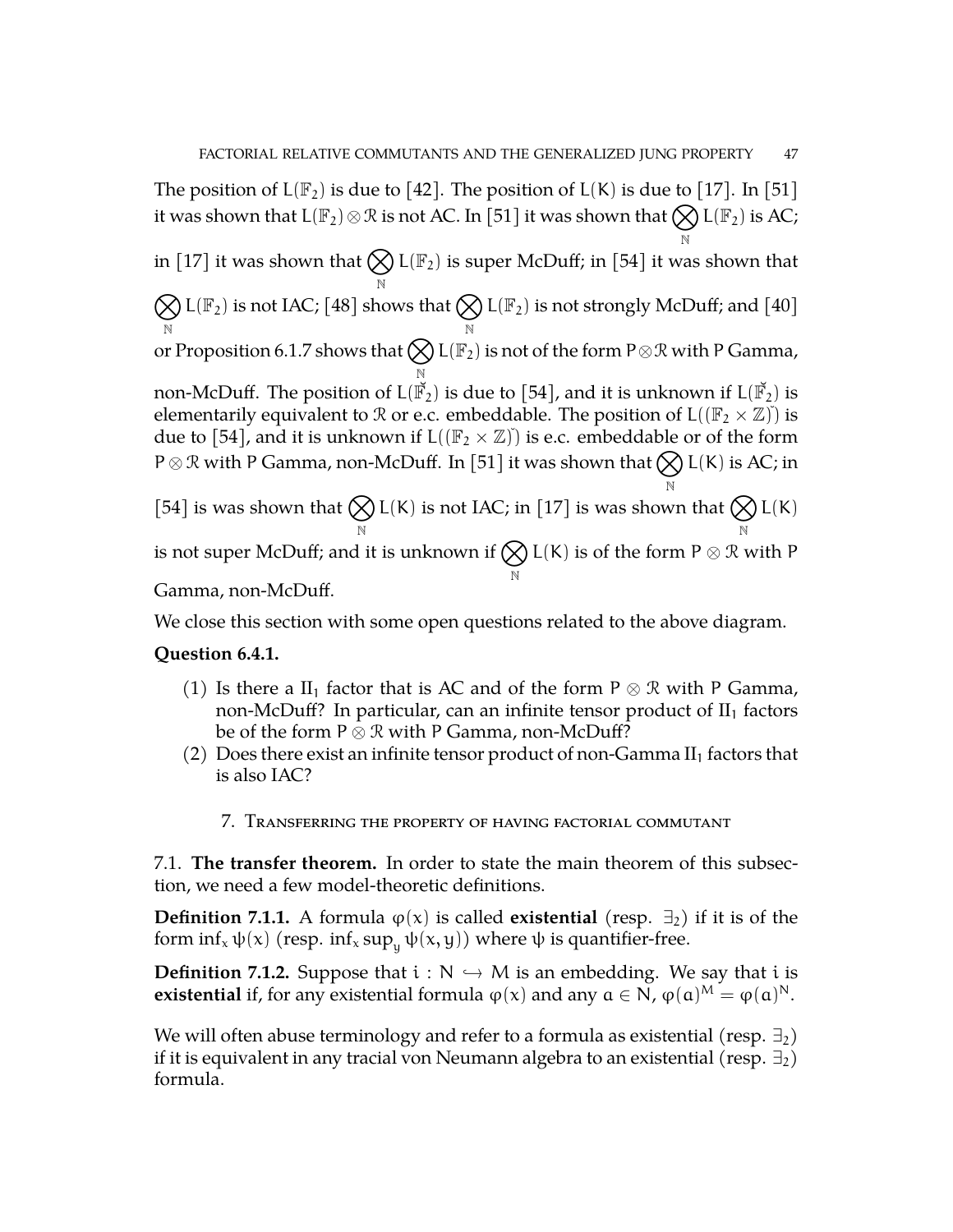The position of $L(\mathbb{F}_2)$ is due to [42]. The position of $L(K)$ is due to [17]. In [51] it was shown that $L(\mathbb{F}_2) \otimes \mathcal{R}$ is not AC. In [51] it was shown that $\bigotimes_{\mathbb{N}} L(\mathbb{F}_2)$ is AC; in [17] it was shown that $\bigotimes_{\mathbb{N}} L(\mathbb{F}_2)$ is super McDuff; in [54] it was shown that $\bigotimes_{\mathbb{N}} L(\mathbb{F}_2)$ is not IAC; [48] shows that $\bigotimes_{\mathbb{N}} L(\mathbb{F}_2)$ is not strongly McDuff; and [40] or Proposition 6.1.7 shows that $\bigotimes_{\mathbb{N}} L(\mathbb{F}_2)$ is not of the form $P \otimes \mathcal{R}$ with $P$ Gamma, non-McDuff. The position of $L(\check{\mathbb{F}}_2)$ is due to [54], and it is unknown if $L(\check{\mathbb{F}}_2)$ is elementarily equivalent to $\mathcal{R}$ or e.c. embeddable. The position of $L((\mathbb{F}_2 \times \mathbb{Z})\check{})$ is due to [54], and it is unknown if $L((\mathbb{F}_2 \times \mathbb{Z})\check{})$ is e.c. embeddable or of the form $P \otimes \mathcal{R}$ with $P$ Gamma, non-McDuff. In [51] it was shown that $\bigotimes_{\mathbb{N}} L(K)$ is AC; in [54] is was shown that $\bigotimes_{\mathbb{N}} L(K)$ is not IAC; in [17] is was shown that $\bigotimes_{\mathbb{N}} L(K)$ is not super McDuff; and it is unknown if $\bigotimes_{\mathbb{N}} L(K)$ is of the form $P \otimes \mathcal{R}$ with $P$ Gamma, non-McDuff.

We close this section with some open questions related to the above diagram.

**Question 6.4.1.**

(1) Is there a $\mathrm{II}_1$ factor that is AC and of the form $P \otimes \mathcal{R}$ with $P$ Gamma, non-McDuff? In particular, can an infinite tensor product of $\mathrm{II}_1$ factors be of the form $P \otimes \mathcal{R}$ with $P$ Gamma, non-McDuff?

(2) Does there exist an infinite tensor product of non-Gamma $\mathrm{II}_1$ factors that is also IAC?

## 7. Transferring the property of having factorial commutant

7.1. **The transfer theorem.** In order to state the main theorem of this subsection, we need a few model-theoretic definitions.

**Definition 7.1.1.** A formula $\varphi(x)$ is called **existential** (resp. $\exists_2$) if it is of the form $\inf_x \psi(x)$ (resp. $\inf_x \sup_y \psi(x, y)$) where $\psi$ is quantifier-free.

**Definition 7.1.2.** Suppose that $i : N \hookrightarrow M$ is an embedding. We say that $i$ is **existential** if, for any existential formula $\varphi(x)$ and any $a \in N$, $\varphi(a)^M = \varphi(a)^N$.

We will often abuse terminology and refer to a formula as existential (resp. $\exists_2$) if it is equivalent in any tracial von Neumann algebra to an existential (resp. $\exists_2$) formula.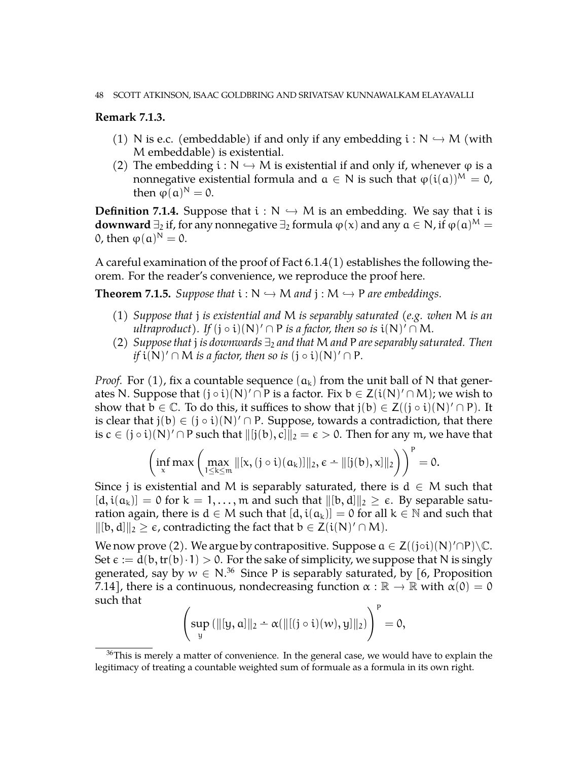**Remark 7.1.3.**

(1) $N$ is e.c. (embeddable) if and only if any embedding $i : N \hookrightarrow M$ (with $M$ embeddable) is existential.
(2) The embedding $i : N \hookrightarrow M$ is existential if and only if, whenever $\varphi$ is a nonnegative existential formula and $a \in N$ is such that $\varphi(i(a))^M = 0$, then $\varphi(a)^N = 0$.

**Definition 7.1.4.** Suppose that $i : N \hookrightarrow M$ is an embedding. We say that $i$ is **downward** $\exists_2$ if, for any nonnegative $\exists_2$ formula $\varphi(x)$ and any $a \in N$, if $\varphi(a)^M = 0$, then $\varphi(a)^N = 0$.

A careful examination of the proof of Fact 6.1.4(1) establishes the following theorem. For the reader's convenience, we reproduce the proof here.

**Theorem 7.1.5.** *Suppose that $i : N \hookrightarrow M$ and $j : M \hookrightarrow P$ are embeddings.*

(1) *Suppose that $j$ is existential and $M$ is separably saturated (e.g. when $M$ is an ultraproduct). If $(j \circ i)(N)' \cap P$ is a factor, then so is $i(N)' \cap M$.*
(2) *Suppose that $j$ is downwards $\exists_2$ and that $M$ and $P$ are separably saturated. Then if $i(N)' \cap M$ is a factor, then so is $(j \circ i)(N)' \cap P$.*

*Proof.* For (1), fix a countable sequence $(a_k)$ from the unit ball of $N$ that generates $N$. Suppose that $(j \circ i)(N)' \cap P$ is a factor. Fix $b \in Z(i(N)' \cap M)$; we wish to show that $b \in \mathbb{C}$. To do this, it suffices to show that $j(b) \in Z((j \circ i)(N)' \cap P)$. It is clear that $j(b) \in (j \circ i)(N)' \cap P$. Suppose, towards a contradiction, that there is $c \in (j \circ i)(N)' \cap P$ such that $\|[j(b), c]\|_2 = \epsilon > 0$. Then for any $m$, we have that

$$\left(\inf_x \max\left(\max_{1 \leq k \leq m} \|[x, (j \circ i)(a_k)]\|_2, \epsilon \dot{-} \|[j(b), x]\|_2\right)\right)^P = 0.$$

Since $j$ is existential and $M$ is separably saturated, there is $d \in M$ such that $[d, i(a_k)] = 0$ for $k = 1, \ldots, m$ and such that $\|[b, d]\|_2 \geq \epsilon$. By separable saturation again, there is $d \in M$ such that $[d, i(a_k)] = 0$ for all $k \in \mathbb{N}$ and such that $\|[b, d]\|_2 \geq \epsilon$, contradicting the fact that $b \in Z(i(N)' \cap M)$.

We now prove (2). We argue by contrapositive. Suppose $a \in Z((j \circ i)(N)' \cap P) \setminus \mathbb{C}$. Set $\epsilon := d(b, \mathrm{tr}(b) \cdot 1) > 0$. For the sake of simplicity, we suppose that $N$ is singly generated, say by $w \in N$.[36] Since $P$ is separably saturated, by [6, Proposition 7.14], there is a continuous, nondecreasing function $\alpha : \mathbb{R} \to \mathbb{R}$ with $\alpha(0) = 0$ such that

$$\left(\sup_y (\|[y, a]\|_2 \dot{-} \alpha(\|[(j \circ i)(w), y]\|_2)\right)^P = 0,$$

[36] This is merely a matter of convenience. In the general case, we would have to explain the legitimacy of treating a countable weighted sum of formuale as a formula in its own right.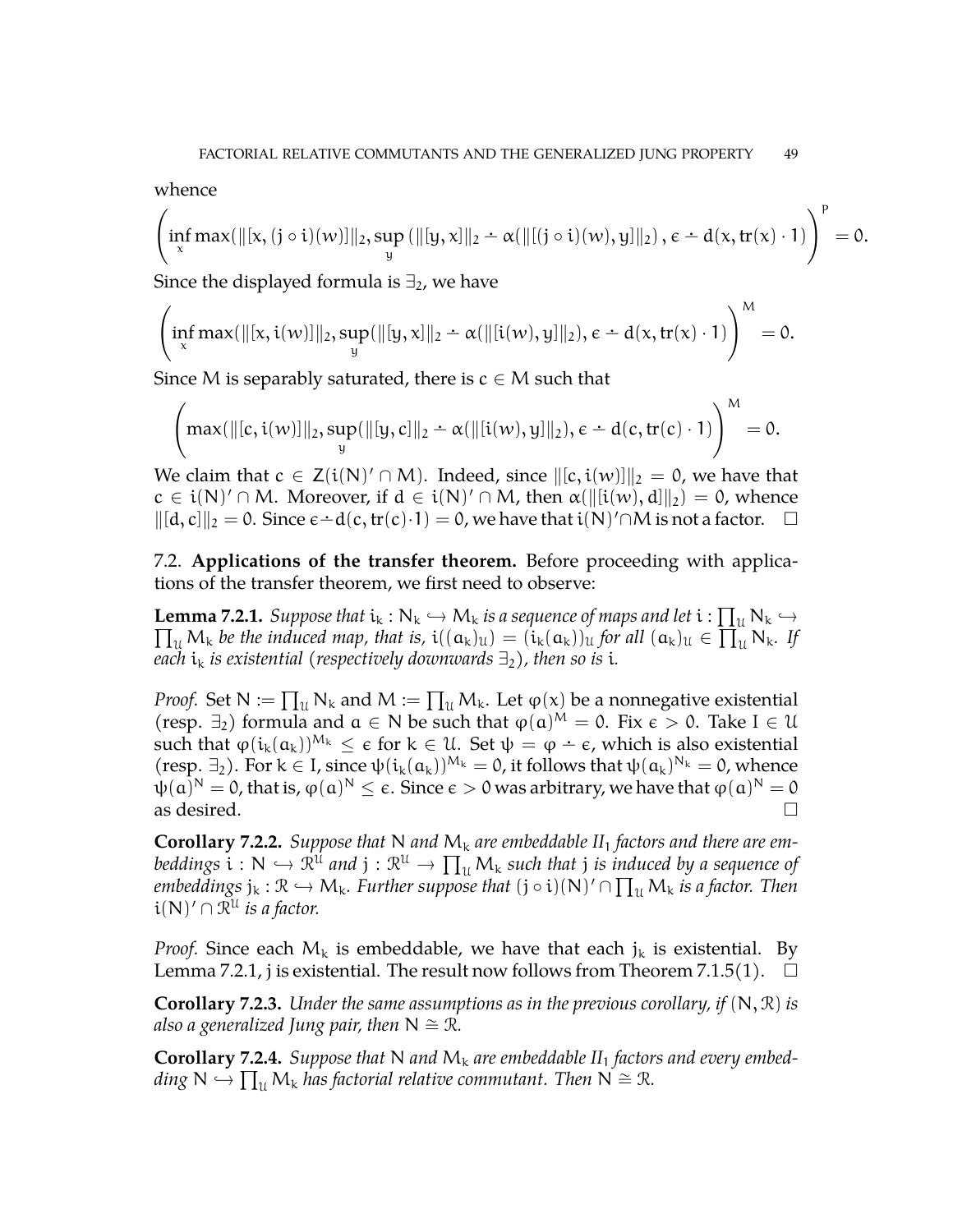whence

$$\left(\inf_x \max(\|[x,(j\circ i)(w)]\|_2, \sup_y (\|[y,x]\|_2 \dot- \alpha(\|[(j\circ i)(w),y]\|_2), \epsilon \dot- d(x,\mathrm{tr}(x)\cdot 1)\right)^P = 0.$$

Since the displayed formula is $\exists_2$, we have

$$\left(\inf_x \max(\|[x,i(w)]\|_2, \sup_y(\|[y,x]\|_2 \dot- \alpha(\|[i(w),y]\|_2), \epsilon \dot- d(x,\mathrm{tr}(x)\cdot 1)\right)^M = 0.$$

Since M is separably saturated, there is $c \in M$ such that

$$\left(\max(\|[c,i(w)]\|_2, \sup_y(\|[y,c]\|_2 \dot- \alpha(\|[i(w),y]\|_2), \epsilon \dot- d(c,\mathrm{tr}(c)\cdot 1)\right)^M = 0.$$

We claim that $c \in Z(i(N)' \cap M)$. Indeed, since $\|[c,i(w)]\|_2 = 0$, we have that $c \in i(N)' \cap M$. Moreover, if $d \in i(N)' \cap M$, then $\alpha(\|[i(w),d]\|_2) = 0$, whence $\|[d,c]\|_2 = 0$. Since $\epsilon \dot- d(c,\mathrm{tr}(c)\cdot 1) = 0$, we have that $i(N)' \cap M$ is not a factor. $\square$

7.2. **Applications of the transfer theorem.** Before proceeding with applications of the transfer theorem, we first need to observe:

**Lemma 7.2.1.** *Suppose that $i_k : N_k \hookrightarrow M_k$ is a sequence of maps and let $i : \prod_{\mathcal{U}} N_k \hookrightarrow \prod_{\mathcal{U}} M_k$ be the induced map, that is, $i((a_k)_{\mathcal{U}}) = (i_k(a_k))_{\mathcal{U}}$ for all $(a_k)_{\mathcal{U}} \in \prod_{\mathcal{U}} N_k$. If each $i_k$ is existential (respectively downwards $\exists_2$), then so is $i$.*

*Proof.* Set $N := \prod_{\mathcal{U}} N_k$ and $M := \prod_{\mathcal{U}} M_k$. Let $\varphi(x)$ be a nonnegative existential (resp. $\exists_2$) formula and $a \in N$ be such that $\varphi(a)^M = 0$. Fix $\epsilon > 0$. Take $I \in \mathcal{U}$ such that $\varphi(i_k(a_k))^{M_k} \leq \epsilon$ for $k \in \mathcal{U}$. Set $\psi = \varphi \dot- \epsilon$, which is also existential (resp. $\exists_2$). For $k \in I$, since $\psi(i_k(a_k))^{M_k} = 0$, it follows that $\psi(a_k)^{N_k} = 0$, whence $\psi(a)^N = 0$, that is, $\varphi(a)^N \leq \epsilon$. Since $\epsilon > 0$ was arbitrary, we have that $\varphi(a)^N = 0$ as desired. $\square$

**Corollary 7.2.2.** *Suppose that $N$ and $M_k$ are embeddable II$_1$ factors and there are embeddings $i : N \hookrightarrow \mathcal{R}^{\mathcal{U}}$ and $j : \mathcal{R}^{\mathcal{U}} \to \prod_{\mathcal{U}} M_k$ such that $j$ is induced by a sequence of embeddings $j_k : \mathcal{R} \hookrightarrow M_k$. Further suppose that $(j \circ i)(N)' \cap \prod_{\mathcal{U}} M_k$ is a factor. Then $i(N)' \cap \mathcal{R}^{\mathcal{U}}$ is a factor.*

*Proof.* Since each $M_k$ is embeddable, we have that each $j_k$ is existential. By Lemma 7.2.1, $j$ is existential. The result now follows from Theorem 7.1.5(1). $\square$

**Corollary 7.2.3.** *Under the same assumptions as in the previous corollary, if $(N, \mathcal{R})$ is also a generalized Jung pair, then $N \cong \mathcal{R}$.*

**Corollary 7.2.4.** *Suppose that $N$ and $M_k$ are embeddable II$_1$ factors and every embedding $N \hookrightarrow \prod_{\mathcal{U}} M_k$ has factorial relative commutant. Then $N \cong \mathcal{R}$.*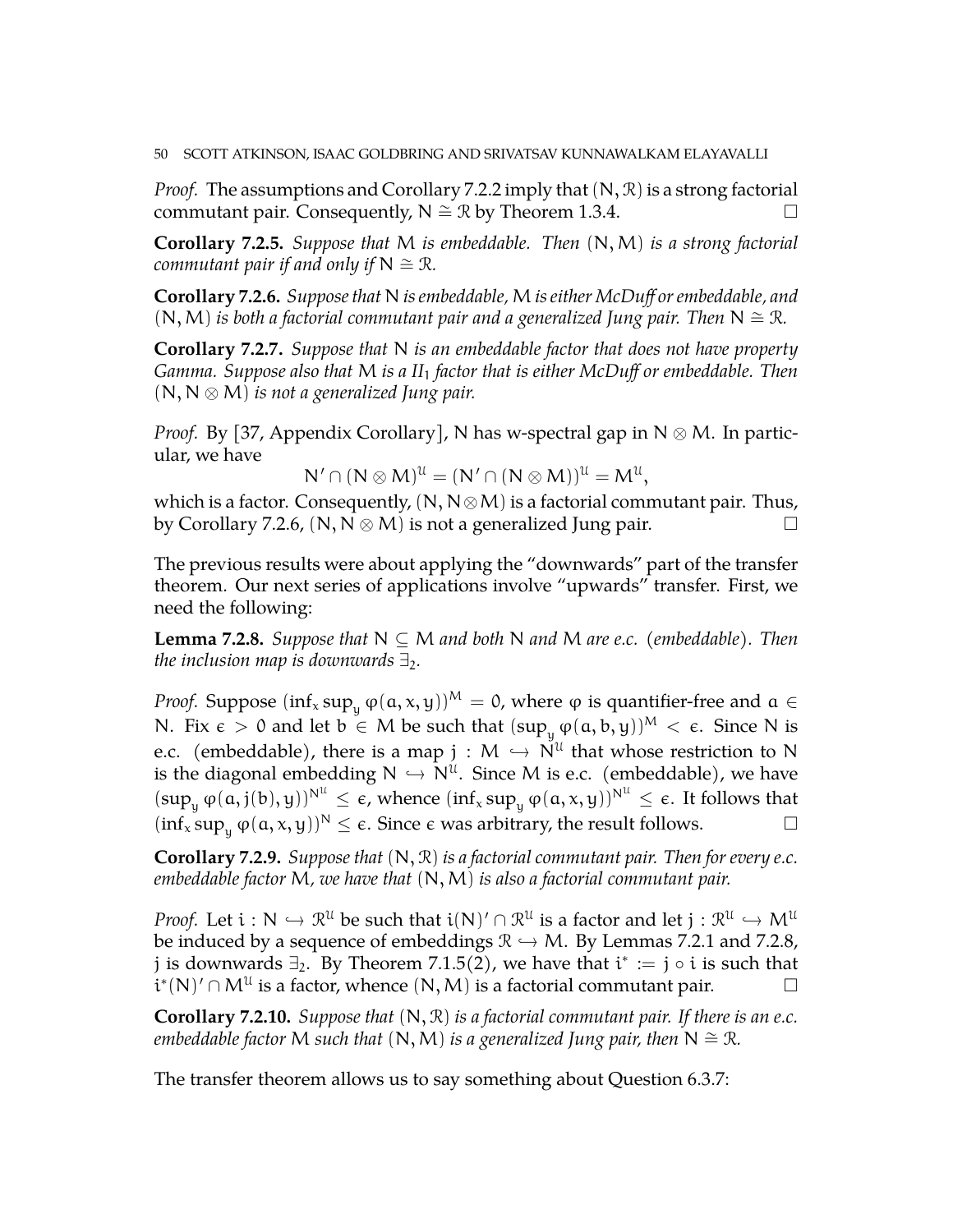*Proof.* The assumptions and Corollary 7.2.2 imply that $(N, \mathcal{R})$ is a strong factorial commutant pair. Consequently, $N \cong \mathcal{R}$ by Theorem 1.3.4. □

**Corollary 7.2.5.** *Suppose that* $M$ *is embeddable. Then* $(N, M)$ *is a strong factorial commutant pair if and only if* $N \cong \mathcal{R}$.

**Corollary 7.2.6.** *Suppose that* $N$ *is embeddable,* $M$ *is either McDuff or embeddable, and* $(N, M)$ *is both a factorial commutant pair and a generalized Jung pair. Then* $N \cong \mathcal{R}$.

**Corollary 7.2.7.** *Suppose that* $N$ *is an embeddable factor that does not have property Gamma. Suppose also that* $M$ *is a II*$_1$ *factor that is either McDuff or embeddable. Then* $(N, N \otimes M)$ *is not a generalized Jung pair.*

*Proof.* By [37, Appendix Corollary], $N$ has w-spectral gap in $N \otimes M$. In particular, we have

$$N' \cap (N \otimes M)^{\mathcal{U}} = (N' \cap (N \otimes M))^{\mathcal{U}} = M^{\mathcal{U}},$$

which is a factor. Consequently, $(N, N \otimes M)$ is a factorial commutant pair. Thus, by Corollary 7.2.6, $(N, N \otimes M)$ is not a generalized Jung pair. □

The previous results were about applying the "downwards" part of the transfer theorem. Our next series of applications involve "upwards" transfer. First, we need the following:

**Lemma 7.2.8.** *Suppose that* $N \subseteq M$ *and both* $N$ *and* $M$ *are e.c. (embeddable). Then the inclusion map is downwards* $\exists_2$.

*Proof.* Suppose $(\inf_x \sup_y \varphi(a, x, y))^M = 0$, where $\varphi$ is quantifier-free and $a \in N$. Fix $\epsilon > 0$ and let $b \in M$ be such that $(\sup_y \varphi(a, b, y))^M < \epsilon$. Since $N$ is e.c. (embeddable), there is a map $j : M \hookrightarrow N^{\mathcal{U}}$ that whose restriction to $N$ is the diagonal embedding $N \hookrightarrow N^{\mathcal{U}}$. Since $M$ is e.c. (embeddable), we have $(\sup_y \varphi(a, j(b), y))^{N^{\mathcal{U}}} \leq \epsilon$, whence $(\inf_x \sup_y \varphi(a, x, y))^{N^{\mathcal{U}}} \leq \epsilon$. It follows that $(\inf_x \sup_y \varphi(a, x, y))^N \leq \epsilon$. Since $\epsilon$ was arbitrary, the result follows. □

**Corollary 7.2.9.** *Suppose that* $(N, \mathcal{R})$ *is a factorial commutant pair. Then for every e.c. embeddable factor* $M$*, we have that* $(N, M)$ *is also a factorial commutant pair.*

*Proof.* Let $i : N \hookrightarrow \mathcal{R}^{\mathcal{U}}$ be such that $i(N)' \cap \mathcal{R}^{\mathcal{U}}$ is a factor and let $j : \mathcal{R}^{\mathcal{U}} \hookrightarrow M^{\mathcal{U}}$ be induced by a sequence of embeddings $\mathcal{R} \hookrightarrow M$. By Lemmas 7.2.1 and 7.2.8, $j$ is downwards $\exists_2$. By Theorem 7.1.5(2), we have that $i^* := j \circ i$ is such that $i^*(N)' \cap M^{\mathcal{U}}$ is a factor, whence $(N, M)$ is a factorial commutant pair. □

**Corollary 7.2.10.** *Suppose that* $(N, \mathcal{R})$ *is a factorial commutant pair. If there is an e.c. embeddable factor* $M$ *such that* $(N, M)$ *is a generalized Jung pair, then* $N \cong \mathcal{R}$.

The transfer theorem allows us to say something about Question 6.3.7: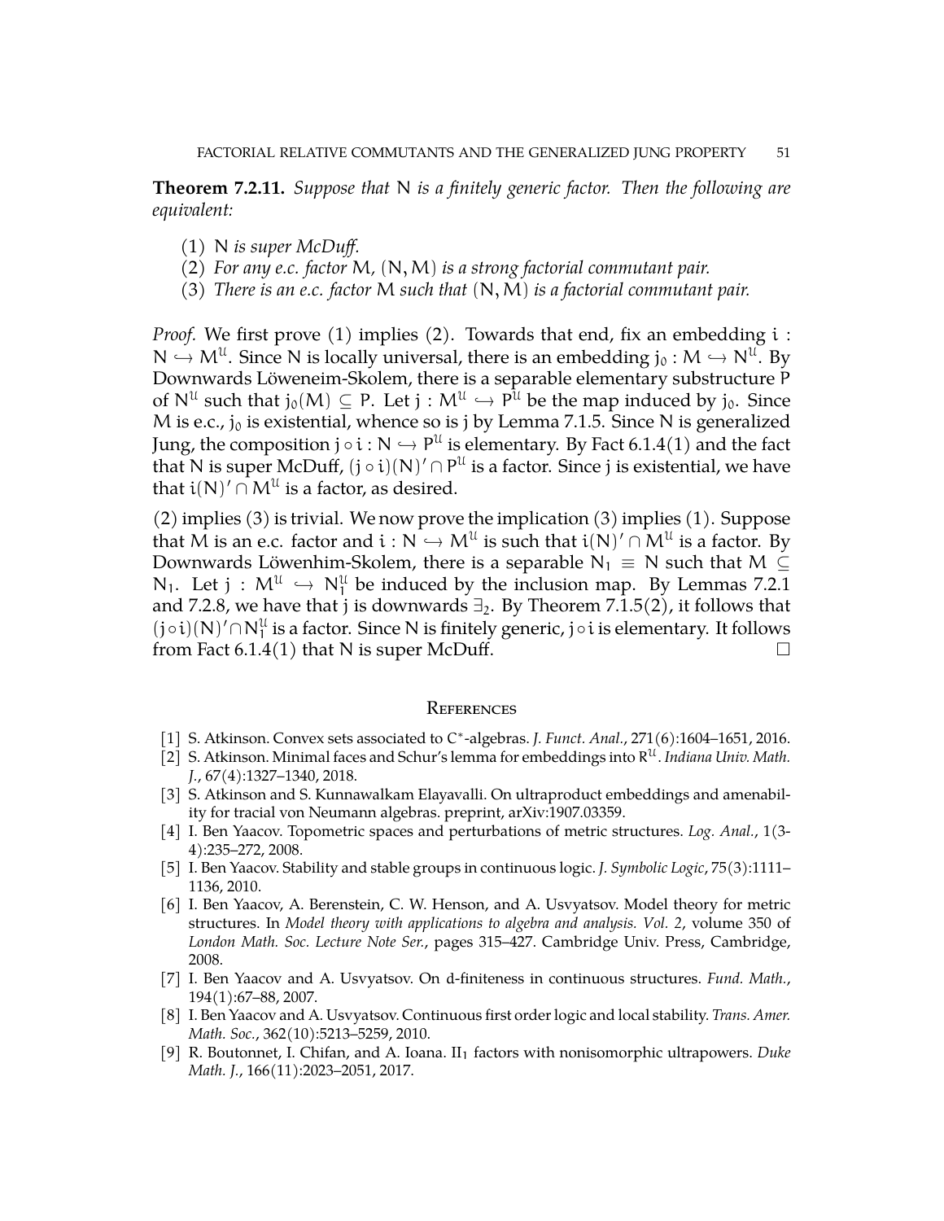**Theorem 7.2.11.** *Suppose that* $N$ *is a finitely generic factor. Then the following are equivalent:*

1. $N$ *is super McDuff.*
2. *For any e.c. factor* $M$*,* $(N, M)$ *is a strong factorial commutant pair.*
3. *There is an e.c. factor* $M$ *such that* $(N, M)$ *is a factorial commutant pair.*

*Proof.* We first prove (1) implies (2). Towards that end, fix an embedding $i : N \hookrightarrow M^{\mathcal{U}}$. Since $N$ is locally universal, there is an embedding $j_0 : M \hookrightarrow N^{\mathcal{U}}$. By Downwards Löweneim-Skolem, there is a separable elementary substructure $P$ of $N^{\mathcal{U}}$ such that $j_0(M) \subseteq P$. Let $j : M^{\mathcal{U}} \hookrightarrow P^{\mathcal{U}}$ be the map induced by $j_0$. Since $M$ is e.c., $j_0$ is existential, whence so is $j$ by Lemma 7.1.5. Since $N$ is generalized Jung, the composition $j \circ i : N \hookrightarrow P^{\mathcal{U}}$ is elementary. By Fact 6.1.4(1) and the fact that $N$ is super McDuff, $(j \circ i)(N)' \cap P^{\mathcal{U}}$ is a factor. Since $j$ is existential, we have that $i(N)' \cap M^{\mathcal{U}}$ is a factor, as desired.

(2) implies (3) is trivial. We now prove the implication (3) implies (1). Suppose that $M$ is an e.c. factor and $i : N \hookrightarrow M^{\mathcal{U}}$ is such that $i(N)' \cap M^{\mathcal{U}}$ is a factor. By Downwards Löwenhim-Skolem, there is a separable $N_1 \equiv N$ such that $M \subseteq N_1$. Let $j : M^{\mathcal{U}} \hookrightarrow N_1^{\mathcal{U}}$ be induced by the inclusion map. By Lemmas 7.2.1 and 7.2.8, we have that $j$ is downwards $\exists_2$. By Theorem 7.1.5(2), it follows that $(j \circ i)(N)' \cap N_1^{\mathcal{U}}$ is a factor. Since $N$ is finitely generic, $j \circ i$ is elementary. It follows from Fact 6.1.4(1) that $N$ is super McDuff. $\square$

## References

[1] S. Atkinson. Convex sets associated to $C^*$-algebras. *J. Funct. Anal.*, 271(6):1604–1651, 2016.

[2] S. Atkinson. Minimal faces and Schur's lemma for embeddings into $R^{\mathcal{U}}$. *Indiana Univ. Math. J.*, 67(4):1327–1340, 2018.

[3] S. Atkinson and S. Kunnawalkam Elayavalli. On ultraproduct embeddings and amenability for tracial von Neumann algebras. preprint, arXiv:1907.03359.

[4] I. Ben Yaacov. Topometric spaces and perturbations of metric structures. *Log. Anal.*, 1(3-4):235–272, 2008.

[5] I. Ben Yaacov. Stability and stable groups in continuous logic. *J. Symbolic Logic*, 75(3):1111–1136, 2010.

[6] I. Ben Yaacov, A. Berenstein, C. W. Henson, and A. Usvyatsov. Model theory for metric structures. In *Model theory with applications to algebra and analysis. Vol. 2*, volume 350 of *London Math. Soc. Lecture Note Ser.*, pages 315–427. Cambridge Univ. Press, Cambridge, 2008.

[7] I. Ben Yaacov and A. Usvyatsov. On d-finiteness in continuous structures. *Fund. Math.*, 194(1):67–88, 2007.

[8] I. Ben Yaacov and A. Usvyatsov. Continuous first order logic and local stability. *Trans. Amer. Math. Soc.*, 362(10):5213–5259, 2010.

[9] R. Boutonnet, I. Chifan, and A. Ioana. $\mathrm{II}_1$ factors with nonisomorphic ultrapowers. *Duke Math. J.*, 166(11):2023–2051, 2017.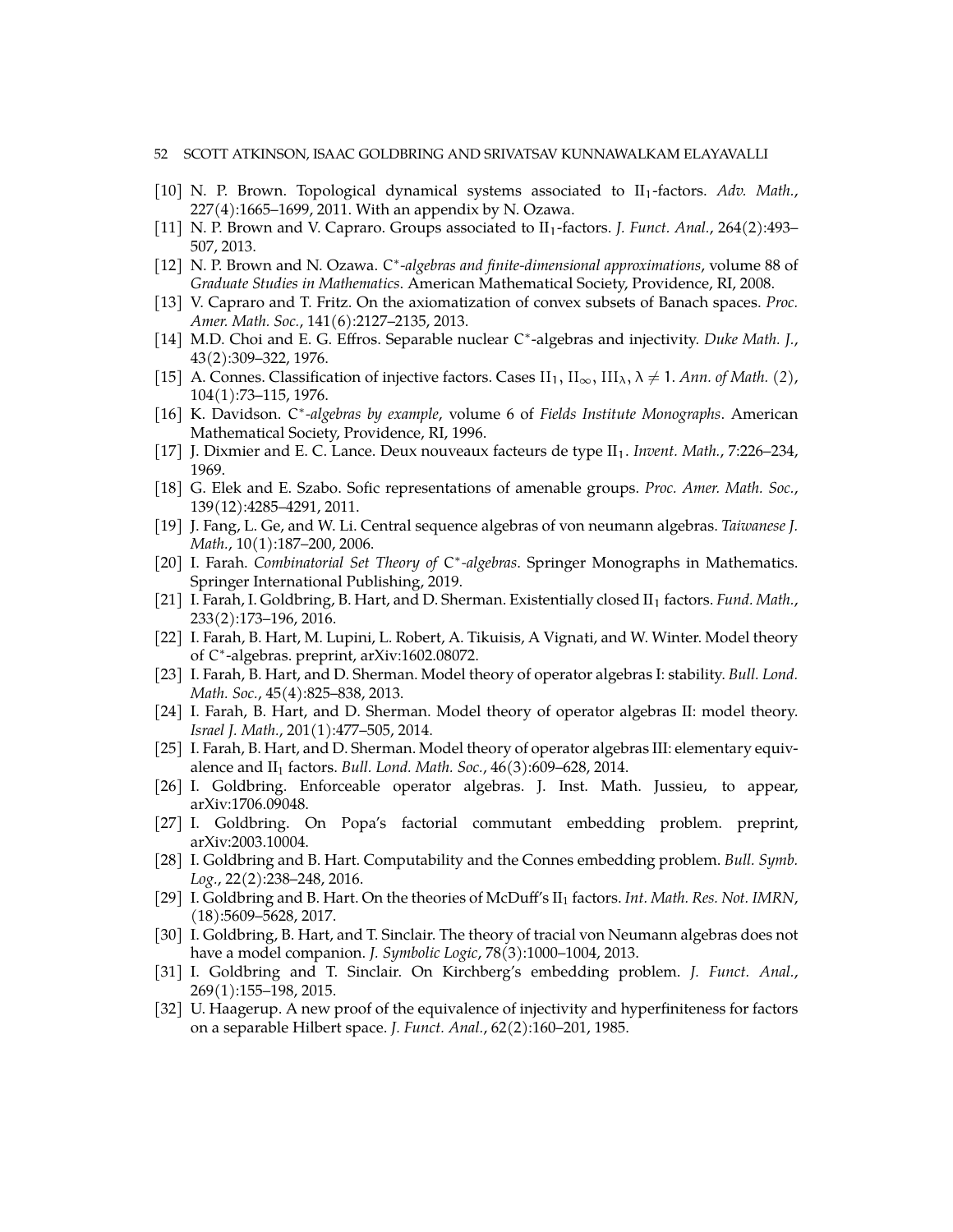[10] N. P. Brown. Topological dynamical systems associated to $\mathrm{II}_1$-factors. *Adv. Math.*, 227(4):1665–1699, 2011. With an appendix by N. Ozawa.

[11] N. P. Brown and V. Capraro. Groups associated to $\mathrm{II}_1$-factors. *J. Funct. Anal.*, 264(2):493–507, 2013.

[12] N. P. Brown and N. Ozawa. *$\mathrm{C}^*$-algebras and finite-dimensional approximations*, volume 88 of *Graduate Studies in Mathematics*. American Mathematical Society, Providence, RI, 2008.

[13] V. Capraro and T. Fritz. On the axiomatization of convex subsets of Banach spaces. *Proc. Amer. Math. Soc.*, 141(6):2127–2135, 2013.

[14] M.D. Choi and E. G. Effros. Separable nuclear $\mathrm{C}^*$-algebras and injectivity. *Duke Math. J.*, 43(2):309–322, 1976.

[15] A. Connes. Classification of injective factors. Cases $\mathrm{II}_1$, $\mathrm{II}_\infty$, $\mathrm{III}_\lambda$, $\lambda \neq 1$. *Ann. of Math. (2)*, 104(1):73–115, 1976.

[16] K. Davidson. *$\mathrm{C}^*$-algebras by example*, volume 6 of *Fields Institute Monographs*. American Mathematical Society, Providence, RI, 1996.

[17] J. Dixmier and E. C. Lance. Deux nouveaux facteurs de type $\mathrm{II}_1$. *Invent. Math.*, 7:226–234, 1969.

[18] G. Elek and E. Szabo. Sofic representations of amenable groups. *Proc. Amer. Math. Soc.*, 139(12):4285–4291, 2011.

[19] J. Fang, L. Ge, and W. Li. Central sequence algebras of von neumann algebras. *Taiwanese J. Math.*, 10(1):187–200, 2006.

[20] I. Farah. *Combinatorial Set Theory of $\mathrm{C}^*$-algebras*. Springer Monographs in Mathematics. Springer International Publishing, 2019.

[21] I. Farah, I. Goldbring, B. Hart, and D. Sherman. Existentially closed $\mathrm{II}_1$ factors. *Fund. Math.*, 233(2):173–196, 2016.

[22] I. Farah, B. Hart, M. Lupini, L. Robert, A. Tikuisis, A Vignati, and W. Winter. Model theory of $\mathrm{C}^*$-algebras. preprint, arXiv:1602.08072.

[23] I. Farah, B. Hart, and D. Sherman. Model theory of operator algebras I: stability. *Bull. Lond. Math. Soc.*, 45(4):825–838, 2013.

[24] I. Farah, B. Hart, and D. Sherman. Model theory of operator algebras II: model theory. *Israel J. Math.*, 201(1):477–505, 2014.

[25] I. Farah, B. Hart, and D. Sherman. Model theory of operator algebras III: elementary equivalence and $\mathrm{II}_1$ factors. *Bull. Lond. Math. Soc.*, 46(3):609–628, 2014.

[26] I. Goldbring. Enforceable operator algebras. J. Inst. Math. Jussieu, to appear, arXiv:1706.09048.

[27] I. Goldbring. On Popa's factorial commutant embedding problem. preprint, arXiv:2003.10004.

[28] I. Goldbring and B. Hart. Computability and the Connes embedding problem. *Bull. Symb. Log.*, 22(2):238–248, 2016.

[29] I. Goldbring and B. Hart. On the theories of McDuff's $\mathrm{II}_1$ factors. *Int. Math. Res. Not. IMRN*, (18):5609–5628, 2017.

[30] I. Goldbring, B. Hart, and T. Sinclair. The theory of tracial von Neumann algebras does not have a model companion. *J. Symbolic Logic*, 78(3):1000–1004, 2013.

[31] I. Goldbring and T. Sinclair. On Kirchberg's embedding problem. *J. Funct. Anal.*, 269(1):155–198, 2015.

[32] U. Haagerup. A new proof of the equivalence of injectivity and hyperfiniteness for factors on a separable Hilbert space. *J. Funct. Anal.*, 62(2):160–201, 1985.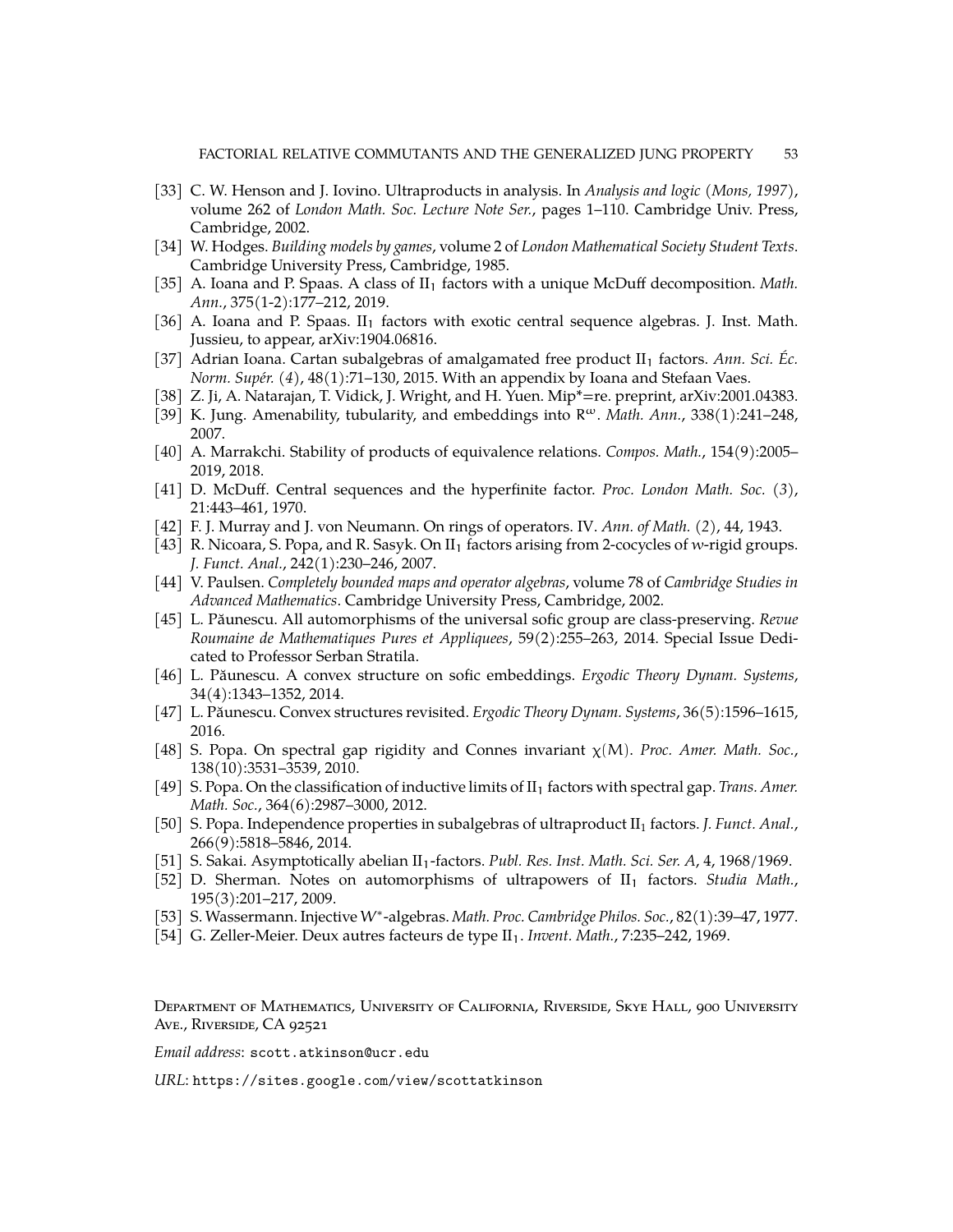[33] C. W. Henson and J. Iovino. Ultraproducts in analysis. In *Analysis and logic (Mons, 1997)*, volume 262 of *London Math. Soc. Lecture Note Ser.*, pages 1–110. Cambridge Univ. Press, Cambridge, 2002.

[34] W. Hodges. *Building models by games*, volume 2 of *London Mathematical Society Student Texts*. Cambridge University Press, Cambridge, 1985.

[35] A. Ioana and P. Spaas. A class of $\mathrm{II}_1$ factors with a unique McDuff decomposition. *Math. Ann.*, 375(1-2):177–212, 2019.

[36] A. Ioana and P. Spaas. $\mathrm{II}_1$ factors with exotic central sequence algebras. J. Inst. Math. Jussieu, to appear, arXiv:1904.06816.

[37] Adrian Ioana. Cartan subalgebras of amalgamated free product $\mathrm{II}_1$ factors. *Ann. Sci. Éc. Norm. Supér. (4)*, 48(1):71–130, 2015. With an appendix by Ioana and Stefaan Vaes.

[38] Z. Ji, A. Natarajan, T. Vidick, J. Wright, and H. Yuen. Mip*=re. preprint, arXiv:2001.04383.

[39] K. Jung. Amenability, tubularity, and embeddings into $R^\omega$. *Math. Ann.*, 338(1):241–248, 2007.

[40] A. Marrakchi. Stability of products of equivalence relations. *Compos. Math.*, 154(9):2005–2019, 2018.

[41] D. McDuff. Central sequences and the hyperfinite factor. *Proc. London Math. Soc. (3)*, 21:443–461, 1970.

[42] F. J. Murray and J. von Neumann. On rings of operators. IV. *Ann. of Math. (2)*, 44, 1943.

[43] R. Nicoara, S. Popa, and R. Sasyk. On $\mathrm{II}_1$ factors arising from 2-cocycles of $w$-rigid groups. *J. Funct. Anal.*, 242(1):230–246, 2007.

[44] V. Paulsen. *Completely bounded maps and operator algebras*, volume 78 of *Cambridge Studies in Advanced Mathematics*. Cambridge University Press, Cambridge, 2002.

[45] L. Păunescu. All automorphisms of the universal sofic group are class-preserving. *Revue Roumaine de Mathematiques Pures et Appliquees*, 59(2):255–263, 2014. Special Issue Dedicated to Professor Serban Stratila.

[46] L. Păunescu. A convex structure on sofic embeddings. *Ergodic Theory Dynam. Systems*, 34(4):1343–1352, 2014.

[47] L. Păunescu. Convex structures revisited. *Ergodic Theory Dynam. Systems*, 36(5):1596–1615, 2016.

[48] S. Popa. On spectral gap rigidity and Connes invariant $\chi(M)$. *Proc. Amer. Math. Soc.*, 138(10):3531–3539, 2010.

[49] S. Popa. On the classification of inductive limits of $\mathrm{II}_1$ factors with spectral gap. *Trans. Amer. Math. Soc.*, 364(6):2987–3000, 2012.

[50] S. Popa. Independence properties in subalgebras of ultraproduct $\mathrm{II}_1$ factors. *J. Funct. Anal.*, 266(9):5818–5846, 2014.

[51] S. Sakai. Asymptotically abelian $\mathrm{II}_1$-factors. *Publ. Res. Inst. Math. Sci. Ser. A*, 4, 1968/1969.

[52] D. Sherman. Notes on automorphisms of ultrapowers of $\mathrm{II}_1$ factors. *Studia Math.*, 195(3):201–217, 2009.

[53] S. Wassermann. Injective $W^*$-algebras. *Math. Proc. Cambridge Philos. Soc.*, 82(1):39–47, 1977.

[54] G. Zeller-Meier. Deux autres facteurs de type $\mathrm{II}_1$. *Invent. Math.*, 7:235–242, 1969.

Department of Mathematics, University of California, Riverside, Skye Hall, 900 University Ave., Riverside, CA 92521

*Email address*: scott.atkinson@ucr.edu

*URL*: https://sites.google.com/view/scottatkinson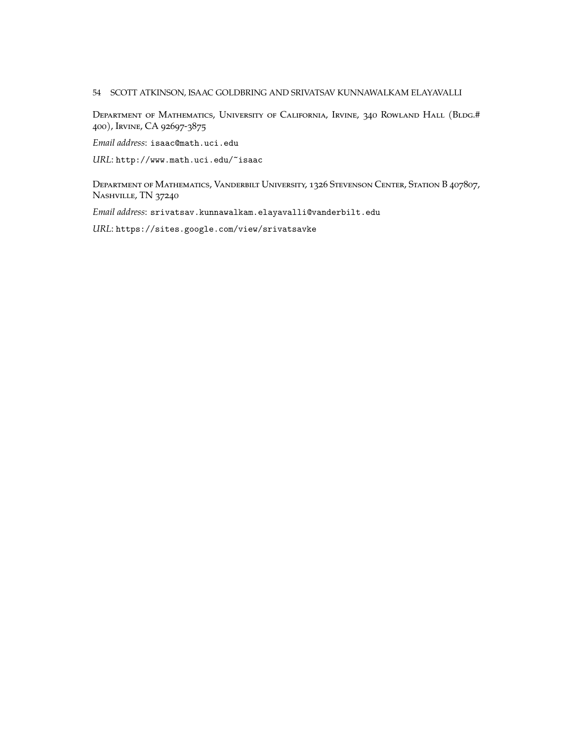Department of Mathematics, University of California, Irvine, 340 Rowland Hall (Bldg.# 400), Irvine, CA 92697-3875

*Email address*: isaac@math.uci.edu

*URL*: http://www.math.uci.edu/~isaac

Department of Mathematics, Vanderbilt University, 1326 Stevenson Center, Station B 407807, Nashville, TN 37240

*Email address*: srivatsav.kunnawalkam.elayavalli@vanderbilt.edu

*URL*: https://sites.google.com/view/srivatsavke